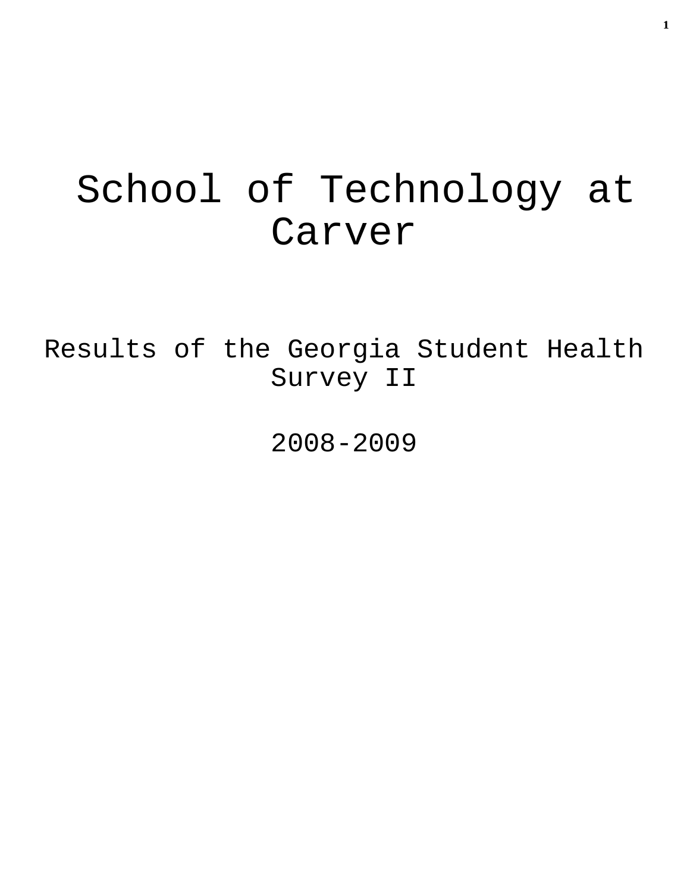# School of Technology at Carver

## Results of the Georgia Student Health Survey II

## 2008-2009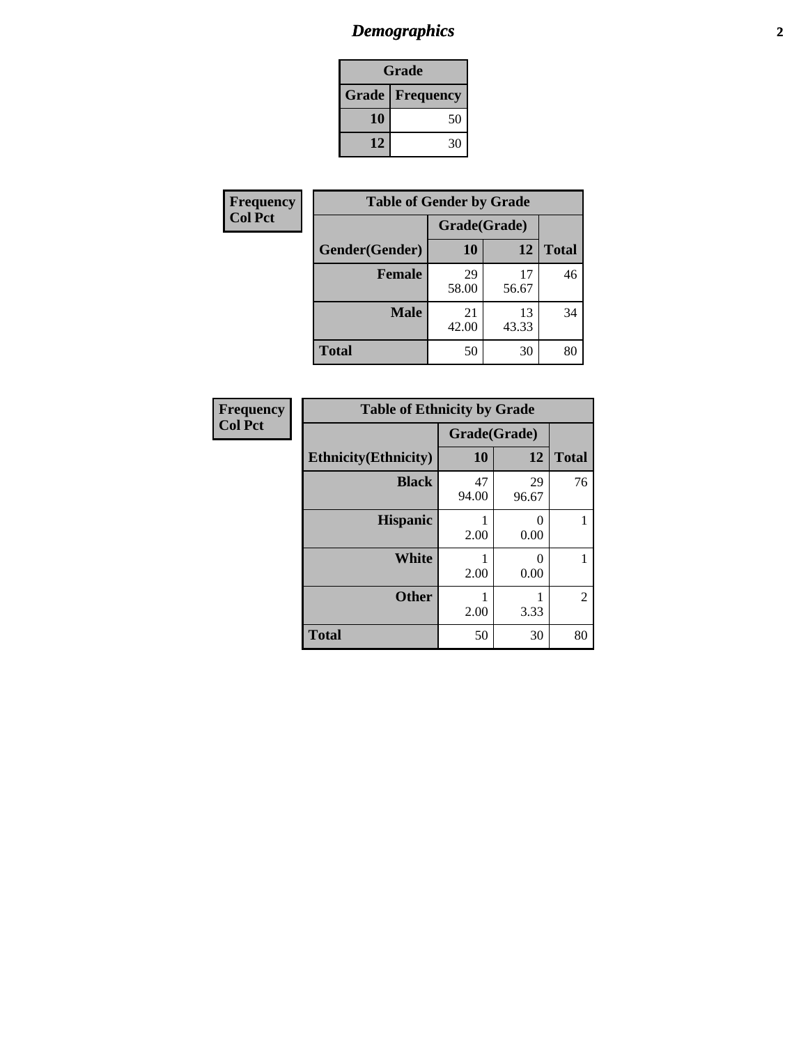# Demographics

| Grade | |
|---|---|
| **Grade** | **Frequency** |
| 10 | 50 |
| 12 | 30 |

**Frequency**
**Col Pct**

| Table of Gender by Grade | | | |
|---|---|---|---|
| | Grade(Grade) | | |
| **Gender(Gender)** | **10** | **12** | **Total** |
| **Female** | 29<br>58.00 | 17<br>56.67 | 46 |
| **Male** | 21<br>42.00 | 13<br>43.33 | 34 |
| **Total** | 50 | 30 | 80 |

**Frequency**
**Col Pct**

| Table of Ethnicity by Grade | | | |
|---|---|---|---|
| | Grade(Grade) | | |
| **Ethnicity(Ethnicity)** | **10** | **12** | **Total** |
| **Black** | 47<br>94.00 | 29<br>96.67 | 76 |
| **Hispanic** | 1<br>2.00 | 0<br>0.00 | 1 |
| **White** | 1<br>2.00 | 0<br>0.00 | 1 |
| **Other** | 1<br>2.00 | 1<br>3.33 | 2 |
| **Total** | 50 | 30 | 80 |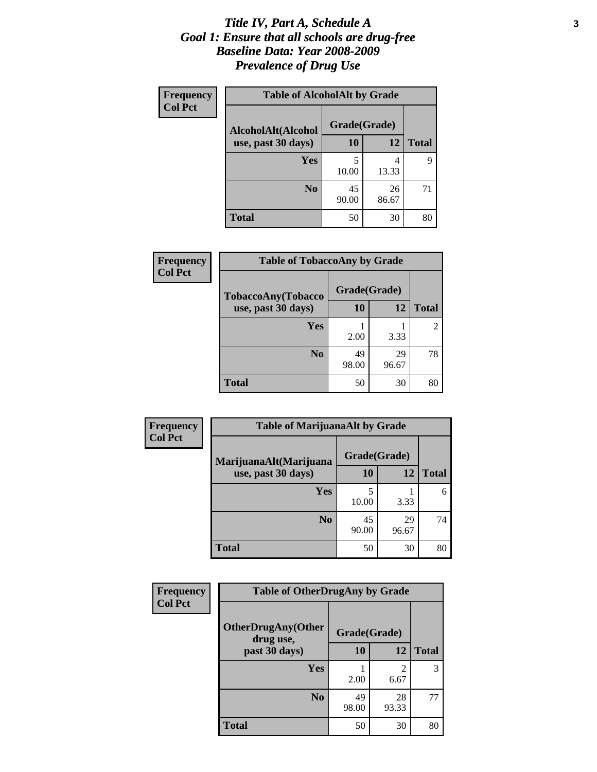# *Title IV, Part A, Schedule A*
# *Goal 1: Ensure that all schools are drug-free*
# *Baseline Data: Year 2008-2009*
# *Prevalence of Drug Use*

**Frequency**
**Col Pct**

**Table of AlcoholAlt by Grade**

| AlcoholAlt(Alcohol use, past 30 days) | Grade(Grade) 10 | 12 | Total |
|---|---|---|---|
| **Yes** | 5<br>10.00 | 4<br>13.33 | 9 |
| **No** | 45<br>90.00 | 26<br>86.67 | 71 |
| **Total** | 50 | 30 | 80 |

**Frequency**
**Col Pct**

**Table of TobaccoAny by Grade**

| TobaccoAny(Tobacco use, past 30 days) | Grade(Grade) 10 | 12 | Total |
|---|---|---|---|
| **Yes** | 1<br>2.00 | 1<br>3.33 | 2 |
| **No** | 49<br>98.00 | 29<br>96.67 | 78 |
| **Total** | 50 | 30 | 80 |

**Frequency**
**Col Pct**

**Table of MarijuanaAlt by Grade**

| MarijuanaAlt(Marijuana use, past 30 days) | Grade(Grade) 10 | 12 | Total |
|---|---|---|---|
| **Yes** | 5<br>10.00 | 1<br>3.33 | 6 |
| **No** | 45<br>90.00 | 29<br>96.67 | 74 |
| **Total** | 50 | 30 | 80 |

**Frequency**
**Col Pct**

**Table of OtherDrugAny by Grade**

| OtherDrugAny(Other drug use, past 30 days) | Grade(Grade) 10 | 12 | Total |
|---|---|---|---|
| **Yes** | 1<br>2.00 | 2<br>6.67 | 3 |
| **No** | 49<br>98.00 | 28<br>93.33 | 77 |
| **Total** | 50 | 30 | 80 |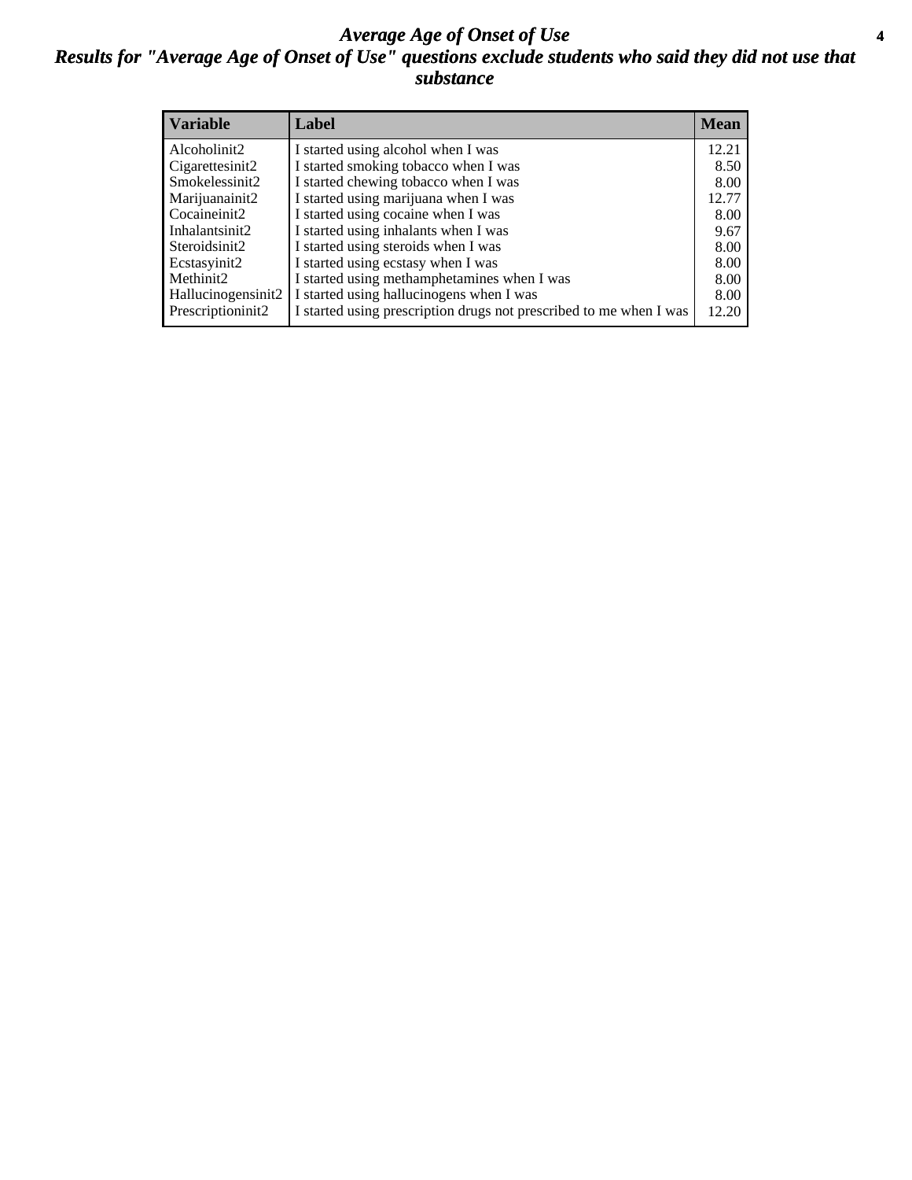# *Average Age of Onset of Use*

## *Results for "Average Age of Onset of Use" questions exclude students who said they did not use that substance*

| Variable | Label | Mean |
|---|---|---|
| Alcoholinit2 | I started using alcohol when I was | 12.21 |
| Cigarettesinit2 | I started smoking tobacco when I was | 8.50 |
| Smokelessinit2 | I started chewing tobacco when I was | 8.00 |
| Marijuanainit2 | I started using marijuana when I was | 12.77 |
| Cocaineinit2 | I started using cocaine when I was | 8.00 |
| Inhalantsinit2 | I started using inhalants when I was | 9.67 |
| Steroidsinit2 | I started using steroids when I was | 8.00 |
| Ecstasyinit2 | I started using ecstasy when I was | 8.00 |
| Methinit2 | I started using methamphetamines when I was | 8.00 |
| Hallucinogensinit2 | I started using hallucinogens when I was | 8.00 |
| Prescriptioninit2 | I started using prescription drugs not prescribed to me when I was | 12.20 |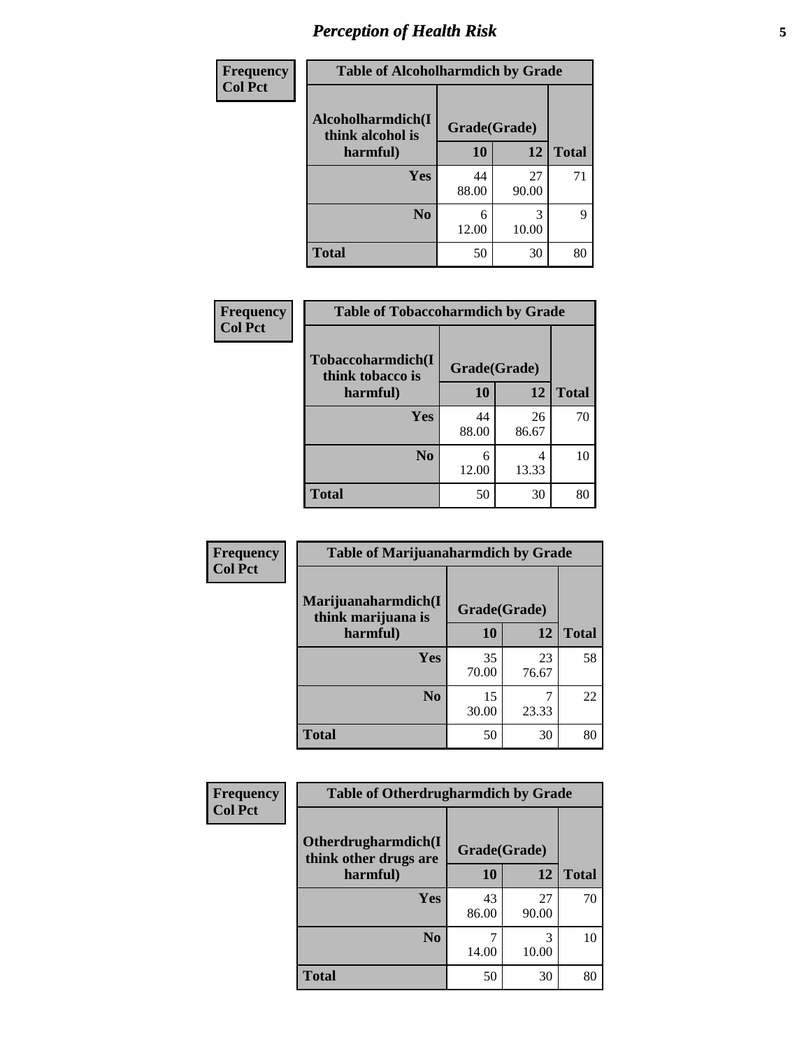| Frequency<br>Col Pct | Table of Alcoholharmdich by Grade | | |
|---|---|---|---|
| Alcoholharmdich(I think alcohol is harmful) | Grade(Grade) | | |
| | 10 | 12 | Total |
| Yes | 44<br>88.00 | 27<br>90.00 | 71 |
| No | 6<br>12.00 | 3<br>10.00 | 9 |
| Total | 50 | 30 | 80 |

| Frequency<br>Col Pct | Table of Tobaccoharmdich by Grade | | |
|---|---|---|---|
| Tobaccoharmdich(I think tobacco is harmful) | Grade(Grade) | | |
| | 10 | 12 | Total |
| Yes | 44<br>88.00 | 26<br>86.67 | 70 |
| No | 6<br>12.00 | 4<br>13.33 | 10 |
| Total | 50 | 30 | 80 |

| Frequency<br>Col Pct | Table of Marijuanaharmdich by Grade | | |
|---|---|---|---|
| Marijuanaharmdich(I think marijuana is harmful) | Grade(Grade) | | |
| | 10 | 12 | Total |
| Yes | 35<br>70.00 | 23<br>76.67 | 58 |
| No | 15<br>30.00 | 7<br>23.33 | 22 |
| Total | 50 | 30 | 80 |

| Frequency<br>Col Pct | Table of Otherdrugharmdich by Grade | | |
|---|---|---|---|
| Otherdrugharmdich(I think other drugs are harmful) | Grade(Grade) | | |
| | 10 | 12 | Total |
| Yes | 43<br>86.00 | 27<br>90.00 | 70 |
| No | 7<br>14.00 | 3<br>10.00 | 10 |
| Total | 50 | 30 | 80 |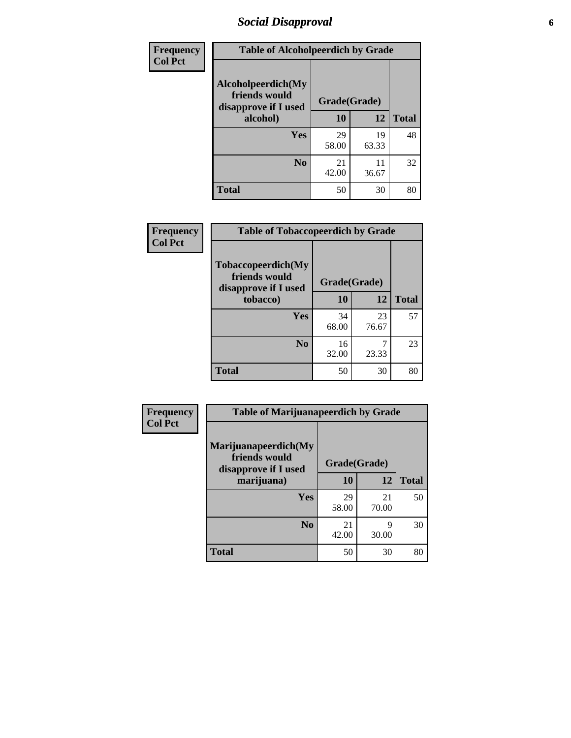# Social Disapproval

**Frequency**
**Col Pct**

| Table of Alcoholpeerdich by Grade | | | |
|---|---|---|---|
| **Alcoholpeerdich(My friends would disapprove if I used alcohol)** | **Grade(Grade)** | | |
| | **10** | **12** | **Total** |
| **Yes** | 29<br>58.00 | 19<br>63.33 | 48 |
| **No** | 21<br>42.00 | 11<br>36.67 | 32 |
| **Total** | 50 | 30 | 80 |

**Frequency**
**Col Pct**

| Table of Tobaccopeerdich by Grade | | | |
|---|---|---|---|
| **Tobaccopeerdich(My friends would disapprove if I used tobacco)** | **Grade(Grade)** | | |
| | **10** | **12** | **Total** |
| **Yes** | 34<br>68.00 | 23<br>76.67 | 57 |
| **No** | 16<br>32.00 | 7<br>23.33 | 23 |
| **Total** | 50 | 30 | 80 |

**Frequency**
**Col Pct**

| Table of Marijuanapeerdich by Grade | | | |
|---|---|---|---|
| **Marijuanapeerdich(My friends would disapprove if I used marijuana)** | **Grade(Grade)** | | |
| | **10** | **12** | **Total** |
| **Yes** | 29<br>58.00 | 21<br>70.00 | 50 |
| **No** | 21<br>42.00 | 9<br>30.00 | 30 |
| **Total** | 50 | 30 | 80 |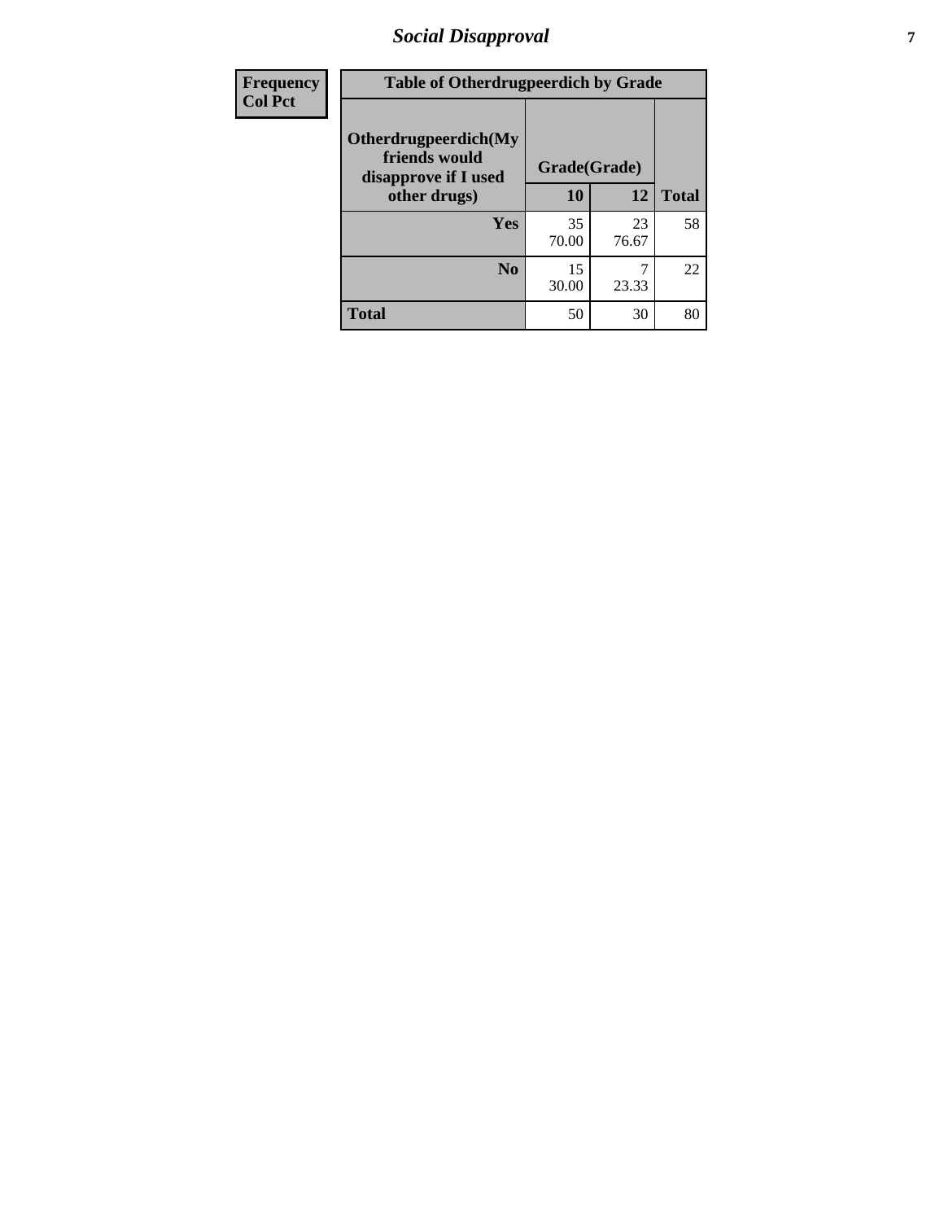| Frequency<br>Col Pct | Table of Otherdrugpeerdich by Grade | | |
|---|---|---|---|
| Otherdrugpeerdich(My friends would disapprove if I used other drugs) | Grade(Grade) | | |
| | 10 | 12 | Total |
| Yes | 35<br>70.00 | 23<br>76.67 | 58 |
| No | 15<br>30.00 | 7<br>23.33 | 22 |
| Total | 50 | 30 | 80 |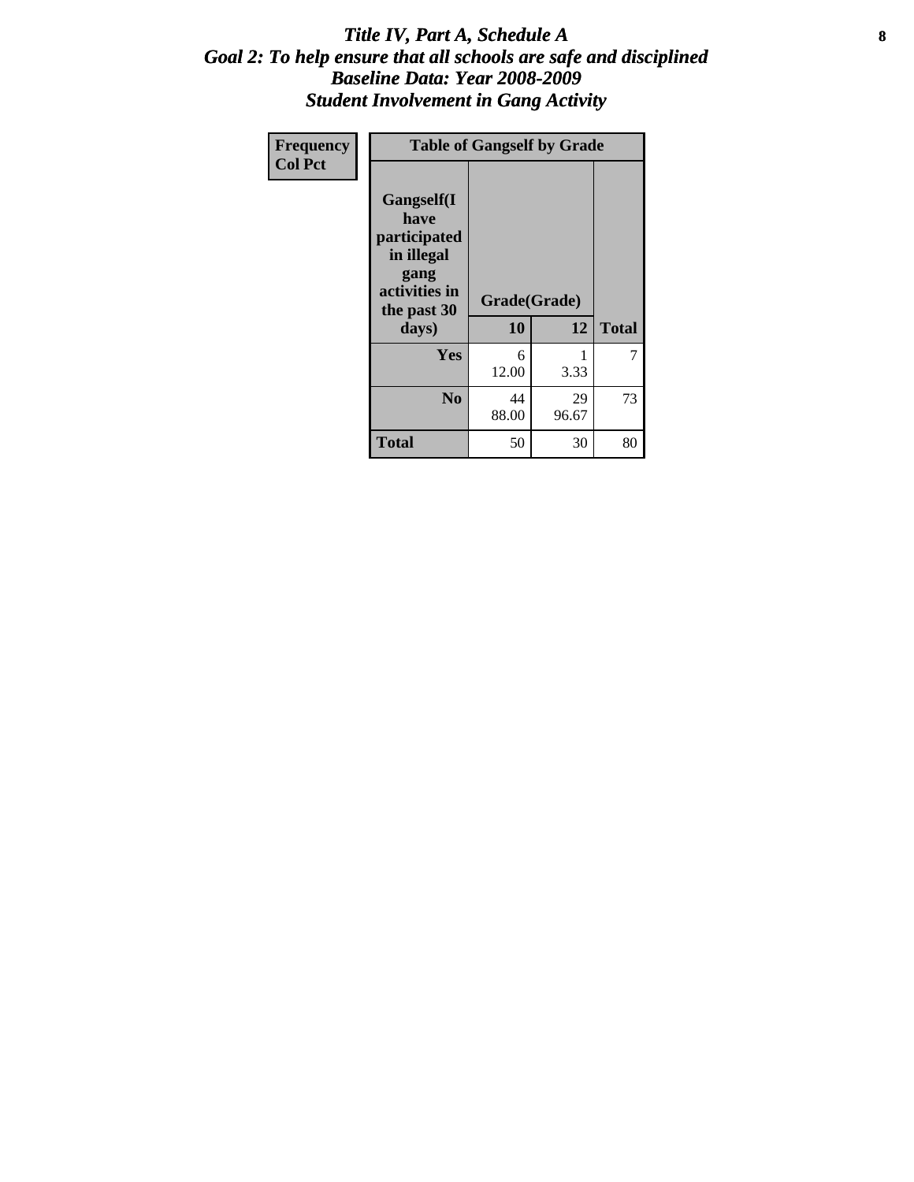# *Title IV, Part A, Schedule A*
## *Goal 2: To help ensure that all schools are safe and disciplined*
## *Baseline Data: Year 2008-2009*
## *Student Involvement in Gang Activity*

| Frequency<br>Col Pct | Table of Gangself by Grade | | |
|---|---|---|---|
| Gangself(I have participated in illegal gang activities in the past 30 days) | Grade(Grade) | | |
| | 10 | 12 | Total |
| Yes | 6<br>12.00 | 1<br>3.33 | 7 |
| No | 44<br>88.00 | 29<br>96.67 | 73 |
| Total | 50 | 30 | 80 |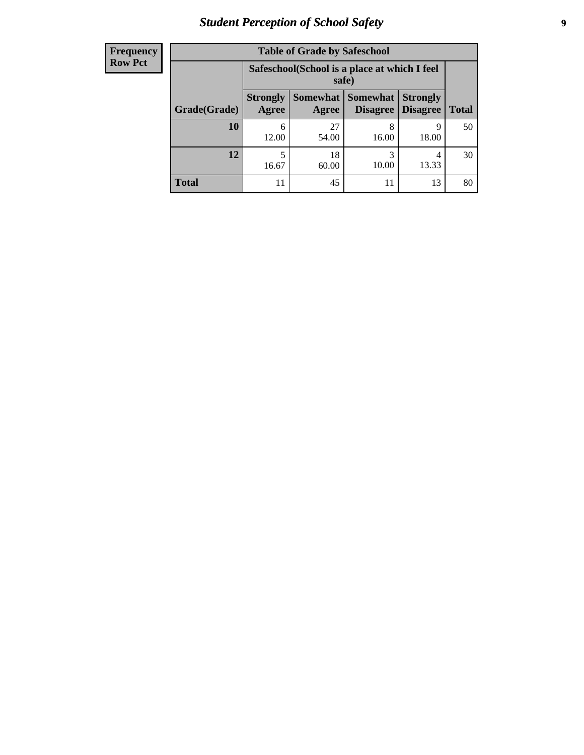| Frequency Row Pct |
|---|

**Table of Grade by Safeschool**

| Grade(Grade) | Safeschool(School is a place at which I feel safe) | | | | Total |
|---|---|---|---|---|---|
| | Strongly Agree | Somewhat Agree | Somewhat Disagree | Strongly Disagree | |
| 10 | 6<br>12.00 | 27<br>54.00 | 8<br>16.00 | 9<br>18.00 | 50 |
| 12 | 5<br>16.67 | 18<br>60.00 | 3<br>10.00 | 4<br>13.33 | 30 |
| Total | 11 | 45 | 11 | 13 | 80 |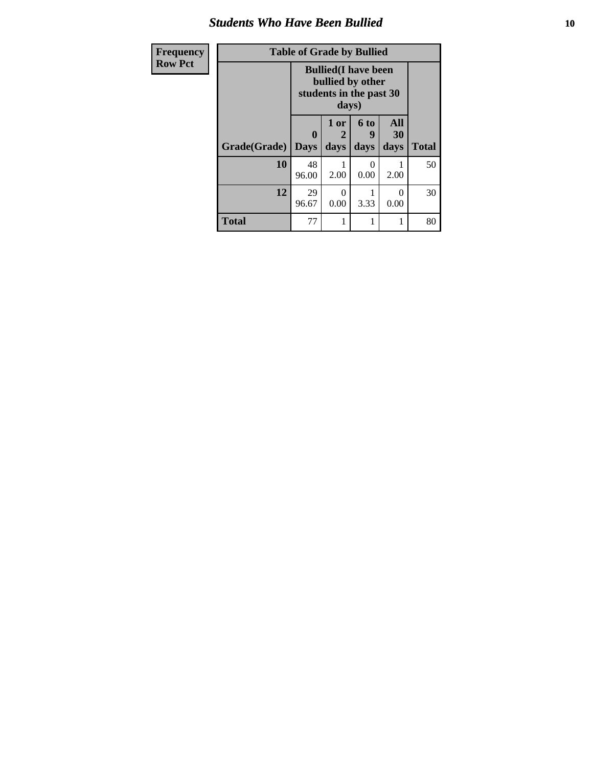| Frequency<br>Row Pct | Table of Grade by Bullied | | | | |
|---|---|---|---|---|---|
| | Bullied(I have been bullied by other students in the past 30 days) | | | | |
| Grade(Grade) | 0 Days | 1 or 2 days | 6 to 9 days | All 30 days | Total |
| 10 | 48<br>96.00 | 1<br>2.00 | 0<br>0.00 | 1<br>2.00 | 50 |
| 12 | 29<br>96.67 | 0<br>0.00 | 1<br>3.33 | 0<br>0.00 | 30 |
| Total | 77 | 1 | 1 | 1 | 80 |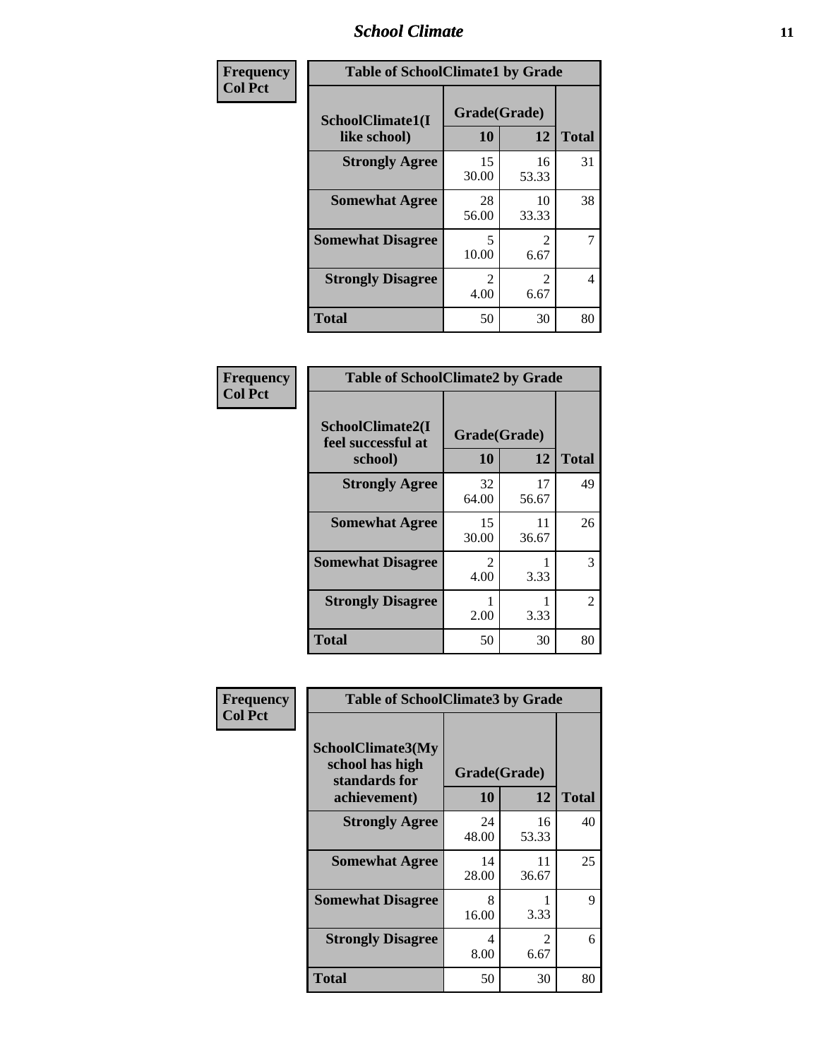| Frequency Col Pct | Table of SchoolClimate1 by Grade | | |
|---|---|---|---|
| SchoolClimate1(I like school) | Grade(Grade) | | |
| | 10 | 12 | Total |
| Strongly Agree | 15<br>30.00 | 16<br>53.33 | 31 |
| Somewhat Agree | 28<br>56.00 | 10<br>33.33 | 38 |
| Somewhat Disagree | 5<br>10.00 | 2<br>6.67 | 7 |
| Strongly Disagree | 2<br>4.00 | 2<br>6.67 | 4 |
| Total | 50 | 30 | 80 |

| Frequency Col Pct | Table of SchoolClimate2 by Grade | | |
|---|---|---|---|
| SchoolClimate2(I feel successful at school) | Grade(Grade) | | |
| | 10 | 12 | Total |
| Strongly Agree | 32<br>64.00 | 17<br>56.67 | 49 |
| Somewhat Agree | 15<br>30.00 | 11<br>36.67 | 26 |
| Somewhat Disagree | 2<br>4.00 | 1<br>3.33 | 3 |
| Strongly Disagree | 1<br>2.00 | 1<br>3.33 | 2 |
| Total | 50 | 30 | 80 |

| Frequency Col Pct | Table of SchoolClimate3 by Grade | | |
|---|---|---|---|
| SchoolClimate3(My school has high standards for achievement) | Grade(Grade) | | |
| | 10 | 12 | Total |
| Strongly Agree | 24<br>48.00 | 16<br>53.33 | 40 |
| Somewhat Agree | 14<br>28.00 | 11<br>36.67 | 25 |
| Somewhat Disagree | 8<br>16.00 | 1<br>3.33 | 9 |
| Strongly Disagree | 4<br>8.00 | 2<br>6.67 | 6 |
| Total | 50 | 30 | 80 |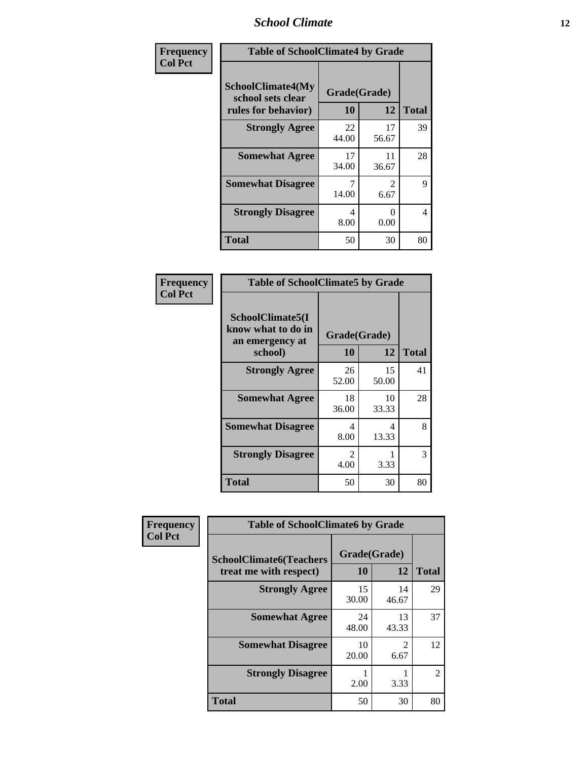| Frequency<br>Col Pct | Table of SchoolClimate4 by Grade | | |
|---|---|---|---|
| SchoolClimate4(My school sets clear rules for behavior) | Grade(Grade) | | |
| | 10 | 12 | Total |
| Strongly Agree | 22<br>44.00 | 17<br>56.67 | 39 |
| Somewhat Agree | 17<br>34.00 | 11<br>36.67 | 28 |
| Somewhat Disagree | 7<br>14.00 | 2<br>6.67 | 9 |
| Strongly Disagree | 4<br>8.00 | 0<br>0.00 | 4 |
| Total | 50 | 30 | 80 |

| Frequency<br>Col Pct | Table of SchoolClimate5 by Grade | | |
|---|---|---|---|
| SchoolClimate5(I know what to do in an emergency at school) | Grade(Grade) | | |
| | 10 | 12 | Total |
| Strongly Agree | 26<br>52.00 | 15<br>50.00 | 41 |
| Somewhat Agree | 18<br>36.00 | 10<br>33.33 | 28 |
| Somewhat Disagree | 4<br>8.00 | 4<br>13.33 | 8 |
| Strongly Disagree | 2<br>4.00 | 1<br>3.33 | 3 |
| Total | 50 | 30 | 80 |

| Frequency<br>Col Pct | Table of SchoolClimate6 by Grade | | |
|---|---|---|---|
| SchoolClimate6(Teachers treat me with respect) | Grade(Grade) | | |
| | 10 | 12 | Total |
| Strongly Agree | 15<br>30.00 | 14<br>46.67 | 29 |
| Somewhat Agree | 24<br>48.00 | 13<br>43.33 | 37 |
| Somewhat Disagree | 10<br>20.00 | 2<br>6.67 | 12 |
| Strongly Disagree | 1<br>2.00 | 1<br>3.33 | 2 |
| Total | 50 | 30 | 80 |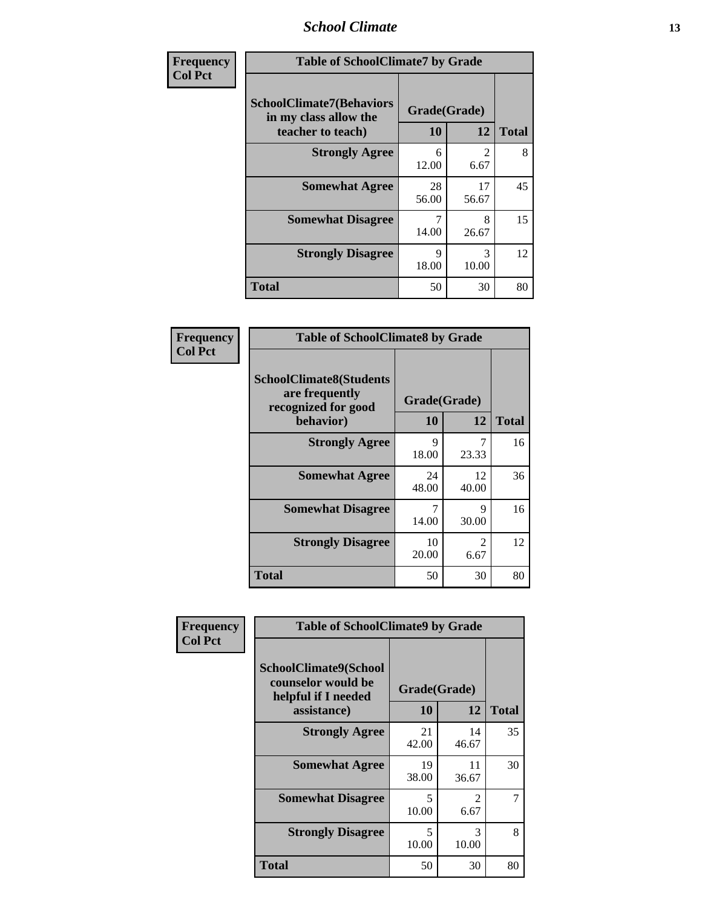| Frequency<br>Col Pct | Table of SchoolClimate7 by Grade | | |
|---|---|---|---|
| SchoolClimate7(Behaviors in my class allow the teacher to teach) | Grade(Grade) | | |
| | 10 | 12 | Total |
| Strongly Agree | 6<br>12.00 | 2<br>6.67 | 8 |
| Somewhat Agree | 28<br>56.00 | 17<br>56.67 | 45 |
| Somewhat Disagree | 7<br>14.00 | 8<br>26.67 | 15 |
| Strongly Disagree | 9<br>18.00 | 3<br>10.00 | 12 |
| Total | 50 | 30 | 80 |

| Frequency<br>Col Pct | Table of SchoolClimate8 by Grade | | |
|---|---|---|---|
| SchoolClimate8(Students are frequently recognized for good behavior) | Grade(Grade) | | |
| | 10 | 12 | Total |
| Strongly Agree | 9<br>18.00 | 7<br>23.33 | 16 |
| Somewhat Agree | 24<br>48.00 | 12<br>40.00 | 36 |
| Somewhat Disagree | 7<br>14.00 | 9<br>30.00 | 16 |
| Strongly Disagree | 10<br>20.00 | 2<br>6.67 | 12 |
| Total | 50 | 30 | 80 |

| Frequency<br>Col Pct | Table of SchoolClimate9 by Grade | | |
|---|---|---|---|
| SchoolClimate9(School counselor would be helpful if I needed assistance) | Grade(Grade) | | |
| | 10 | 12 | Total |
| Strongly Agree | 21<br>42.00 | 14<br>46.67 | 35 |
| Somewhat Agree | 19<br>38.00 | 11<br>36.67 | 30 |
| Somewhat Disagree | 5<br>10.00 | 2<br>6.67 | 7 |
| Strongly Disagree | 5<br>10.00 | 3<br>10.00 | 8 |
| Total | 50 | 30 | 80 |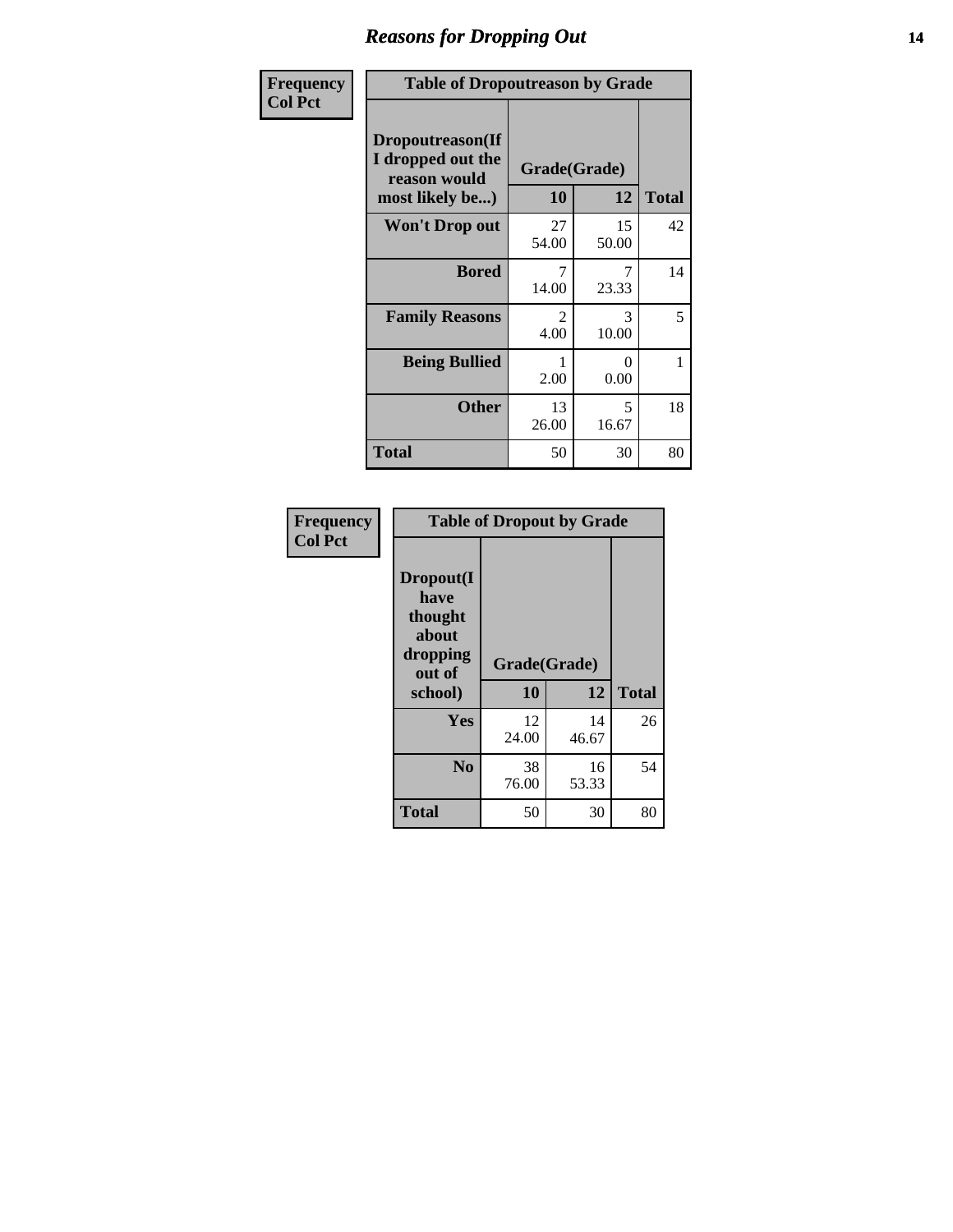# Reasons for Dropping Out

| Frequency Col Pct | Table of Dropoutreason by Grade | | |
|---|---|---|---|
| Dropoutreason(If I dropped out the reason would most likely be...) | Grade(Grade) | | |
| | 10 | 12 | Total |
| Won't Drop out | 27<br>54.00 | 15<br>50.00 | 42 |
| Bored | 7<br>14.00 | 7<br>23.33 | 14 |
| Family Reasons | 2<br>4.00 | 3<br>10.00 | 5 |
| Being Bullied | 1<br>2.00 | 0<br>0.00 | 1 |
| Other | 13<br>26.00 | 5<br>16.67 | 18 |
| Total | 50 | 30 | 80 |

| Frequency Col Pct | Table of Dropout by Grade | | |
|---|---|---|---|
| Dropout(I have thought about dropping out of school) | Grade(Grade) | | |
| | 10 | 12 | Total |
| Yes | 12<br>24.00 | 14<br>46.67 | 26 |
| No | 38<br>76.00 | 16<br>53.33 | 54 |
| Total | 50 | 30 | 80 |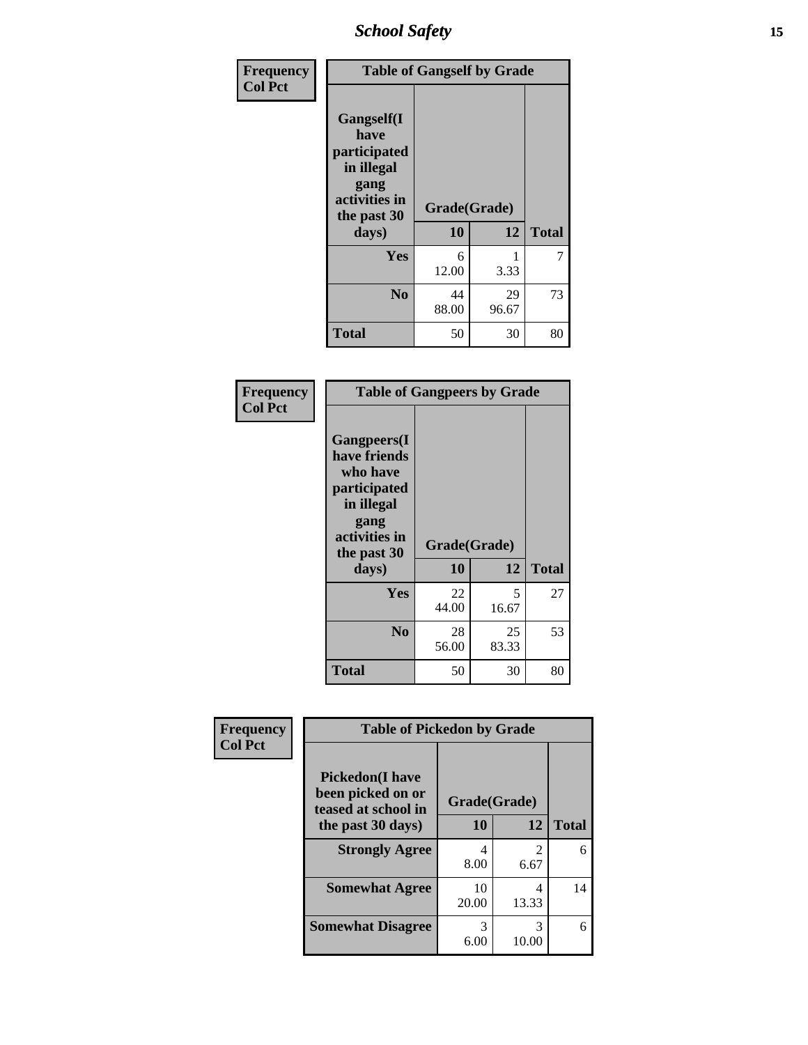| Frequency Col Pct | Table of Gangself by Grade | | |
|---|---|---|---|
| Gangself(I have participated in illegal gang activities in the past 30 days) | Grade(Grade) | | |
| | 10 | 12 | Total |
| Yes | 6<br>12.00 | 1<br>3.33 | 7 |
| No | 44<br>88.00 | 29<br>96.67 | 73 |
| Total | 50 | 30 | 80 |

| Frequency Col Pct | Table of Gangpeers by Grade | | |
|---|---|---|---|
| Gangpeers(I have friends who have participated in illegal gang activities in the past 30 days) | Grade(Grade) | | |
| | 10 | 12 | Total |
| Yes | 22<br>44.00 | 5<br>16.67 | 27 |
| No | 28<br>56.00 | 25<br>83.33 | 53 |
| Total | 50 | 30 | 80 |

| Frequency Col Pct | Table of Pickedon by Grade | | |
|---|---|---|---|
| Pickedon(I have been picked on or teased at school in the past 30 days) | Grade(Grade) | | |
| | 10 | 12 | Total |
| Strongly Agree | 4<br>8.00 | 2<br>6.67 | 6 |
| Somewhat Agree | 10<br>20.00 | 4<br>13.33 | 14 |
| Somewhat Disagree | 3<br>6.00 | 3<br>10.00 | 6 |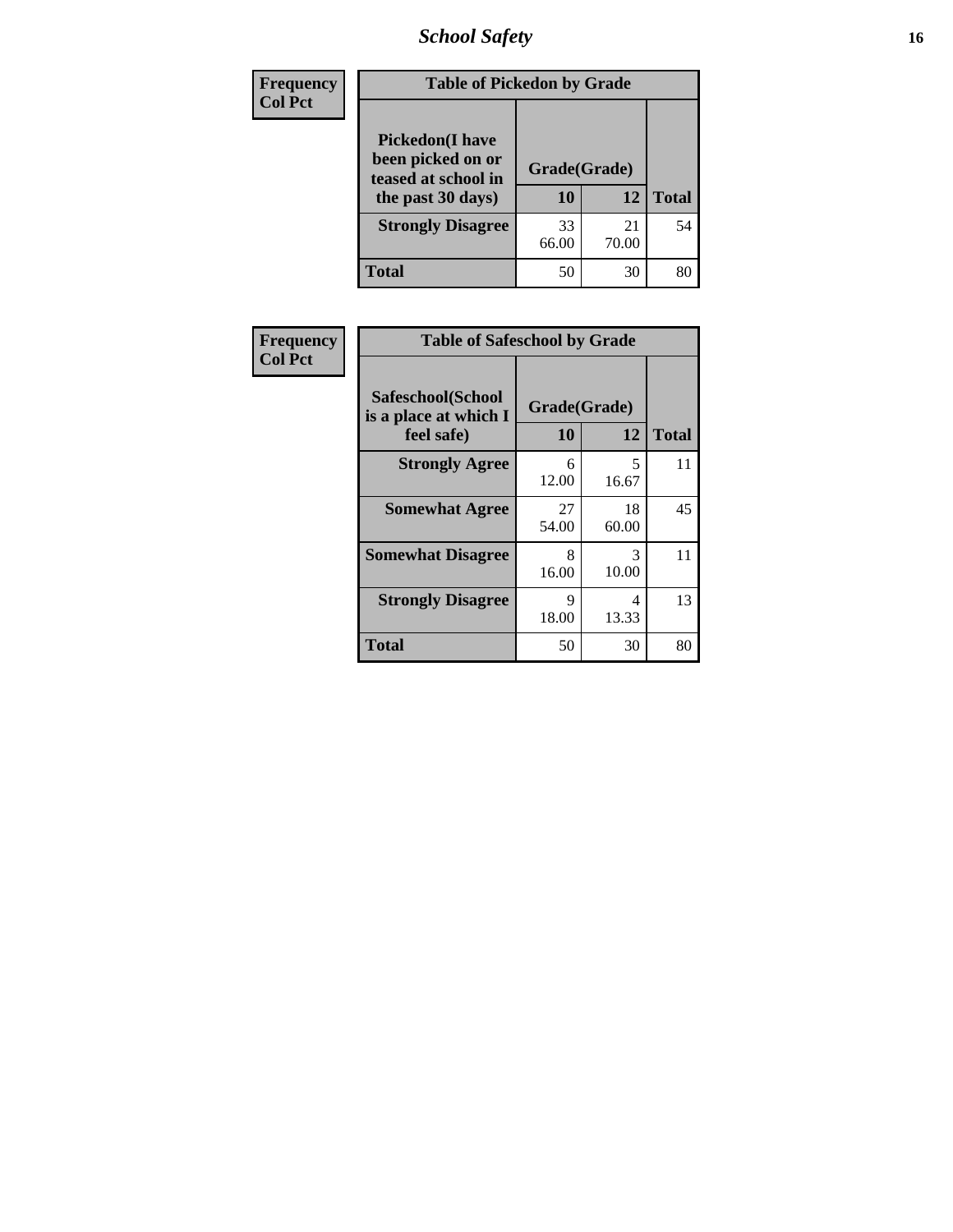| Frequency<br>Col Pct | Table of Pickedon by Grade | | |
|---|---|---|---|
| **Pickedon(I have been picked on or teased at school in the past 30 days)** | **Grade(Grade)** | | |
| | **10** | **12** | **Total** |
| **Strongly Disagree** | 33<br>66.00 | 21<br>70.00 | 54 |
| **Total** | 50 | 30 | 80 |

| Frequency<br>Col Pct | Table of Safeschool by Grade | | |
|---|---|---|---|
| **Safeschool(School is a place at which I feel safe)** | **Grade(Grade)** | | |
| | **10** | **12** | **Total** |
| **Strongly Agree** | 6<br>12.00 | 5<br>16.67 | 11 |
| **Somewhat Agree** | 27<br>54.00 | 18<br>60.00 | 45 |
| **Somewhat Disagree** | 8<br>16.00 | 3<br>10.00 | 11 |
| **Strongly Disagree** | 9<br>18.00 | 4<br>13.33 | 13 |
| **Total** | 50 | 30 | 80 |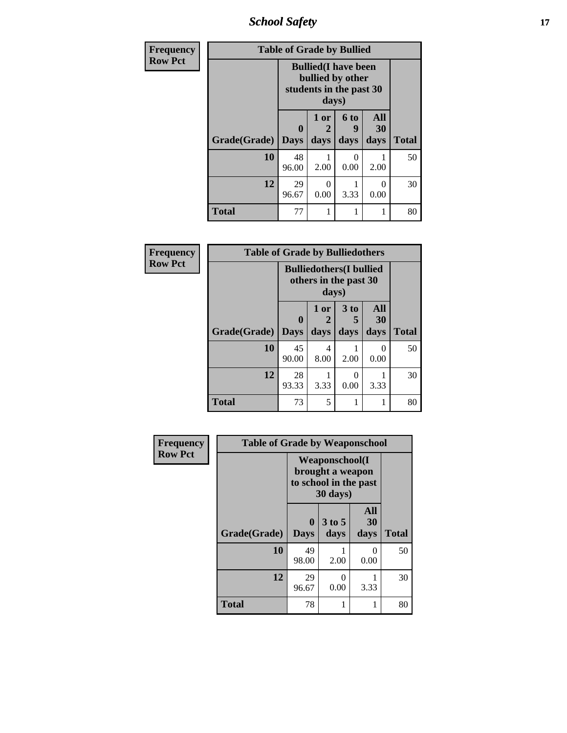| Frequency Row Pct | Table of Grade by Bullied | | | | |
|---|---|---|---|---|---|
| | Bullied(I have been bullied by other students in the past 30 days) | | | | |
| Grade(Grade) | 0 Days | 1 or 2 days | 6 to 9 days | All 30 days | Total |
| 10 | 48<br>96.00 | 1<br>2.00 | 0<br>0.00 | 1<br>2.00 | 50 |
| 12 | 29<br>96.67 | 0<br>0.00 | 1<br>3.33 | 0<br>0.00 | 30 |
| Total | 77 | 1 | 1 | 1 | 80 |

| Frequency Row Pct | Table of Grade by Bulliedothers | | | | |
|---|---|---|---|---|---|
| | Bulliedothers(I bullied others in the past 30 days) | | | | |
| Grade(Grade) | 0 Days | 1 or 2 days | 3 to 5 days | All 30 days | Total |
| 10 | 45<br>90.00 | 4<br>8.00 | 1<br>2.00 | 0<br>0.00 | 50 |
| 12 | 28<br>93.33 | 1<br>3.33 | 0<br>0.00 | 1<br>3.33 | 30 |
| Total | 73 | 5 | 1 | 1 | 80 |

| Frequency Row Pct | Table of Grade by Weaponschool | | | |
|---|---|---|---|---|
| | Weaponschool(I brought a weapon to school in the past 30 days) | | | |
| Grade(Grade) | 0 Days | 3 to 5 days | All 30 days | Total |
| 10 | 49<br>98.00 | 1<br>2.00 | 0<br>0.00 | 50 |
| 12 | 29<br>96.67 | 0<br>0.00 | 1<br>3.33 | 30 |
| Total | 78 | 1 | 1 | 80 |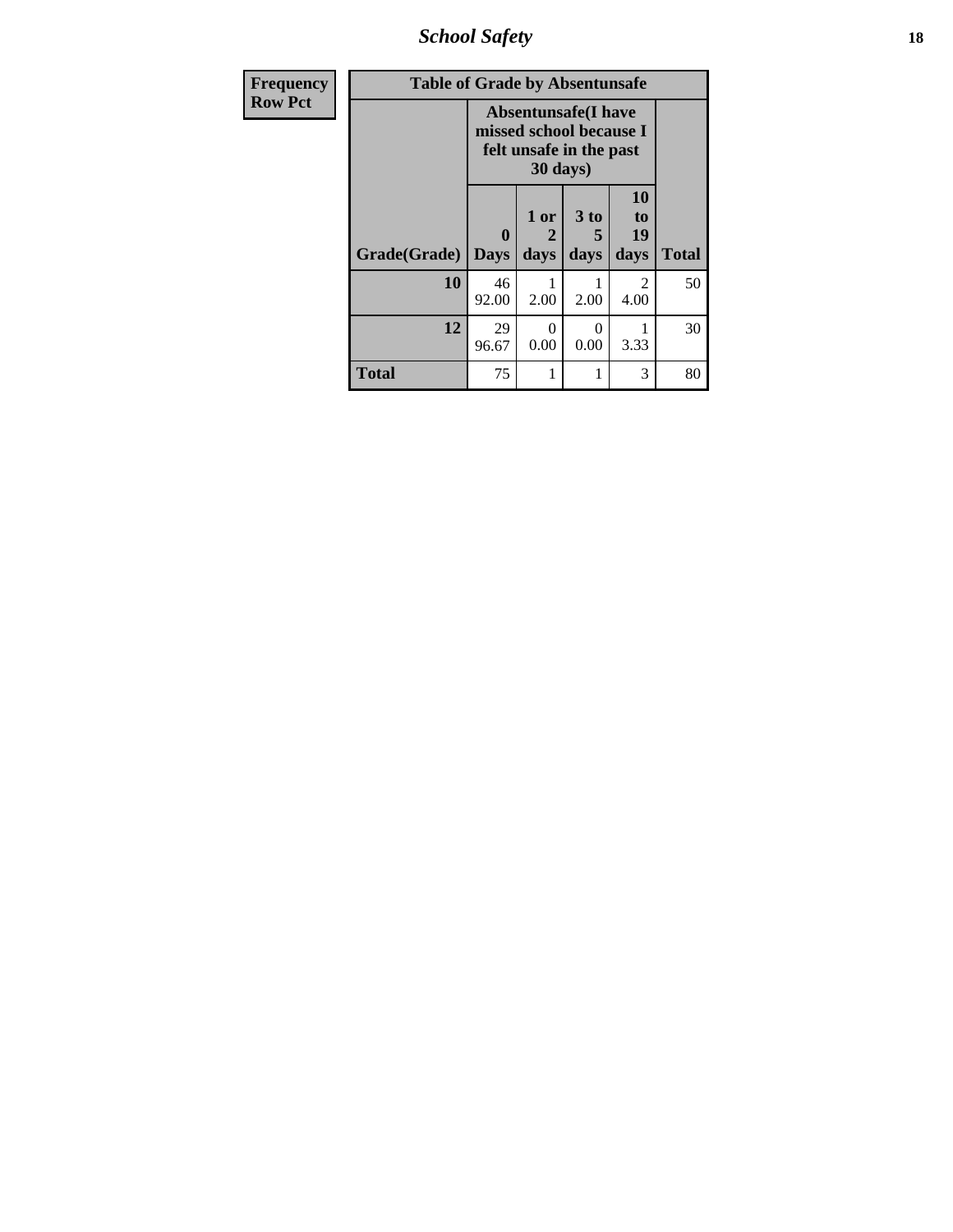| Frequency Row Pct | Table of Grade by Absentunsafe | | | | |
|---|---|---|---|---|---|
| | Absentunsafe(I have missed school because I felt unsafe in the past 30 days) | | | | |
| Grade(Grade) | 0 Days | 1 or 2 days | 3 to 5 days | 10 to 19 days | Total |
| 10 | 46 92.00 | 1 2.00 | 1 2.00 | 2 4.00 | 50 |
| 12 | 29 96.67 | 0 0.00 | 0 0.00 | 1 3.33 | 30 |
| Total | 75 | 1 | 1 | 3 | 80 |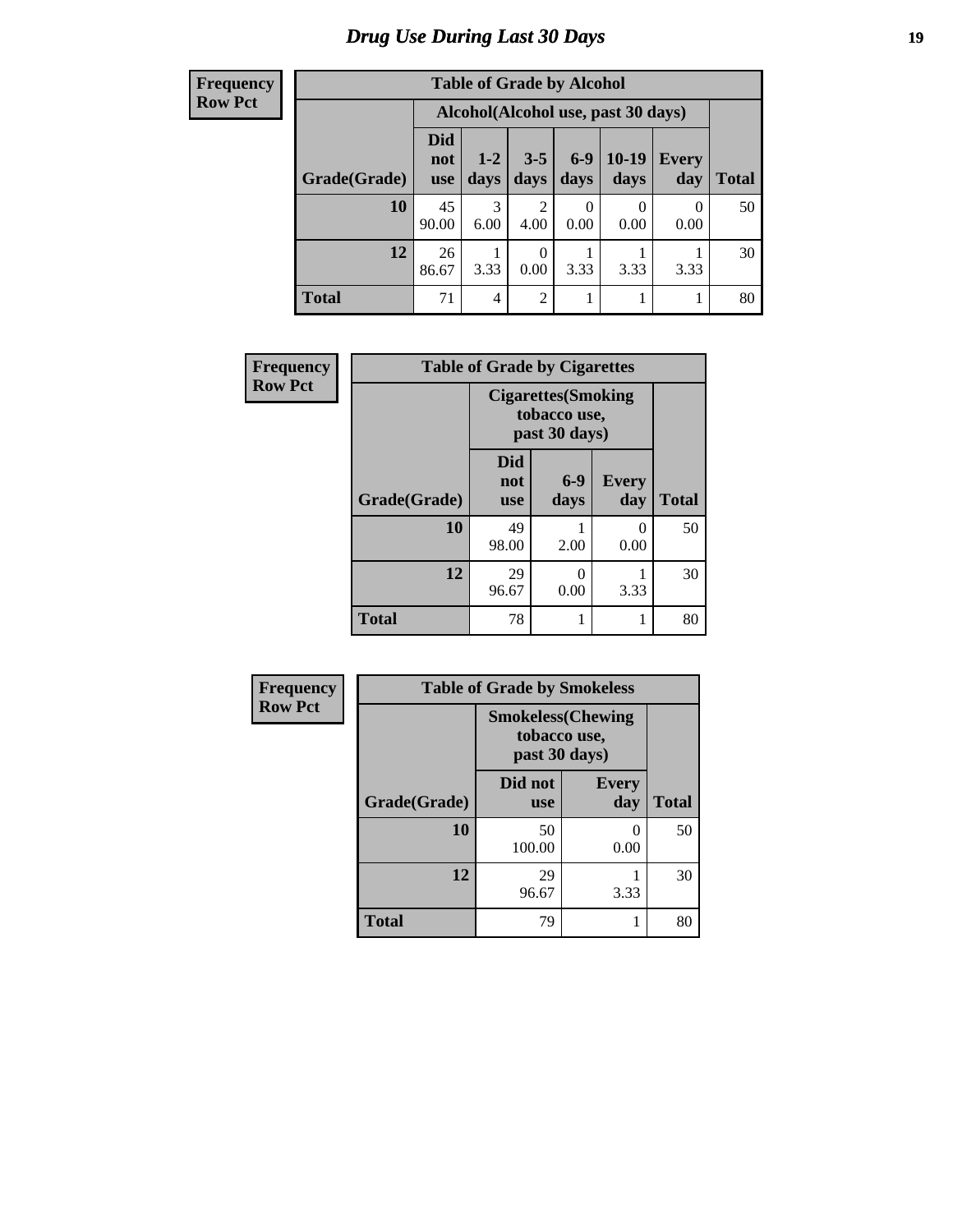## Drug Use During Last 30 Days

| Frequency Row Pct |
|---|

| Table of Grade by Alcohol | | | | | | | |
|---|---|---|---|---|---|---|---|
| | Alcohol(Alcohol use, past 30 days) | | | | | | |
| Grade(Grade) | Did not use | 1-2 days | 3-5 days | 6-9 days | 10-19 days | Every day | Total |
| 10 | 45<br>90.00 | 3<br>6.00 | 2<br>4.00 | 0<br>0.00 | 0<br>0.00 | 0<br>0.00 | 50 |
| 12 | 26<br>86.67 | 1<br>3.33 | 0<br>0.00 | 1<br>3.33 | 1<br>3.33 | 1<br>3.33 | 30 |
| Total | 71 | 4 | 2 | 1 | 1 | 1 | 80 |

| Frequency Row Pct |
|---|

| Table of Grade by Cigarettes | | | | |
|---|---|---|---|---|
| | Cigarettes(Smoking tobacco use, past 30 days) | | | |
| Grade(Grade) | Did not use | 6-9 days | Every day | Total |
| 10 | 49<br>98.00 | 1<br>2.00 | 0<br>0.00 | 50 |
| 12 | 29<br>96.67 | 0<br>0.00 | 1<br>3.33 | 30 |
| Total | 78 | 1 | 1 | 80 |

| Frequency Row Pct |
|---|

| Table of Grade by Smokeless | | | |
|---|---|---|---|
| | Smokeless(Chewing tobacco use, past 30 days) | | |
| Grade(Grade) | Did not use | Every day | Total |
| 10 | 50<br>100.00 | 0<br>0.00 | 50 |
| 12 | 29<br>96.67 | 1<br>3.33 | 30 |
| Total | 79 | 1 | 80 |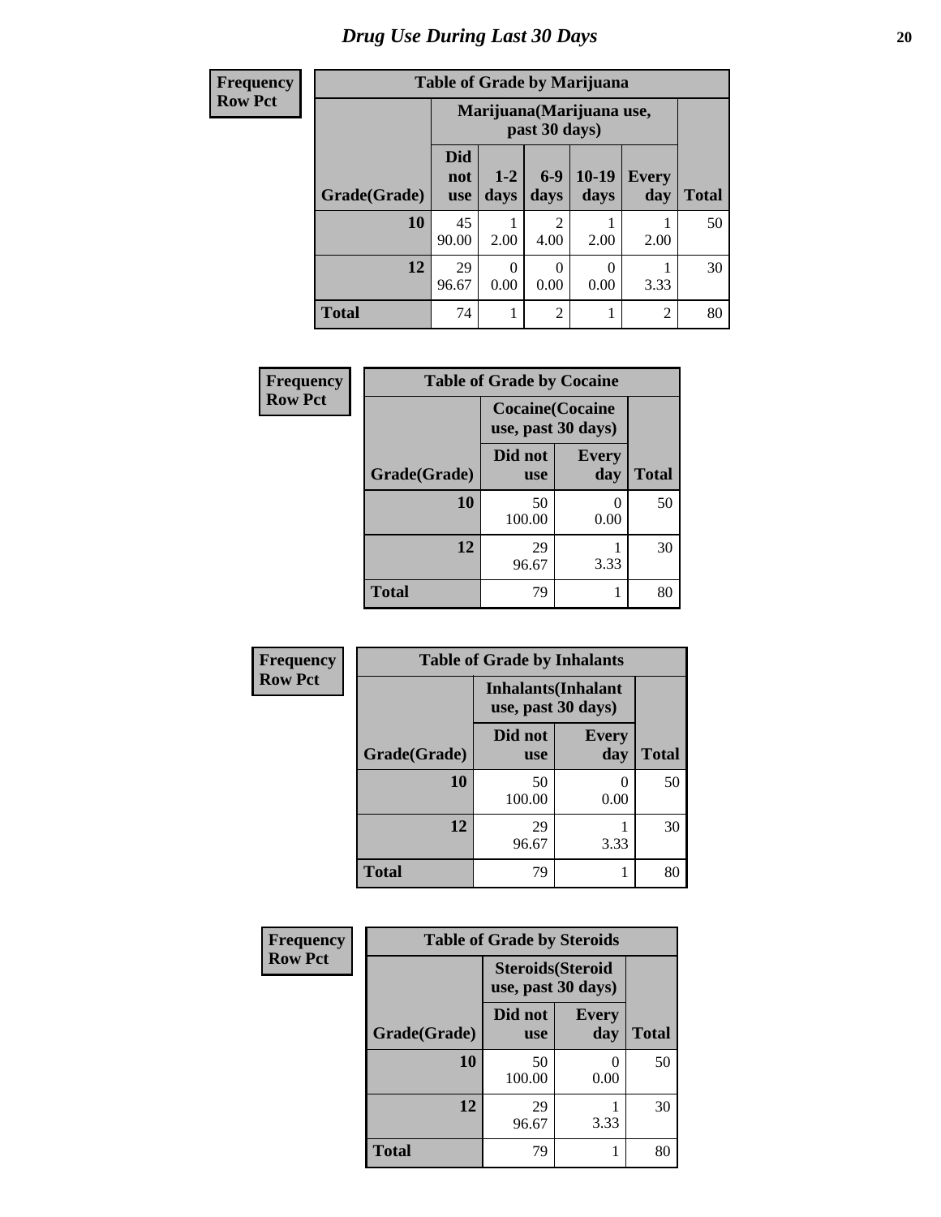# Drug Use During Last 30 Days

**Frequency**
**Row Pct**

| Table of Grade by Marijuana | | | | | | |
|---|---|---|---|---|---|---|
| | Marijuana(Marijuana use, past 30 days) | | | | | |
| Grade(Grade) | Did not use | 1-2 days | 6-9 days | 10-19 days | Every day | Total |
| 10 | 45<br>90.00 | 1<br>2.00 | 2<br>4.00 | 1<br>2.00 | 1<br>2.00 | 50 |
| 12 | 29<br>96.67 | 0<br>0.00 | 0<br>0.00 | 0<br>0.00 | 1<br>3.33 | 30 |
| Total | 74 | 1 | 2 | 1 | 2 | 80 |

**Frequency**
**Row Pct**

| Table of Grade by Cocaine | | | |
|---|---|---|---|
| | Cocaine(Cocaine use, past 30 days) | | |
| Grade(Grade) | Did not use | Every day | Total |
| 10 | 50<br>100.00 | 0<br>0.00 | 50 |
| 12 | 29<br>96.67 | 1<br>3.33 | 30 |
| Total | 79 | 1 | 80 |

**Frequency**
**Row Pct**

| Table of Grade by Inhalants | | | |
|---|---|---|---|
| | Inhalants(Inhalant use, past 30 days) | | |
| Grade(Grade) | Did not use | Every day | Total |
| 10 | 50<br>100.00 | 0<br>0.00 | 50 |
| 12 | 29<br>96.67 | 1<br>3.33 | 30 |
| Total | 79 | 1 | 80 |

**Frequency**
**Row Pct**

| Table of Grade by Steroids | | | |
|---|---|---|---|
| | Steroids(Steroid use, past 30 days) | | |
| Grade(Grade) | Did not use | Every day | Total |
| 10 | 50<br>100.00 | 0<br>0.00 | 50 |
| 12 | 29<br>96.67 | 1<br>3.33 | 30 |
| Total | 79 | 1 | 80 |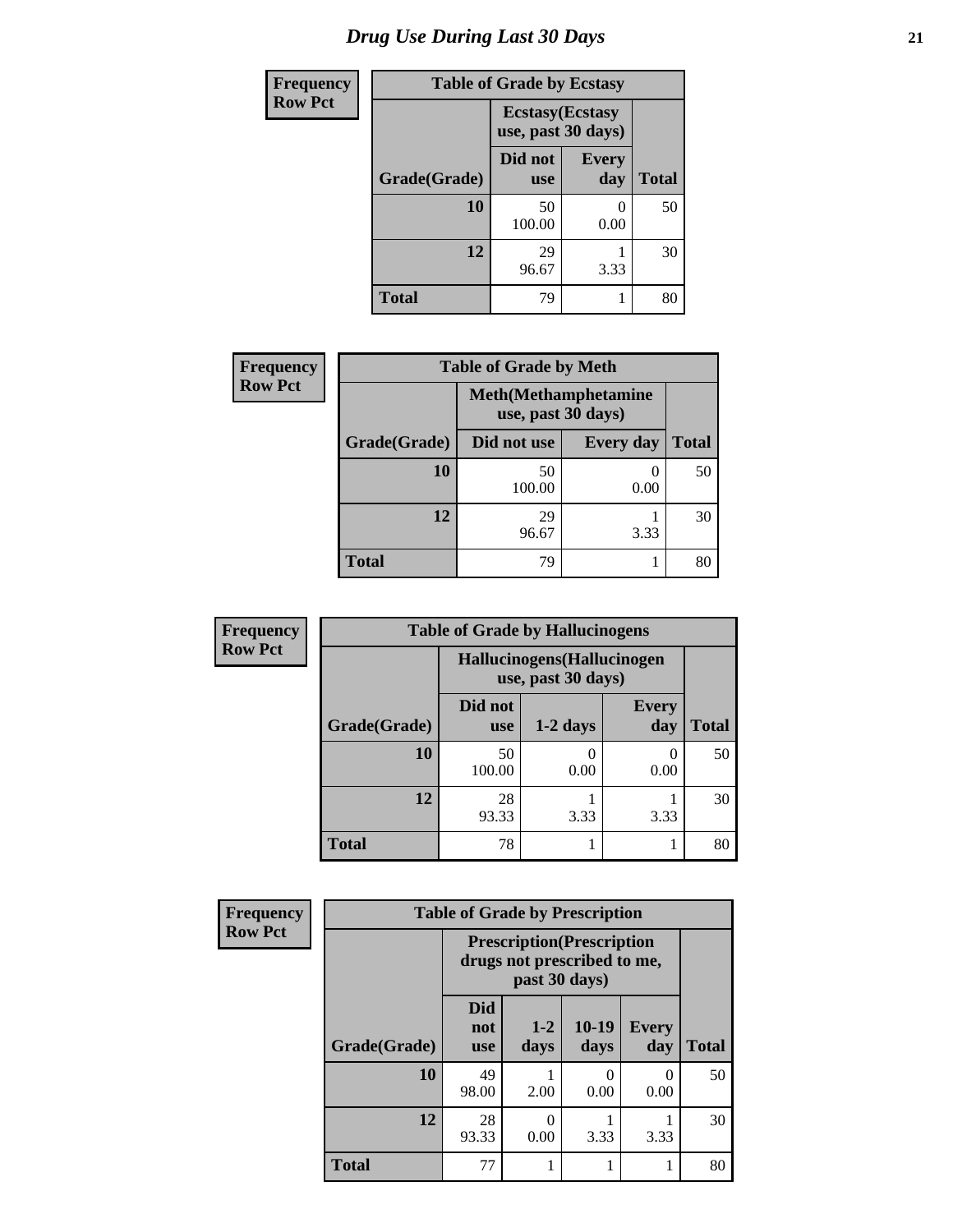# Drug Use During Last 30 Days

| Frequency<br>Row Pct | | | |
|---|---|---|---|
| **Table of Grade by Ecstasy** | | | |
| | **Ecstasy(Ecstasy use, past 30 days)** | | |
| **Grade(Grade)** | **Did not use** | **Every day** | **Total** |
| **10** | 50<br>100.00 | 0<br>0.00 | 50 |
| **12** | 29<br>96.67 | 1<br>3.33 | 30 |
| **Total** | 79 | 1 | 80 |

| Frequency<br>Row Pct | | | |
|---|---|---|---|
| **Table of Grade by Meth** | | | |
| | **Meth(Methamphetamine use, past 30 days)** | | |
| **Grade(Grade)** | **Did not use** | **Every day** | **Total** |
| **10** | 50<br>100.00 | 0<br>0.00 | 50 |
| **12** | 29<br>96.67 | 1<br>3.33 | 30 |
| **Total** | 79 | 1 | 80 |

| Frequency<br>Row Pct | | | | |
|---|---|---|---|---|
| **Table of Grade by Hallucinogens** | | | | |
| | **Hallucinogens(Hallucinogen use, past 30 days)** | | | |
| **Grade(Grade)** | **Did not use** | **1-2 days** | **Every day** | **Total** |
| **10** | 50<br>100.00 | 0<br>0.00 | 0<br>0.00 | 50 |
| **12** | 28<br>93.33 | 1<br>3.33 | 1<br>3.33 | 30 |
| **Total** | 78 | 1 | 1 | 80 |

| Frequency<br>Row Pct | | | | | |
|---|---|---|---|---|---|
| **Table of Grade by Prescription** | | | | | |
| | **Prescription(Prescription drugs not prescribed to me, past 30 days)** | | | | |
| **Grade(Grade)** | **Did not use** | **1-2 days** | **10-19 days** | **Every day** | **Total** |
| **10** | 49<br>98.00 | 1<br>2.00 | 0<br>0.00 | 0<br>0.00 | 50 |
| **12** | 28<br>93.33 | 0<br>0.00 | 1<br>3.33 | 1<br>3.33 | 30 |
| **Total** | 77 | 1 | 1 | 1 | 80 |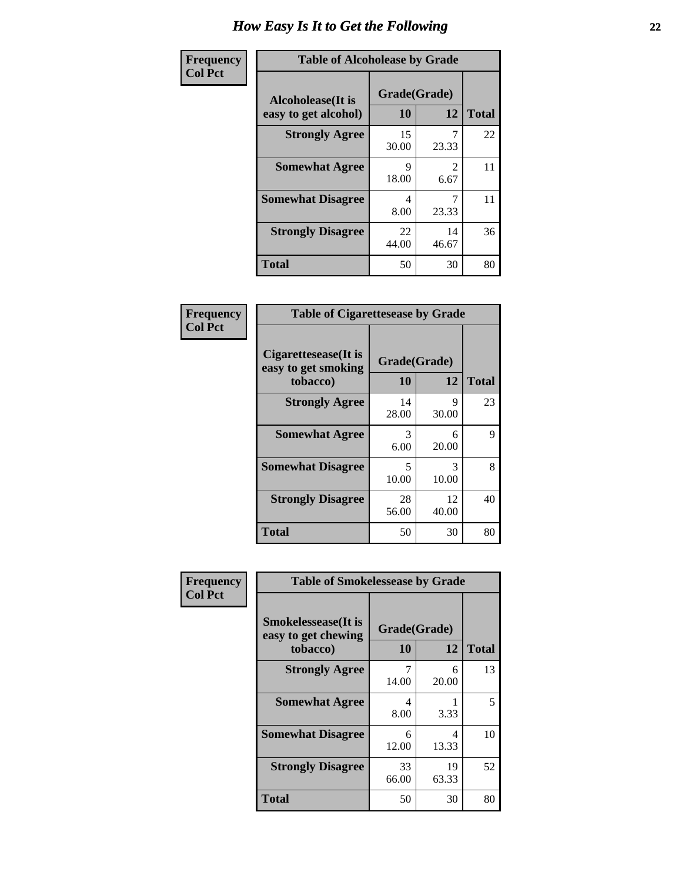# How Easy Is It to Get the Following

**Frequency / Col Pct**

**Table of Alcoholease by Grade**

| Alcoholease(It is easy to get alcohol) | Grade(Grade) 10 | 12 | Total |
|---|---|---|---|
| **Strongly Agree** | 15<br>30.00 | 7<br>23.33 | 22 |
| **Somewhat Agree** | 9<br>18.00 | 2<br>6.67 | 11 |
| **Somewhat Disagree** | 4<br>8.00 | 7<br>23.33 | 11 |
| **Strongly Disagree** | 22<br>44.00 | 14<br>46.67 | 36 |
| **Total** | 50 | 30 | 80 |

**Frequency / Col Pct**

**Table of Cigarettesease by Grade**

| Cigarettesease(It is easy to get smoking tobacco) | Grade(Grade) 10 | 12 | Total |
|---|---|---|---|
| **Strongly Agree** | 14<br>28.00 | 9<br>30.00 | 23 |
| **Somewhat Agree** | 3<br>6.00 | 6<br>20.00 | 9 |
| **Somewhat Disagree** | 5<br>10.00 | 3<br>10.00 | 8 |
| **Strongly Disagree** | 28<br>56.00 | 12<br>40.00 | 40 |
| **Total** | 50 | 30 | 80 |

**Frequency / Col Pct**

**Table of Smokelessease by Grade**

| Smokelessease(It is easy to get chewing tobacco) | Grade(Grade) 10 | 12 | Total |
|---|---|---|---|
| **Strongly Agree** | 7<br>14.00 | 6<br>20.00 | 13 |
| **Somewhat Agree** | 4<br>8.00 | 1<br>3.33 | 5 |
| **Somewhat Disagree** | 6<br>12.00 | 4<br>13.33 | 10 |
| **Strongly Disagree** | 33<br>66.00 | 19<br>63.33 | 52 |
| **Total** | 50 | 30 | 80 |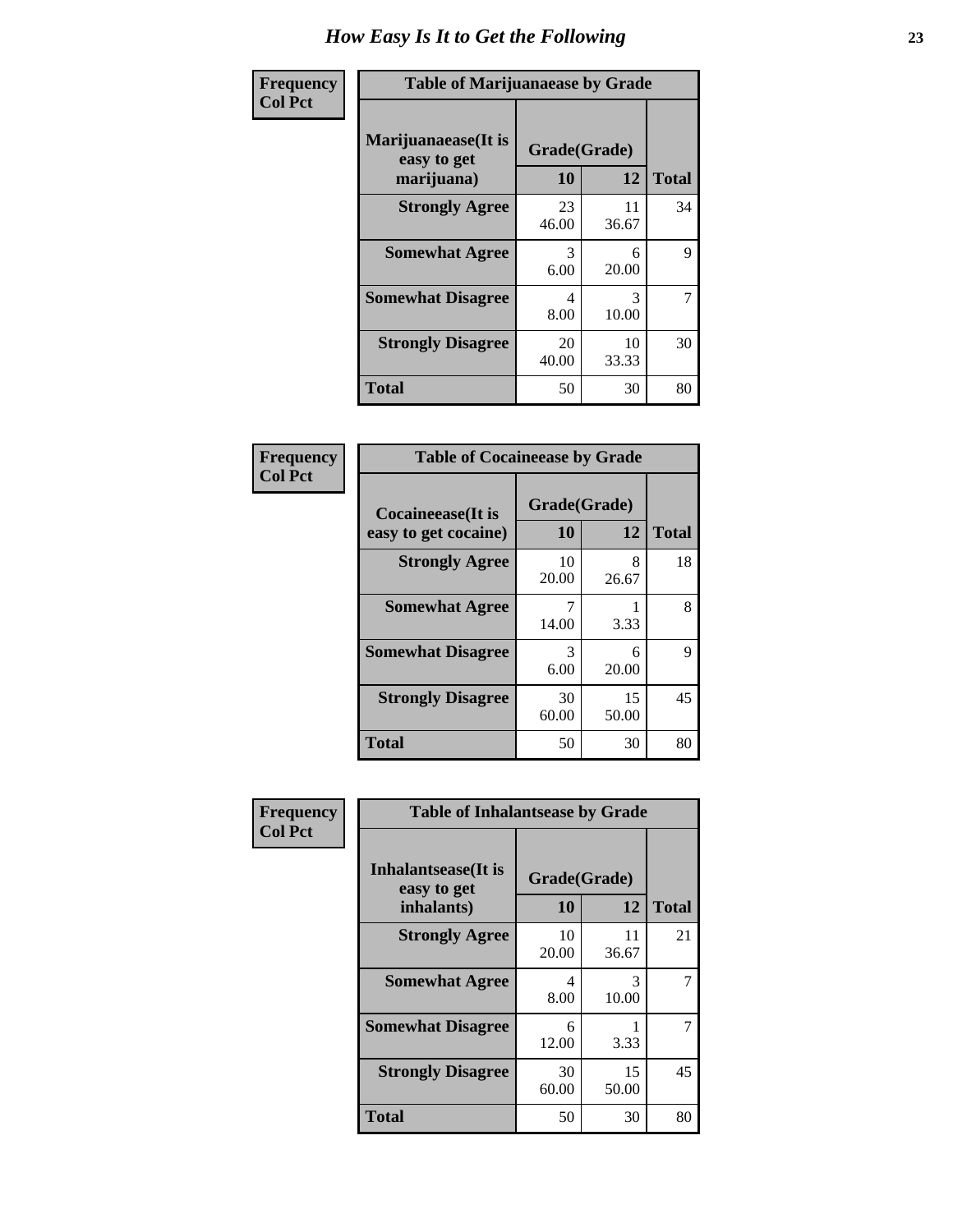# How Easy Is It to Get the Following

**Frequency**
**Col Pct**

| Table of Marijuanaease by Grade | | | |
|---|---|---|---|
| **Marijuanaease(It is easy to get marijuana)** | **Grade(Grade)** | | |
| | **10** | **12** | **Total** |
| **Strongly Agree** | 23<br>46.00 | 11<br>36.67 | 34 |
| **Somewhat Agree** | 3<br>6.00 | 6<br>20.00 | 9 |
| **Somewhat Disagree** | 4<br>8.00 | 3<br>10.00 | 7 |
| **Strongly Disagree** | 20<br>40.00 | 10<br>33.33 | 30 |
| **Total** | 50 | 30 | 80 |

**Frequency**
**Col Pct**

| Table of Cocaineease by Grade | | | |
|---|---|---|---|
| **Cocaineease(It is easy to get cocaine)** | **Grade(Grade)** | | |
| | **10** | **12** | **Total** |
| **Strongly Agree** | 10<br>20.00 | 8<br>26.67 | 18 |
| **Somewhat Agree** | 7<br>14.00 | 1<br>3.33 | 8 |
| **Somewhat Disagree** | 3<br>6.00 | 6<br>20.00 | 9 |
| **Strongly Disagree** | 30<br>60.00 | 15<br>50.00 | 45 |
| **Total** | 50 | 30 | 80 |

**Frequency**
**Col Pct**

| Table of Inhalantsease by Grade | | | |
|---|---|---|---|
| **Inhalantsease(It is easy to get inhalants)** | **Grade(Grade)** | | |
| | **10** | **12** | **Total** |
| **Strongly Agree** | 10<br>20.00 | 11<br>36.67 | 21 |
| **Somewhat Agree** | 4<br>8.00 | 3<br>10.00 | 7 |
| **Somewhat Disagree** | 6<br>12.00 | 1<br>3.33 | 7 |
| **Strongly Disagree** | 30<br>60.00 | 15<br>50.00 | 45 |
| **Total** | 50 | 30 | 80 |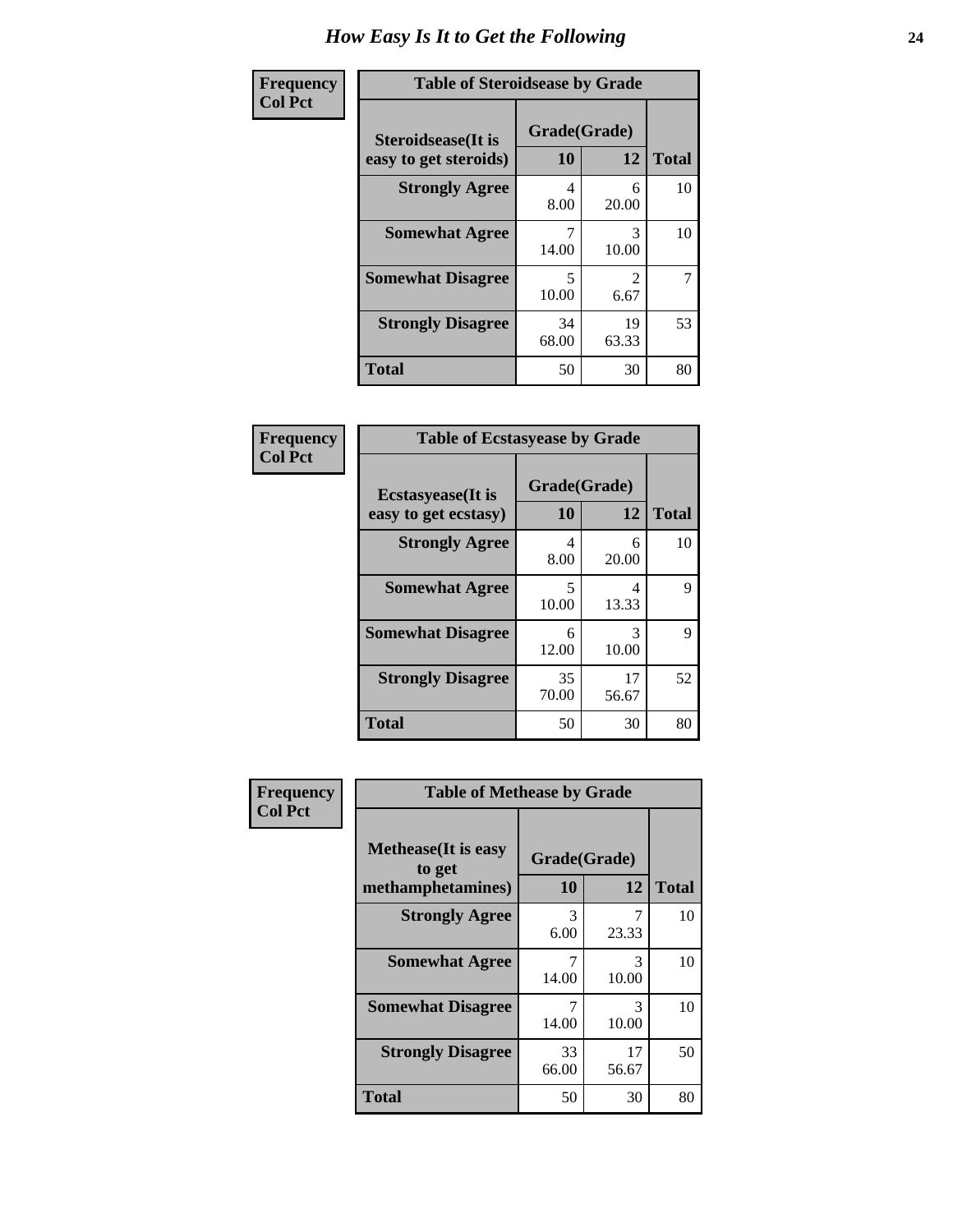# How Easy Is It to Get the Following

**Frequency**
**Col Pct**

**Table of Steroidsease by Grade**

| Steroidsease(It is easy to get steroids) | Grade(Grade) 10 | 12 | Total |
|---|---|---|---|
| **Strongly Agree** | 4<br>8.00 | 6<br>20.00 | 10 |
| **Somewhat Agree** | 7<br>14.00 | 3<br>10.00 | 10 |
| **Somewhat Disagree** | 5<br>10.00 | 2<br>6.67 | 7 |
| **Strongly Disagree** | 34<br>68.00 | 19<br>63.33 | 53 |
| **Total** | 50 | 30 | 80 |

**Frequency**
**Col Pct**

**Table of Ecstasyease by Grade**

| Ecstasyease(It is easy to get ecstasy) | Grade(Grade) 10 | 12 | Total |
|---|---|---|---|
| **Strongly Agree** | 4<br>8.00 | 6<br>20.00 | 10 |
| **Somewhat Agree** | 5<br>10.00 | 4<br>13.33 | 9 |
| **Somewhat Disagree** | 6<br>12.00 | 3<br>10.00 | 9 |
| **Strongly Disagree** | 35<br>70.00 | 17<br>56.67 | 52 |
| **Total** | 50 | 30 | 80 |

**Frequency**
**Col Pct**

**Table of Methease by Grade**

| Methease(It is easy to get methamphetamines) | Grade(Grade) 10 | 12 | Total |
|---|---|---|---|
| **Strongly Agree** | 3<br>6.00 | 7<br>23.33 | 10 |
| **Somewhat Agree** | 7<br>14.00 | 3<br>10.00 | 10 |
| **Somewhat Disagree** | 7<br>14.00 | 3<br>10.00 | 10 |
| **Strongly Disagree** | 33<br>66.00 | 17<br>56.67 | 50 |
| **Total** | 50 | 30 | 80 |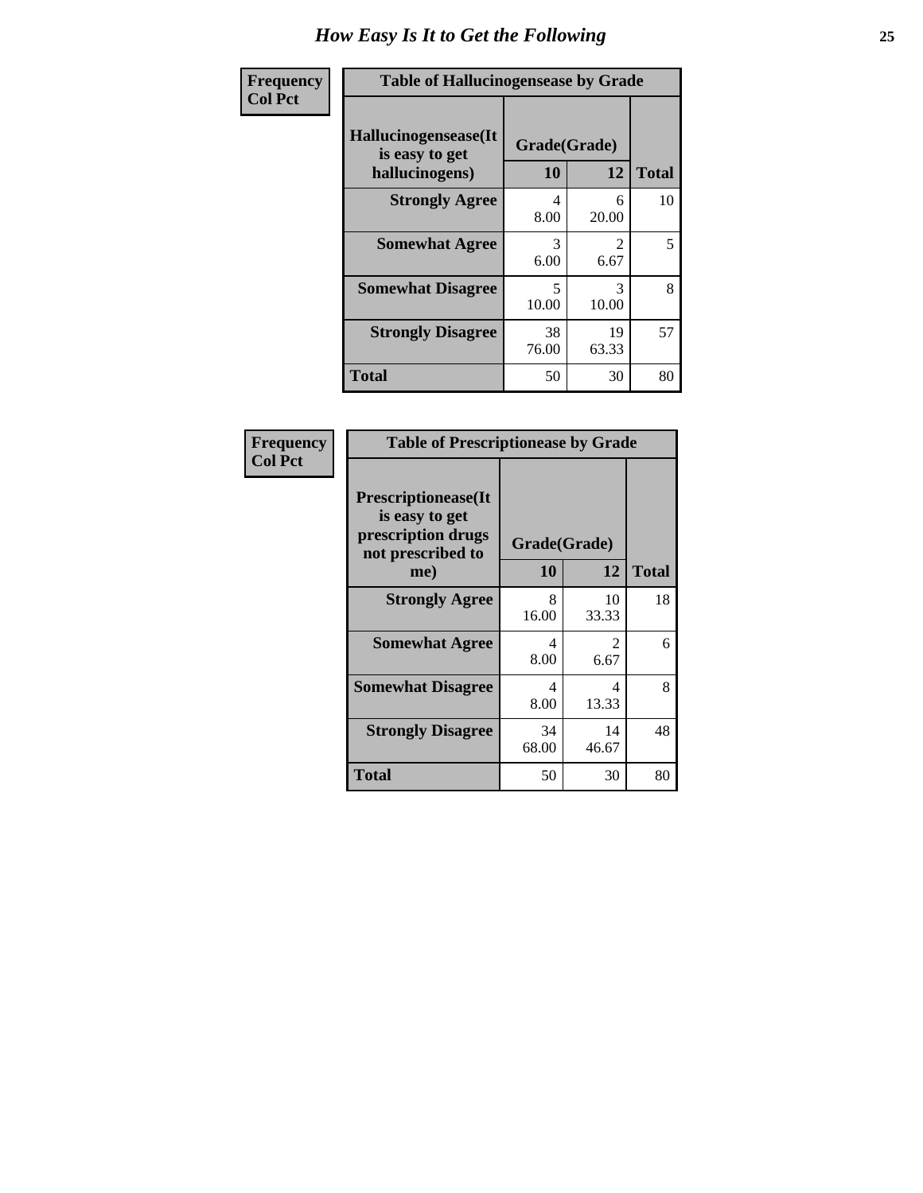# How Easy Is It to Get the Following

| Frequency Col Pct | | | |
|---|---|---|---|
| **Table of Hallucinogensease by Grade** | | | |
| **Hallucinogensease(It is easy to get hallucinogens)** | **Grade(Grade)** | | **Total** |
| | **10** | **12** | |
| **Strongly Agree** | 4<br>8.00 | 6<br>20.00 | 10 |
| **Somewhat Agree** | 3<br>6.00 | 2<br>6.67 | 5 |
| **Somewhat Disagree** | 5<br>10.00 | 3<br>10.00 | 8 |
| **Strongly Disagree** | 38<br>76.00 | 19<br>63.33 | 57 |
| **Total** | 50 | 30 | 80 |

| Frequency Col Pct | | | |
|---|---|---|---|
| **Table of Prescriptionease by Grade** | | | |
| **Prescriptionease(It is easy to get prescription drugs not prescribed to me)** | **Grade(Grade)** | | **Total** |
| | **10** | **12** | |
| **Strongly Agree** | 8<br>16.00 | 10<br>33.33 | 18 |
| **Somewhat Agree** | 4<br>8.00 | 2<br>6.67 | 6 |
| **Somewhat Disagree** | 4<br>8.00 | 4<br>13.33 | 8 |
| **Strongly Disagree** | 34<br>68.00 | 14<br>46.67 | 48 |
| **Total** | 50 | 30 | 80 |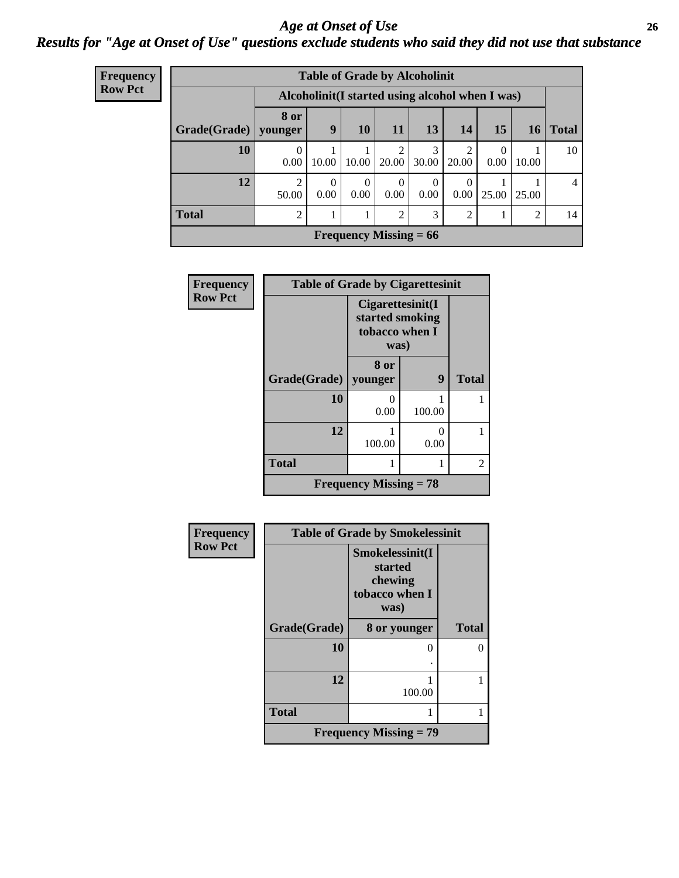# Age at Onset of Use

## Results for "Age at Onset of Use" questions exclude students who said they did not use that substance

**Frequency**
**Row Pct**

| Table of Grade by Alcoholinit | | | | | | | | | |
|---|---|---|---|---|---|---|---|---|---|
| | Alcoholinit(I started using alcohol when I was) | | | | | | | | |
| Grade(Grade) | 8 or younger | 9 | 10 | 11 | 13 | 14 | 15 | 16 | Total |
| 10 | 0<br>0.00 | 1<br>10.00 | 1<br>10.00 | 2<br>20.00 | 3<br>30.00 | 2<br>20.00 | 0<br>0.00 | 1<br>10.00 | 10 |
| 12 | 2<br>50.00 | 0<br>0.00 | 0<br>0.00 | 0<br>0.00 | 0<br>0.00 | 0<br>0.00 | 1<br>25.00 | 1<br>25.00 | 4 |
| Total | 2 | 1 | 1 | 2 | 3 | 2 | 1 | 2 | 14 |
| Frequency Missing = 66 | | | | | | | | | |

**Frequency**
**Row Pct**

| Table of Grade by Cigarettesinit | | | |
|---|---|---|---|
| | Cigarettesinit(I started smoking tobacco when I was) | | |
| Grade(Grade) | 8 or younger | 9 | Total |
| 10 | 0<br>0.00 | 1<br>100.00 | 1 |
| 12 | 1<br>100.00 | 0<br>0.00 | 1 |
| Total | 1 | 1 | 2 |
| Frequency Missing = 78 | | | |

**Frequency**
**Row Pct**

| Table of Grade by Smokelessinit | | |
|---|---|---|
| | Smokelessinit(I started chewing tobacco when I was) | |
| Grade(Grade) | 8 or younger | Total |
| 10 | 0<br>. | 0 |
| 12 | 1<br>100.00 | 1 |
| Total | 1 | 1 |
| Frequency Missing = 79 | | |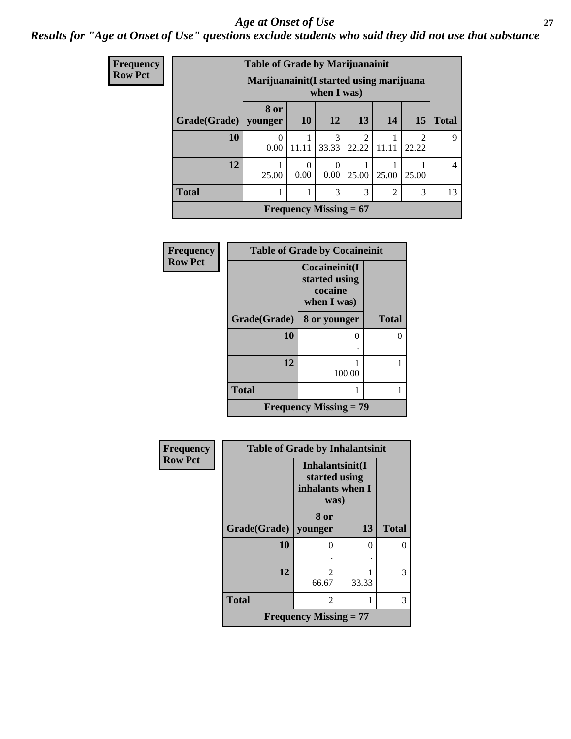# *Age at Onset of Use*

## *Results for "Age at Onset of Use" questions exclude students who said they did not use that substance*

**Frequency / Row Pct**

**Table of Grade by Marijuanainit**

| Grade(Grade) | Marijuanainit(I started using marijuana when I was) | | | | | | Total |
|---|---|---|---|---|---|---|---|
| | 8 or younger | 10 | 12 | 13 | 14 | 15 | |
| **10** | 0<br>0.00 | 1<br>11.11 | 3<br>33.33 | 2<br>22.22 | 1<br>11.11 | 2<br>22.22 | 9 |
| **12** | 1<br>25.00 | 0<br>0.00 | 0<br>0.00 | 1<br>25.00 | 1<br>25.00 | 1<br>25.00 | 4 |
| **Total** | 1 | 1 | 3 | 3 | 2 | 3 | 13 |

**Frequency Missing = 67**

**Frequency / Row Pct**

**Table of Grade by Cocaineinit**

| Grade(Grade) | Cocaineinit(I started using cocaine when I was) | Total |
|---|---|---|
| | 8 or younger | |
| **10** | 0<br>. | 0 |
| **12** | 1<br>100.00 | 1 |
| **Total** | 1 | 1 |

**Frequency Missing = 79**

**Frequency / Row Pct**

**Table of Grade by Inhalantsinit**

| Grade(Grade) | Inhalantsinit(I started using inhalants when I was) | | Total |
|---|---|---|---|
| | 8 or younger | 13 | |
| **10** | 0<br>. | 0<br>. | 0 |
| **12** | 2<br>66.67 | 1<br>33.33 | 3 |
| **Total** | 2 | 1 | 3 |

**Frequency Missing = 77**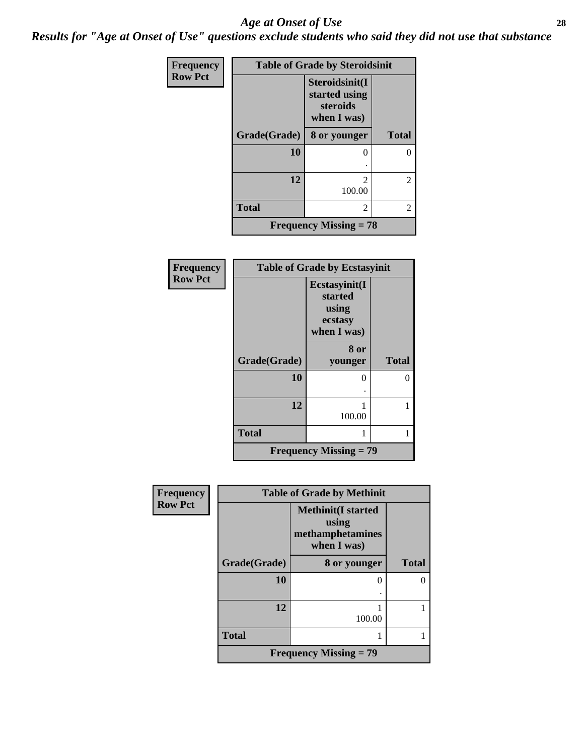# Age at Onset of Use

***Results for "Age at Onset of Use" questions exclude students who said they did not use that substance***

**Table of Grade by Steroidsinit**

Frequency / Row Pct

| Grade(Grade) | Steroidsinit(I started using steroids when I was) 8 or younger | Total |
|---|---|---|
| 10 | 0<br>. | 0 |
| 12 | 2<br>100.00 | 2 |
| Total | 2 | 2 |

Frequency Missing = 78

**Table of Grade by Ecstasyinit**

Frequency / Row Pct

| Grade(Grade) | Ecstasyinit(I started using ecstasy when I was) 8 or younger | Total |
|---|---|---|
| 10 | 0<br>. | 0 |
| 12 | 1<br>100.00 | 1 |
| Total | 1 | 1 |

Frequency Missing = 79

**Table of Grade by Methinit**

Frequency / Row Pct

| Grade(Grade) | Methinit(I started using methamphetamines when I was) 8 or younger | Total |
|---|---|---|
| 10 | 0<br>. | 0 |
| 12 | 1<br>100.00 | 1 |
| Total | 1 | 1 |

Frequency Missing = 79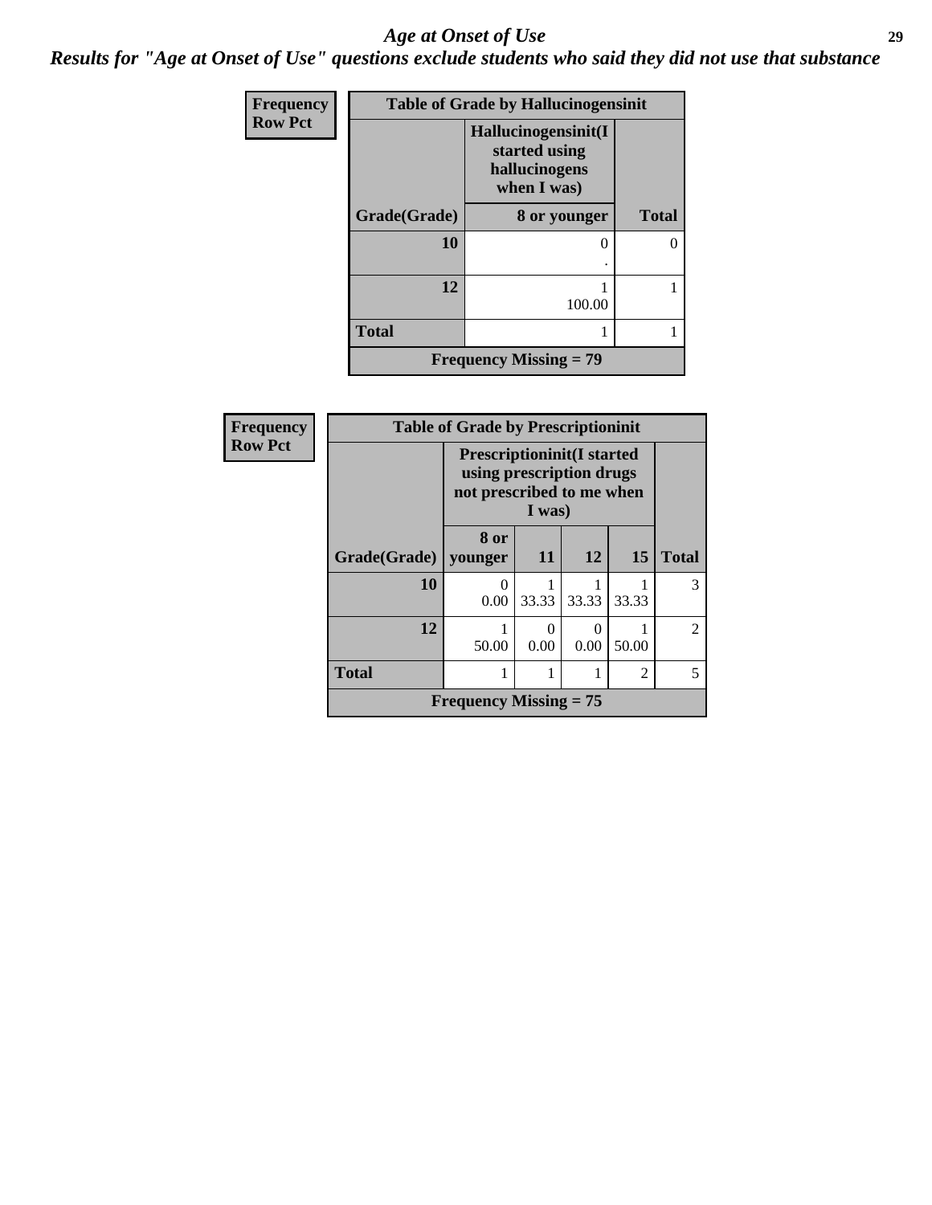# Age at Onset of Use

## Results for "Age at Onset of Use" questions exclude students who said they did not use that substance

Frequency
Row Pct

| Table of Grade by Hallucinogensinit | | |
|---|---|---|
| | Hallucinogensinit(I started using hallucinogens when I was) | |
| Grade(Grade) | 8 or younger | Total |
| 10 | 0<br>. | 0 |
| 12 | 1<br>100.00 | 1 |
| Total | 1 | 1 |
| Frequency Missing = 79 | | |

Frequency
Row Pct

| Table of Grade by Prescriptioninit | | | | | |
|---|---|---|---|---|---|
| | Prescriptioninit(I started using prescription drugs not prescribed to me when I was) | | | | |
| Grade(Grade) | 8 or younger | 11 | 12 | 15 | Total |
| 10 | 0<br>0.00 | 1<br>33.33 | 1<br>33.33 | 1<br>33.33 | 3 |
| 12 | 1<br>50.00 | 0<br>0.00 | 0<br>0.00 | 1<br>50.00 | 2 |
| Total | 1 | 1 | 1 | 2 | 5 |
| Frequency Missing = 75 | | | | | |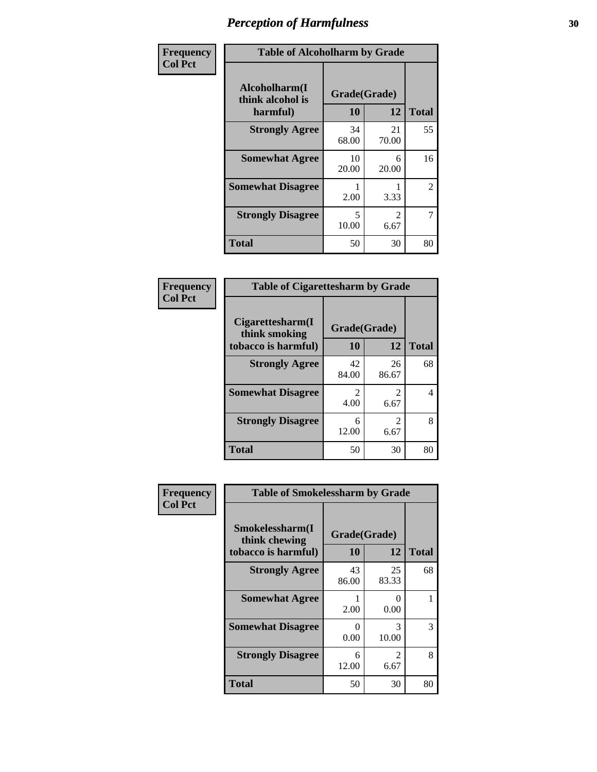# Perception of Harmfulness

| Frequency<br>Col Pct | Table of Alcoholharm by Grade | | |
|---|---|---|---|
| Alcoholharm(I think alcohol is harmful) | Grade(Grade) | | |
| | 10 | 12 | Total |
| Strongly Agree | 34<br>68.00 | 21<br>70.00 | 55 |
| Somewhat Agree | 10<br>20.00 | 6<br>20.00 | 16 |
| Somewhat Disagree | 1<br>2.00 | 1<br>3.33 | 2 |
| Strongly Disagree | 5<br>10.00 | 2<br>6.67 | 7 |
| Total | 50 | 30 | 80 |

| Frequency<br>Col Pct | Table of Cigarettesharm by Grade | | |
|---|---|---|---|
| Cigarettesharm(I think smoking tobacco is harmful) | Grade(Grade) | | |
| | 10 | 12 | Total |
| Strongly Agree | 42<br>84.00 | 26<br>86.67 | 68 |
| Somewhat Disagree | 2<br>4.00 | 2<br>6.67 | 4 |
| Strongly Disagree | 6<br>12.00 | 2<br>6.67 | 8 |
| Total | 50 | 30 | 80 |

| Frequency<br>Col Pct | Table of Smokelessharm by Grade | | |
|---|---|---|---|
| Smokelessharm(I think chewing tobacco is harmful) | Grade(Grade) | | |
| | 10 | 12 | Total |
| Strongly Agree | 43<br>86.00 | 25<br>83.33 | 68 |
| Somewhat Agree | 1<br>2.00 | 0<br>0.00 | 1 |
| Somewhat Disagree | 0<br>0.00 | 3<br>10.00 | 3 |
| Strongly Disagree | 6<br>12.00 | 2<br>6.67 | 8 |
| Total | 50 | 30 | 80 |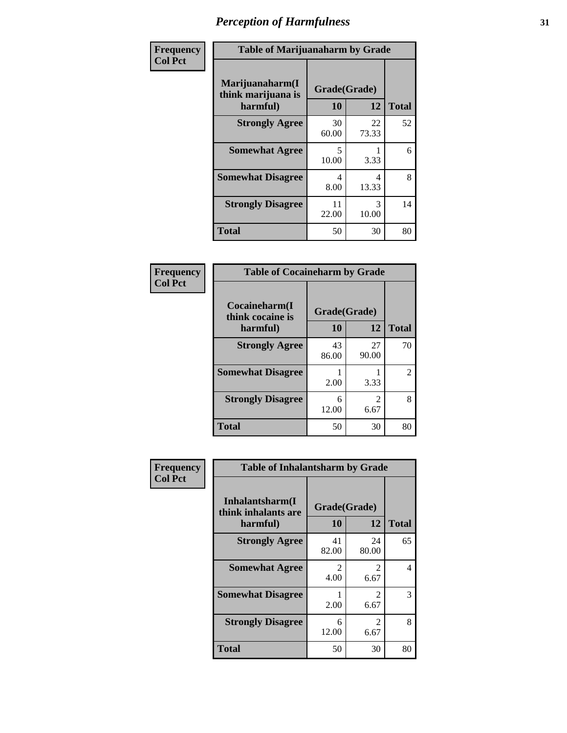# *Perception of Harmfulness*

| Frequency<br>Col Pct | Table of Marijuanaharm by Grade | | |
|---|---|---|---|
| Marijuanaharm(I think marijuana is harmful) | Grade(Grade) | | |
| | 10 | 12 | Total |
| Strongly Agree | 30<br>60.00 | 22<br>73.33 | 52 |
| Somewhat Agree | 5<br>10.00 | 1<br>3.33 | 6 |
| Somewhat Disagree | 4<br>8.00 | 4<br>13.33 | 8 |
| Strongly Disagree | 11<br>22.00 | 3<br>10.00 | 14 |
| Total | 50 | 30 | 80 |

| Frequency<br>Col Pct | Table of Cocaineharm by Grade | | |
|---|---|---|---|
| Cocaineharm(I think cocaine is harmful) | Grade(Grade) | | |
| | 10 | 12 | Total |
| Strongly Agree | 43<br>86.00 | 27<br>90.00 | 70 |
| Somewhat Disagree | 1<br>2.00 | 1<br>3.33 | 2 |
| Strongly Disagree | 6<br>12.00 | 2<br>6.67 | 8 |
| Total | 50 | 30 | 80 |

| Frequency<br>Col Pct | Table of Inhalantsharm by Grade | | |
|---|---|---|---|
| Inhalantsharm(I think inhalants are harmful) | Grade(Grade) | | |
| | 10 | 12 | Total |
| Strongly Agree | 41<br>82.00 | 24<br>80.00 | 65 |
| Somewhat Agree | 2<br>4.00 | 2<br>6.67 | 4 |
| Somewhat Disagree | 1<br>2.00 | 2<br>6.67 | 3 |
| Strongly Disagree | 6<br>12.00 | 2<br>6.67 | 8 |
| Total | 50 | 30 | 80 |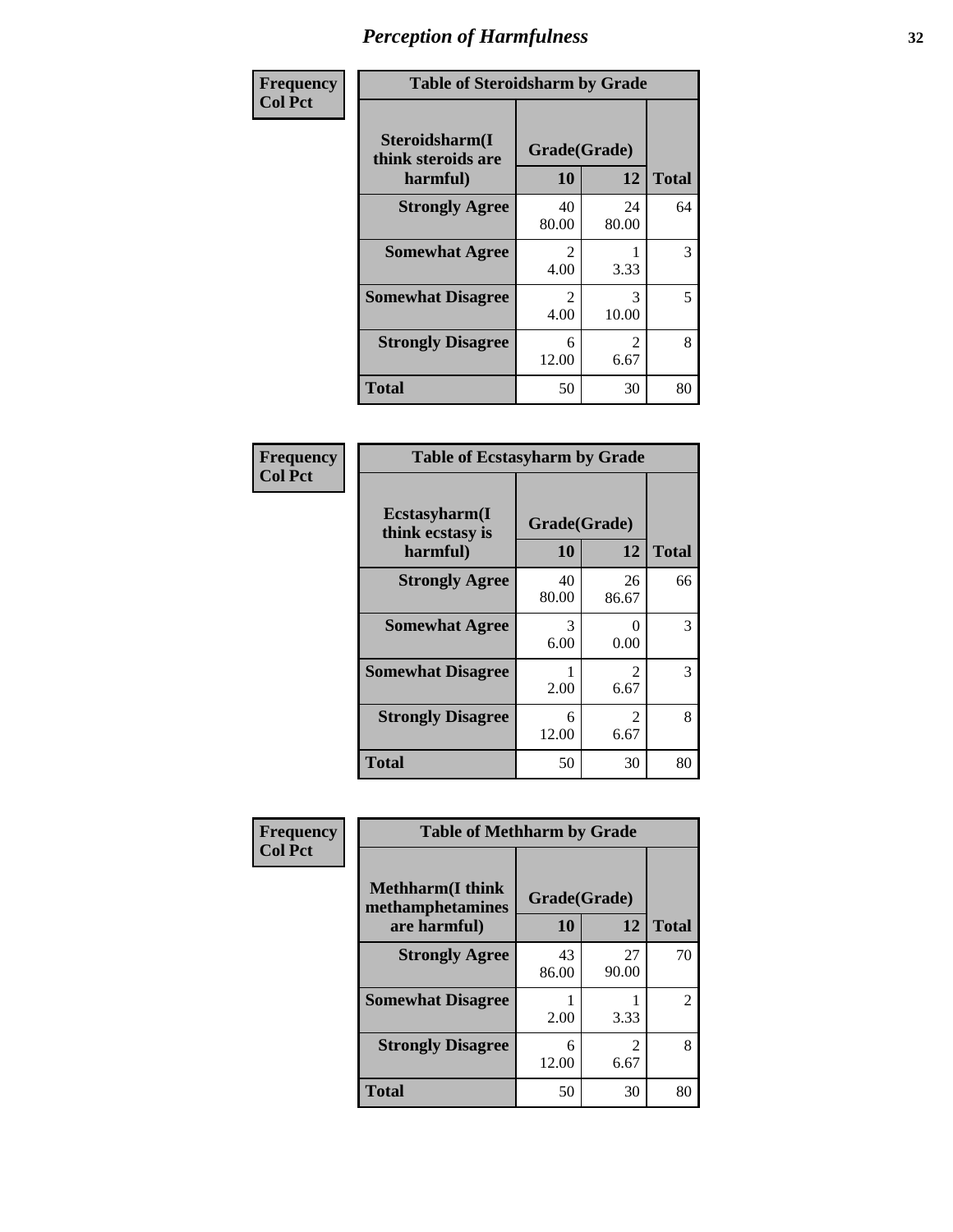# Perception of Harmfulness

**Frequency**
**Col Pct**

| Table of Steroidsharm by Grade | | | |
|---|---|---|---|
| **Steroidsharm(I think steroids are harmful)** | **Grade(Grade)** | | **Total** |
| | **10** | **12** | |
| **Strongly Agree** | 40<br>80.00 | 24<br>80.00 | 64 |
| **Somewhat Agree** | 2<br>4.00 | 1<br>3.33 | 3 |
| **Somewhat Disagree** | 2<br>4.00 | 3<br>10.00 | 5 |
| **Strongly Disagree** | 6<br>12.00 | 2<br>6.67 | 8 |
| **Total** | 50 | 30 | 80 |

**Frequency**
**Col Pct**

| Table of Ecstasyharm by Grade | | | |
|---|---|---|---|
| **Ecstasyharm(I think ecstasy is harmful)** | **Grade(Grade)** | | **Total** |
| | **10** | **12** | |
| **Strongly Agree** | 40<br>80.00 | 26<br>86.67 | 66 |
| **Somewhat Agree** | 3<br>6.00 | 0<br>0.00 | 3 |
| **Somewhat Disagree** | 1<br>2.00 | 2<br>6.67 | 3 |
| **Strongly Disagree** | 6<br>12.00 | 2<br>6.67 | 8 |
| **Total** | 50 | 30 | 80 |

**Frequency**
**Col Pct**

| Table of Methharm by Grade | | | |
|---|---|---|---|
| **Methharm(I think methamphetamines are harmful)** | **Grade(Grade)** | | **Total** |
| | **10** | **12** | |
| **Strongly Agree** | 43<br>86.00 | 27<br>90.00 | 70 |
| **Somewhat Disagree** | 1<br>2.00 | 1<br>3.33 | 2 |
| **Strongly Disagree** | 6<br>12.00 | 2<br>6.67 | 8 |
| **Total** | 50 | 30 | 80 |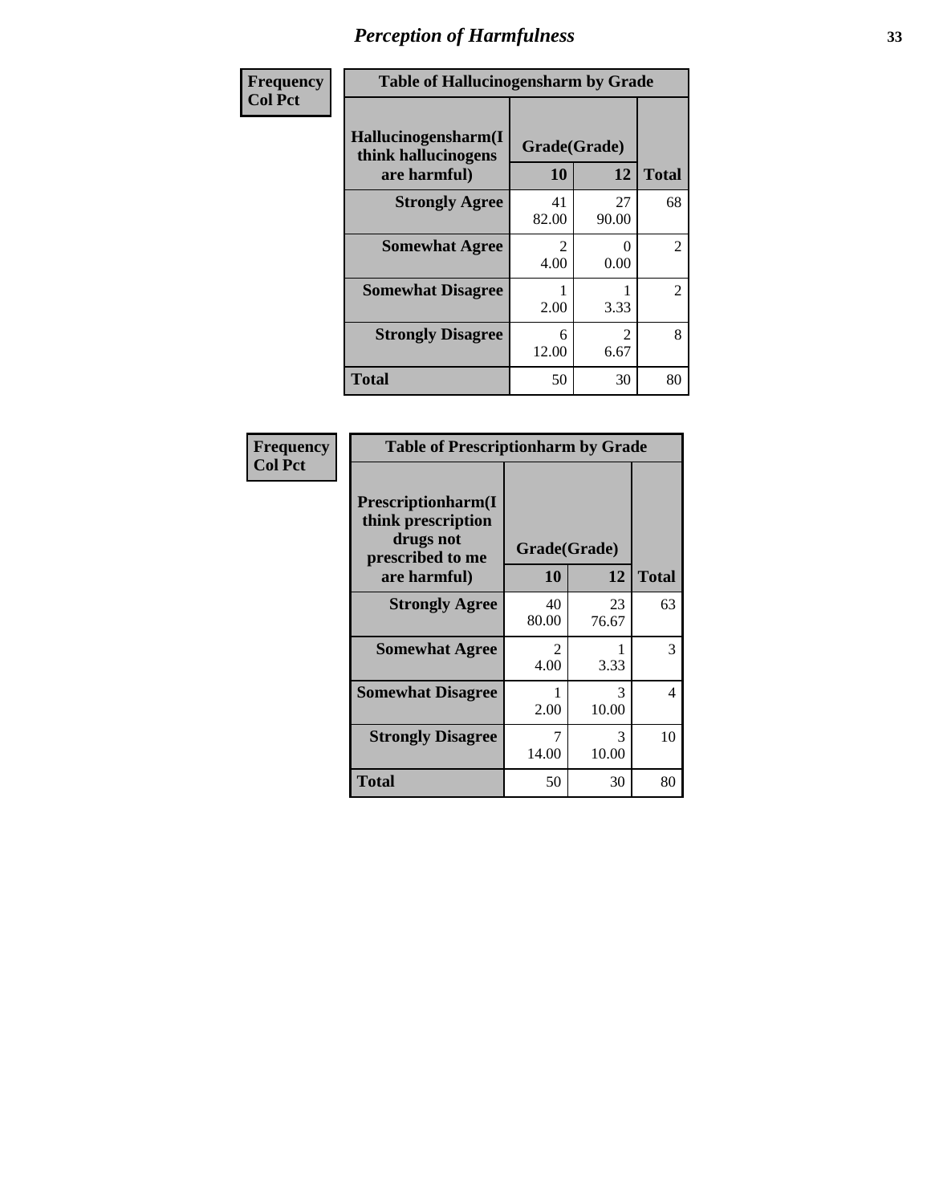# Perception of Harmfulness

**Frequency**
**Col Pct**

| Table of Hallucinogensharm by Grade | | | |
|---|---|---|---|
| Hallucinogensharm(I think hallucinogens are harmful) | Grade(Grade) | | Total |
| | 10 | 12 | |
| Strongly Agree | 41<br>82.00 | 27<br>90.00 | 68 |
| Somewhat Agree | 2<br>4.00 | 0<br>0.00 | 2 |
| Somewhat Disagree | 1<br>2.00 | 1<br>3.33 | 2 |
| Strongly Disagree | 6<br>12.00 | 2<br>6.67 | 8 |
| Total | 50 | 30 | 80 |

**Frequency**
**Col Pct**

| Table of Prescriptionharm by Grade | | | |
|---|---|---|---|
| Prescriptionharm(I think prescription drugs not prescribed to me are harmful) | Grade(Grade) | | Total |
| | 10 | 12 | |
| Strongly Agree | 40<br>80.00 | 23<br>76.67 | 63 |
| Somewhat Agree | 2<br>4.00 | 1<br>3.33 | 3 |
| Somewhat Disagree | 1<br>2.00 | 3<br>10.00 | 4 |
| Strongly Disagree | 7<br>14.00 | 3<br>10.00 | 10 |
| Total | 50 | 30 | 80 |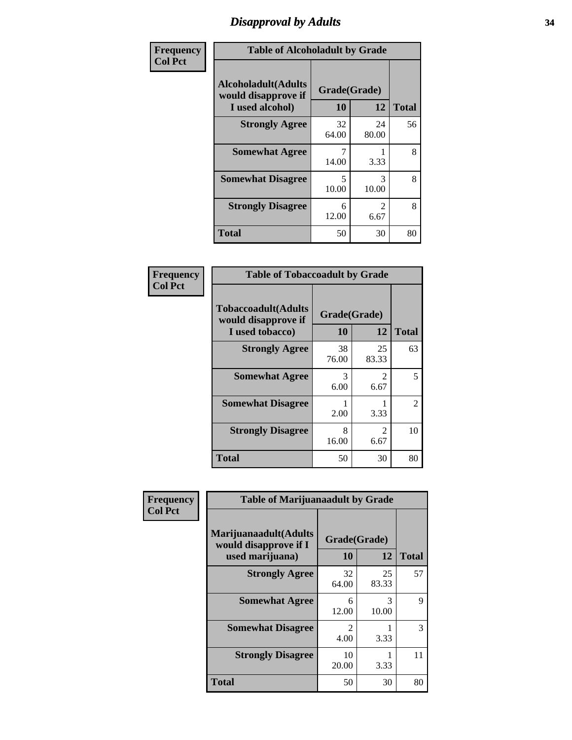# Disapproval by Adults

**Frequency**
**Col Pct**

| Table of Alcoholadult by Grade | | | |
|---|---|---|---|
| **Alcoholadult(Adults would disapprove if I used alcohol)** | **Grade(Grade)** | | **Total** |
| | **10** | **12** | |
| **Strongly Agree** | 32<br>64.00 | 24<br>80.00 | 56 |
| **Somewhat Agree** | 7<br>14.00 | 1<br>3.33 | 8 |
| **Somewhat Disagree** | 5<br>10.00 | 3<br>10.00 | 8 |
| **Strongly Disagree** | 6<br>12.00 | 2<br>6.67 | 8 |
| **Total** | 50 | 30 | 80 |

**Frequency**
**Col Pct**

| Table of Tobaccoadult by Grade | | | |
|---|---|---|---|
| **Tobaccoadult(Adults would disapprove if I used tobacco)** | **Grade(Grade)** | | **Total** |
| | **10** | **12** | |
| **Strongly Agree** | 38<br>76.00 | 25<br>83.33 | 63 |
| **Somewhat Agree** | 3<br>6.00 | 2<br>6.67 | 5 |
| **Somewhat Disagree** | 1<br>2.00 | 1<br>3.33 | 2 |
| **Strongly Disagree** | 8<br>16.00 | 2<br>6.67 | 10 |
| **Total** | 50 | 30 | 80 |

**Frequency**
**Col Pct**

| Table of Marijuanaadult by Grade | | | |
|---|---|---|---|
| **Marijuanaadult(Adults would disapprove if I used marijuana)** | **Grade(Grade)** | | **Total** |
| | **10** | **12** | |
| **Strongly Agree** | 32<br>64.00 | 25<br>83.33 | 57 |
| **Somewhat Agree** | 6<br>12.00 | 3<br>10.00 | 9 |
| **Somewhat Disagree** | 2<br>4.00 | 1<br>3.33 | 3 |
| **Strongly Disagree** | 10<br>20.00 | 1<br>3.33 | 11 |
| **Total** | 50 | 30 | 80 |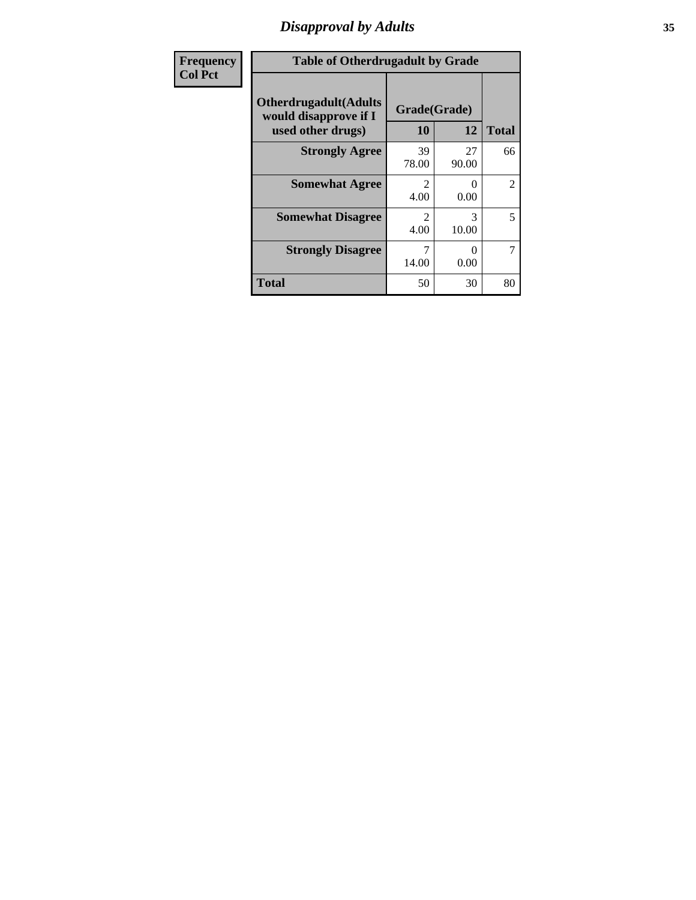| Frequency |
|---|
| Col Pct |

**Table of Otherdrugadult by Grade**

| Otherdrugadult(Adults would disapprove if I used other drugs) | Grade(Grade) | | |
|---|---|---|---|
| | 10 | 12 | Total |
| **Strongly Agree** | 39<br>78.00 | 27<br>90.00 | 66 |
| **Somewhat Agree** | 2<br>4.00 | 0<br>0.00 | 2 |
| **Somewhat Disagree** | 2<br>4.00 | 3<br>10.00 | 5 |
| **Strongly Disagree** | 7<br>14.00 | 0<br>0.00 | 7 |
| **Total** | 50 | 30 | 80 |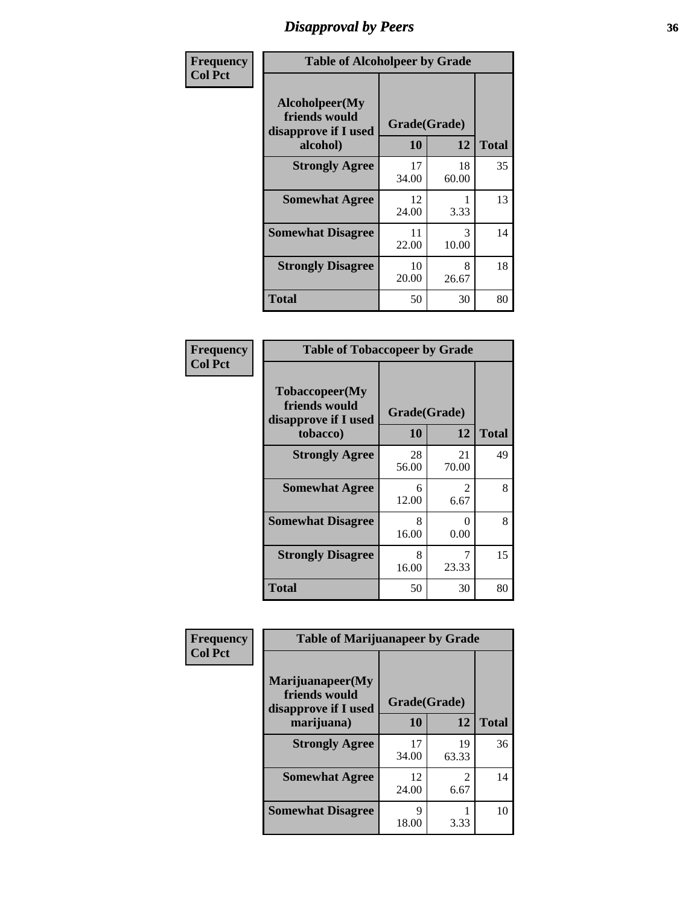# Disapproval by Peers

**Frequency**
**Col Pct**

| Table of Alcoholpeer by Grade | | | |
|---|---|---|---|
| Alcoholpeer(My friends would disapprove if I used alcohol) | Grade(Grade) | | |
| | 10 | 12 | Total |
| Strongly Agree | 17<br>34.00 | 18<br>60.00 | 35 |
| Somewhat Agree | 12<br>24.00 | 1<br>3.33 | 13 |
| Somewhat Disagree | 11<br>22.00 | 3<br>10.00 | 14 |
| Strongly Disagree | 10<br>20.00 | 8<br>26.67 | 18 |
| Total | 50 | 30 | 80 |

**Frequency**
**Col Pct**

| Table of Tobaccopeer by Grade | | | |
|---|---|---|---|
| Tobaccopeer(My friends would disapprove if I used tobacco) | Grade(Grade) | | |
| | 10 | 12 | Total |
| Strongly Agree | 28<br>56.00 | 21<br>70.00 | 49 |
| Somewhat Agree | 6<br>12.00 | 2<br>6.67 | 8 |
| Somewhat Disagree | 8<br>16.00 | 0<br>0.00 | 8 |
| Strongly Disagree | 8<br>16.00 | 7<br>23.33 | 15 |
| Total | 50 | 30 | 80 |

**Frequency**
**Col Pct**

| Table of Marijuanapeer by Grade | | | |
|---|---|---|---|
| Marijuanapeer(My friends would disapprove if I used marijuana) | Grade(Grade) | | |
| | 10 | 12 | Total |
| Strongly Agree | 17<br>34.00 | 19<br>63.33 | 36 |
| Somewhat Agree | 12<br>24.00 | 2<br>6.67 | 14 |
| Somewhat Disagree | 9<br>18.00 | 1<br>3.33 | 10 |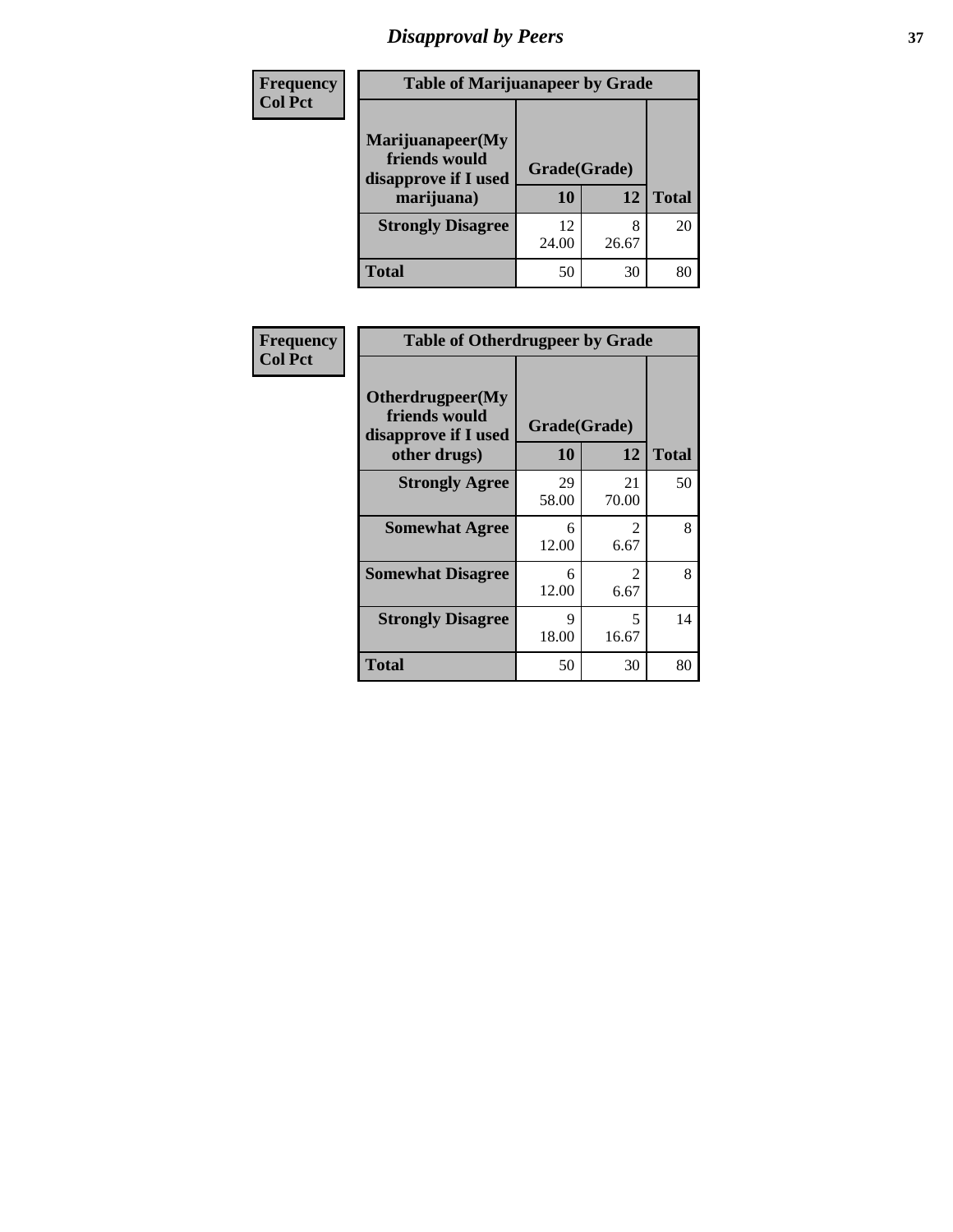| Frequency<br>Col Pct | Table of Marijuanapeer by Grade | | |
|---|---|---|---|
| Marijuanapeer(My friends would disapprove if I used marijuana) | Grade(Grade) | | |
| | 10 | 12 | Total |
| Strongly Disagree | 12<br>24.00 | 8<br>26.67 | 20 |
| Total | 50 | 30 | 80 |

| Frequency<br>Col Pct | Table of Otherdrugpeer by Grade | | |
|---|---|---|---|
| Otherdrugpeer(My friends would disapprove if I used other drugs) | Grade(Grade) | | |
| | 10 | 12 | Total |
| Strongly Agree | 29<br>58.00 | 21<br>70.00 | 50 |
| Somewhat Agree | 6<br>12.00 | 2<br>6.67 | 8 |
| Somewhat Disagree | 6<br>12.00 | 2<br>6.67 | 8 |
| Strongly Disagree | 9<br>18.00 | 5<br>16.67 | 14 |
| Total | 50 | 30 | 80 |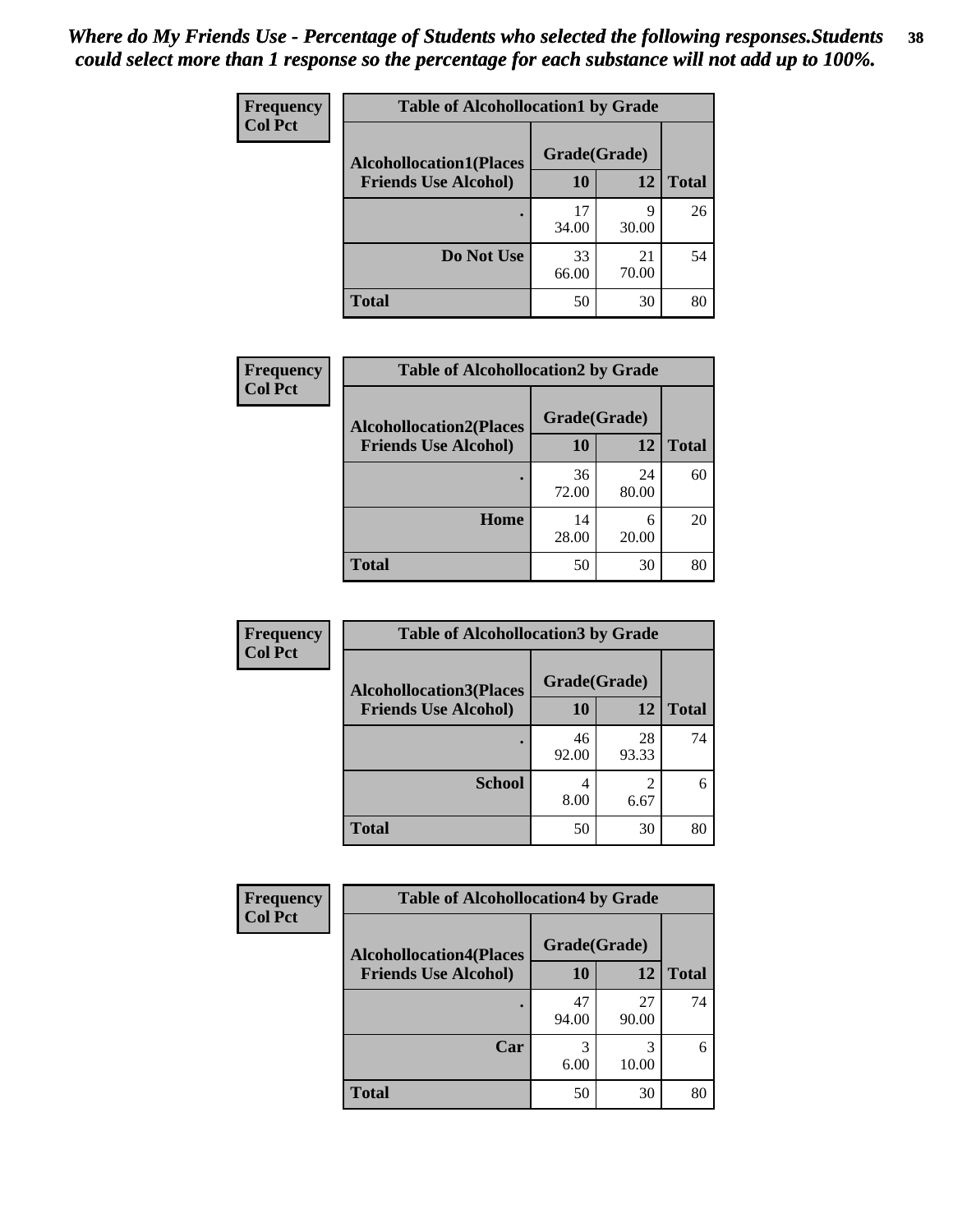*Where do My Friends Use - Percentage of Students who selected the following responses.Students could select more than 1 response so the percentage for each substance will not add up to 100%.*

**Frequency**
**Col Pct**

| Table of Alcohollocation1 by Grade | | | |
|---|---|---|---|
| **Alcohollocation1(Places Friends Use Alcohol)** | **Grade(Grade)** | | **Total** |
| | **10** | **12** | |
| **.** | 17<br>34.00 | 9<br>30.00 | 26 |
| **Do Not Use** | 33<br>66.00 | 21<br>70.00 | 54 |
| **Total** | 50 | 30 | 80 |

**Frequency**
**Col Pct**

| Table of Alcohollocation2 by Grade | | | |
|---|---|---|---|
| **Alcohollocation2(Places Friends Use Alcohol)** | **Grade(Grade)** | | **Total** |
| | **10** | **12** | |
| **.** | 36<br>72.00 | 24<br>80.00 | 60 |
| **Home** | 14<br>28.00 | 6<br>20.00 | 20 |
| **Total** | 50 | 30 | 80 |

**Frequency**
**Col Pct**

| Table of Alcohollocation3 by Grade | | | |
|---|---|---|---|
| **Alcohollocation3(Places Friends Use Alcohol)** | **Grade(Grade)** | | **Total** |
| | **10** | **12** | |
| **.** | 46<br>92.00 | 28<br>93.33 | 74 |
| **School** | 4<br>8.00 | 2<br>6.67 | 6 |
| **Total** | 50 | 30 | 80 |

**Frequency**
**Col Pct**

| Table of Alcohollocation4 by Grade | | | |
|---|---|---|---|
| **Alcohollocation4(Places Friends Use Alcohol)** | **Grade(Grade)** | | **Total** |
| | **10** | **12** | |
| **.** | 47<br>94.00 | 27<br>90.00 | 74 |
| **Car** | 3<br>6.00 | 3<br>10.00 | 6 |
| **Total** | 50 | 30 | 80 |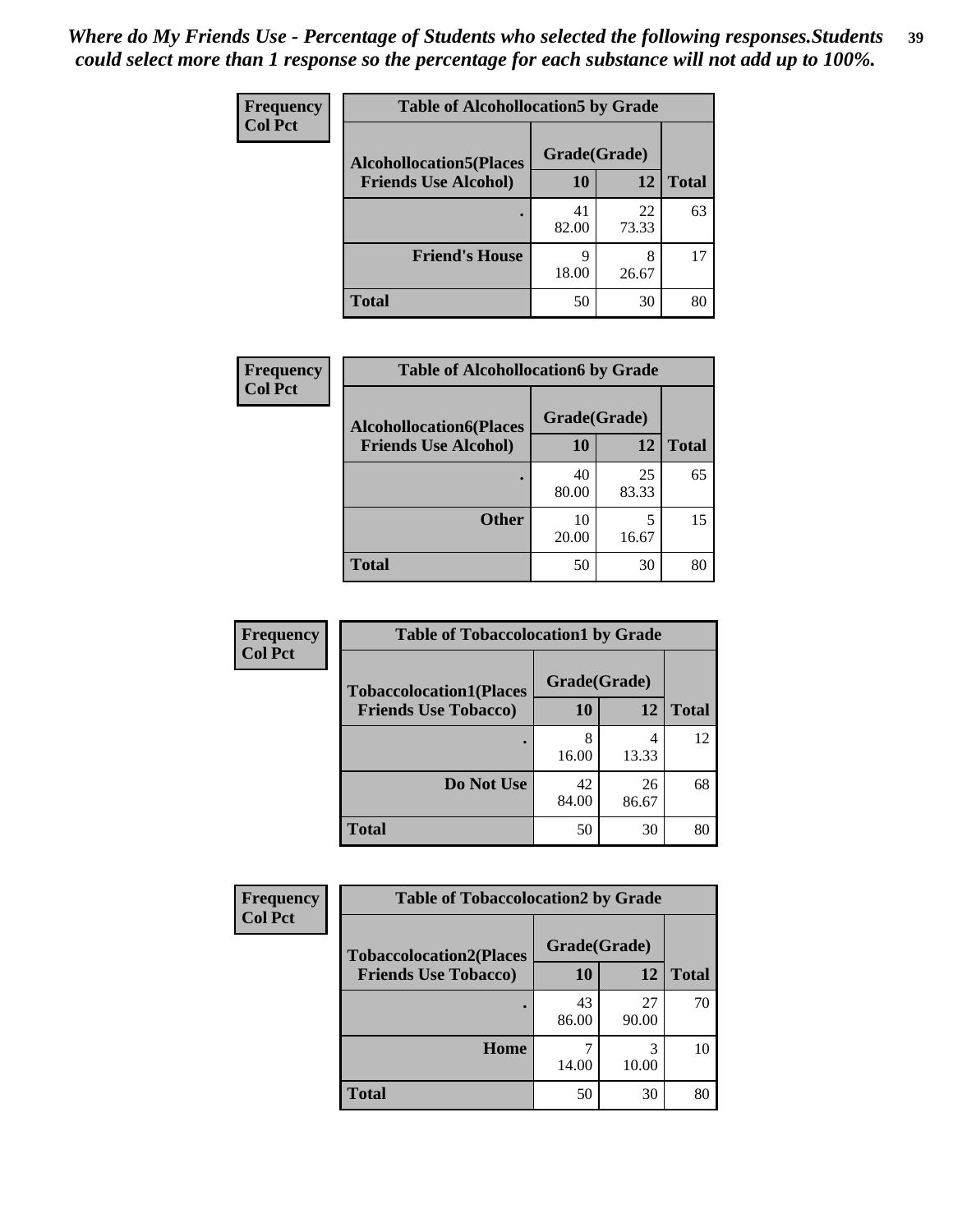*Where do My Friends Use - Percentage of Students who selected the following responses.Students could select more than 1 response so the percentage for each substance will not add up to 100%.*

**Frequency**
**Col Pct**

| Table of Alcohollocation5 by Grade | | | |
|---|---|---|---|
| **Alcohollocation5(Places Friends Use Alcohol)** | **Grade(Grade)** | | |
| | **10** | **12** | **Total** |
| **.** | 41<br>82.00 | 22<br>73.33 | 63 |
| **Friend's House** | 9<br>18.00 | 8<br>26.67 | 17 |
| **Total** | 50 | 30 | 80 |

**Frequency**
**Col Pct**

| Table of Alcohollocation6 by Grade | | | |
|---|---|---|---|
| **Alcohollocation6(Places Friends Use Alcohol)** | **Grade(Grade)** | | |
| | **10** | **12** | **Total** |
| **.** | 40<br>80.00 | 25<br>83.33 | 65 |
| **Other** | 10<br>20.00 | 5<br>16.67 | 15 |
| **Total** | 50 | 30 | 80 |

**Frequency**
**Col Pct**

| Table of Tobaccolocation1 by Grade | | | |
|---|---|---|---|
| **Tobaccolocation1(Places Friends Use Tobacco)** | **Grade(Grade)** | | |
| | **10** | **12** | **Total** |
| **.** | 8<br>16.00 | 4<br>13.33 | 12 |
| **Do Not Use** | 42<br>84.00 | 26<br>86.67 | 68 |
| **Total** | 50 | 30 | 80 |

**Frequency**
**Col Pct**

| Table of Tobaccolocation2 by Grade | | | |
|---|---|---|---|
| **Tobaccolocation2(Places Friends Use Tobacco)** | **Grade(Grade)** | | |
| | **10** | **12** | **Total** |
| **.** | 43<br>86.00 | 27<br>90.00 | 70 |
| **Home** | 7<br>14.00 | 3<br>10.00 | 10 |
| **Total** | 50 | 30 | 80 |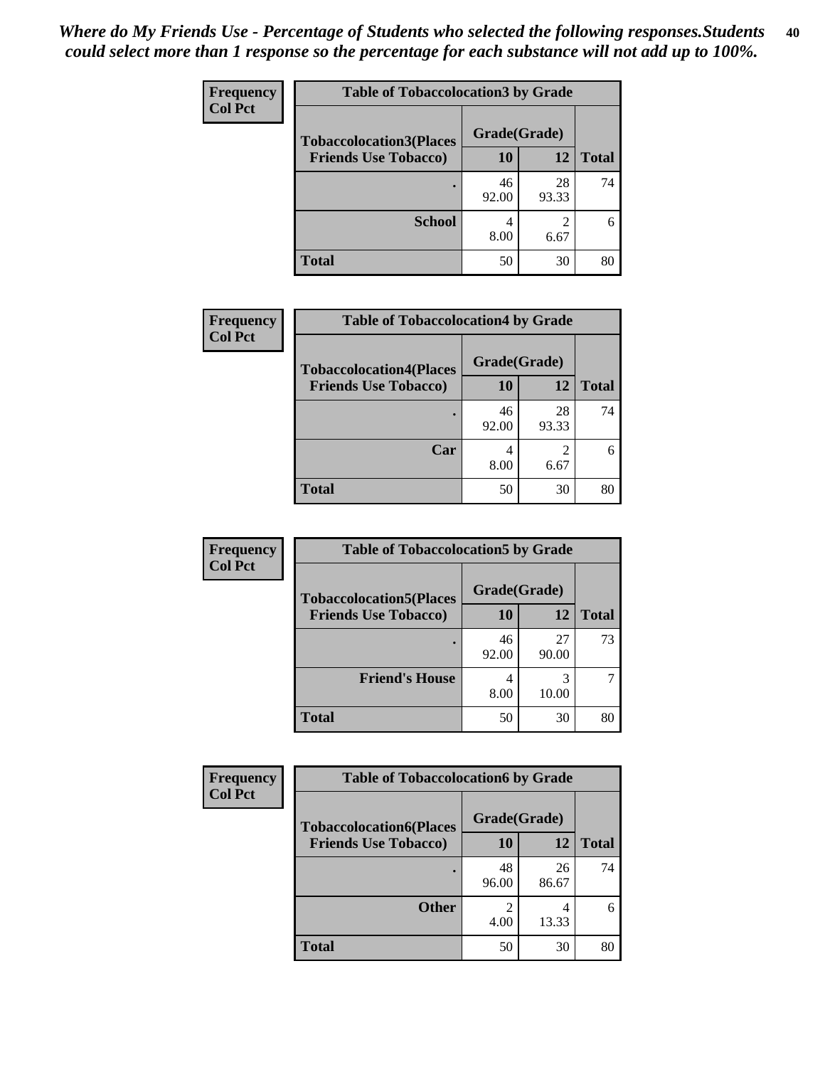*Where do My Friends Use - Percentage of Students who selected the following responses.Students could select more than 1 response so the percentage for each substance will not add up to 100%.*

**Frequency**
**Col Pct**

| Table of Tobaccolocation3 by Grade | | | |
|---|---|---|---|
| **Tobaccolocation3(Places Friends Use Tobacco)** | **Grade(Grade)** | | **Total** |
| | **10** | **12** | |
| **.** | 46<br>92.00 | 28<br>93.33 | 74 |
| **School** | 4<br>8.00 | 2<br>6.67 | 6 |
| **Total** | 50 | 30 | 80 |

**Frequency**
**Col Pct**

| Table of Tobaccolocation4 by Grade | | | |
|---|---|---|---|
| **Tobaccolocation4(Places Friends Use Tobacco)** | **Grade(Grade)** | | **Total** |
| | **10** | **12** | |
| **.** | 46<br>92.00 | 28<br>93.33 | 74 |
| **Car** | 4<br>8.00 | 2<br>6.67 | 6 |
| **Total** | 50 | 30 | 80 |

**Frequency**
**Col Pct**

| Table of Tobaccolocation5 by Grade | | | |
|---|---|---|---|
| **Tobaccolocation5(Places Friends Use Tobacco)** | **Grade(Grade)** | | **Total** |
| | **10** | **12** | |
| **.** | 46<br>92.00 | 27<br>90.00 | 73 |
| **Friend's House** | 4<br>8.00 | 3<br>10.00 | 7 |
| **Total** | 50 | 30 | 80 |

**Frequency**
**Col Pct**

| Table of Tobaccolocation6 by Grade | | | |
|---|---|---|---|
| **Tobaccolocation6(Places Friends Use Tobacco)** | **Grade(Grade)** | | **Total** |
| | **10** | **12** | |
| **.** | 48<br>96.00 | 26<br>86.67 | 74 |
| **Other** | 2<br>4.00 | 4<br>13.33 | 6 |
| **Total** | 50 | 30 | 80 |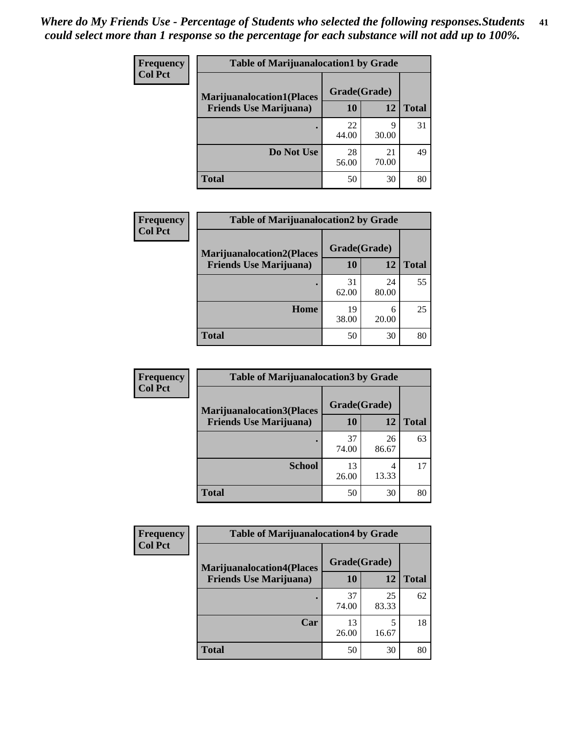*Where do My Friends Use - Percentage of Students who selected the following responses.Students could select more than 1 response so the percentage for each substance will not add up to 100%.*

**Table of Marijuanalocation1 by Grade**

| Frequency / Col Pct | | | |
|---|---|---|---|
| Marijuanalocation1(Places Friends Use Marijuana) | Grade(Grade) | | Total |
| | 10 | 12 | |
| . | 22<br>44.00 | 9<br>30.00 | 31 |
| Do Not Use | 28<br>56.00 | 21<br>70.00 | 49 |
| Total | 50 | 30 | 80 |

**Table of Marijuanalocation2 by Grade**

| Frequency / Col Pct | | | |
|---|---|---|---|
| Marijuanalocation2(Places Friends Use Marijuana) | Grade(Grade) | | Total |
| | 10 | 12 | |
| . | 31<br>62.00 | 24<br>80.00 | 55 |
| Home | 19<br>38.00 | 6<br>20.00 | 25 |
| Total | 50 | 30 | 80 |

**Table of Marijuanalocation3 by Grade**

| Frequency / Col Pct | | | |
|---|---|---|---|
| Marijuanalocation3(Places Friends Use Marijuana) | Grade(Grade) | | Total |
| | 10 | 12 | |
| . | 37<br>74.00 | 26<br>86.67 | 63 |
| School | 13<br>26.00 | 4<br>13.33 | 17 |
| Total | 50 | 30 | 80 |

**Table of Marijuanalocation4 by Grade**

| Frequency / Col Pct | | | |
|---|---|---|---|
| Marijuanalocation4(Places Friends Use Marijuana) | Grade(Grade) | | Total |
| | 10 | 12 | |
| . | 37<br>74.00 | 25<br>83.33 | 62 |
| Car | 13<br>26.00 | 5<br>16.67 | 18 |
| Total | 50 | 30 | 80 |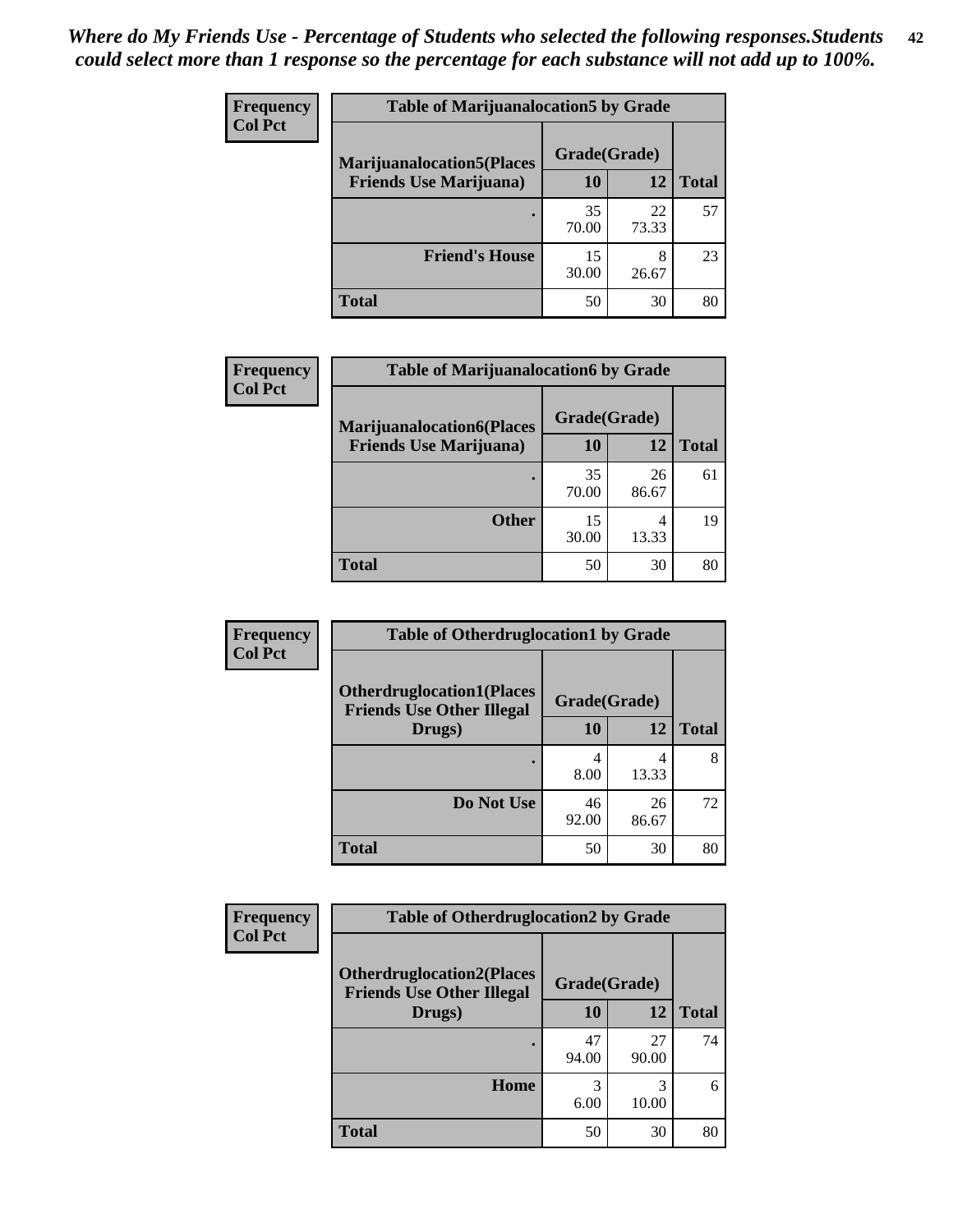*Where do My Friends Use - Percentage of Students who selected the following responses.Students could select more than 1 response so the percentage for each substance will not add up to 100%.*

| Frequency Col Pct | Table of Marijuanalocation5 by Grade | | |
|---|---|---|---|
| **Marijuanalocation5(Places Friends Use Marijuana)** | **Grade(Grade)** | | |
| | **10** | **12** | **Total** |
| **.** | 35 70.00 | 22 73.33 | 57 |
| **Friend's House** | 15 30.00 | 8 26.67 | 23 |
| **Total** | 50 | 30 | 80 |

| Frequency Col Pct | Table of Marijuanalocation6 by Grade | | |
|---|---|---|---|
| **Marijuanalocation6(Places Friends Use Marijuana)** | **Grade(Grade)** | | |
| | **10** | **12** | **Total** |
| **.** | 35 70.00 | 26 86.67 | 61 |
| **Other** | 15 30.00 | 4 13.33 | 19 |
| **Total** | 50 | 30 | 80 |

| Frequency Col Pct | Table of Otherdruglocation1 by Grade | | |
|---|---|---|---|
| **Otherdruglocation1(Places Friends Use Other Illegal Drugs)** | **Grade(Grade)** | | |
| | **10** | **12** | **Total** |
| **.** | 4 8.00 | 4 13.33 | 8 |
| **Do Not Use** | 46 92.00 | 26 86.67 | 72 |
| **Total** | 50 | 30 | 80 |

| Frequency Col Pct | Table of Otherdruglocation2 by Grade | | |
|---|---|---|---|
| **Otherdruglocation2(Places Friends Use Other Illegal Drugs)** | **Grade(Grade)** | | |
| | **10** | **12** | **Total** |
| **.** | 47 94.00 | 27 90.00 | 74 |
| **Home** | 3 6.00 | 3 10.00 | 6 |
| **Total** | 50 | 30 | 80 |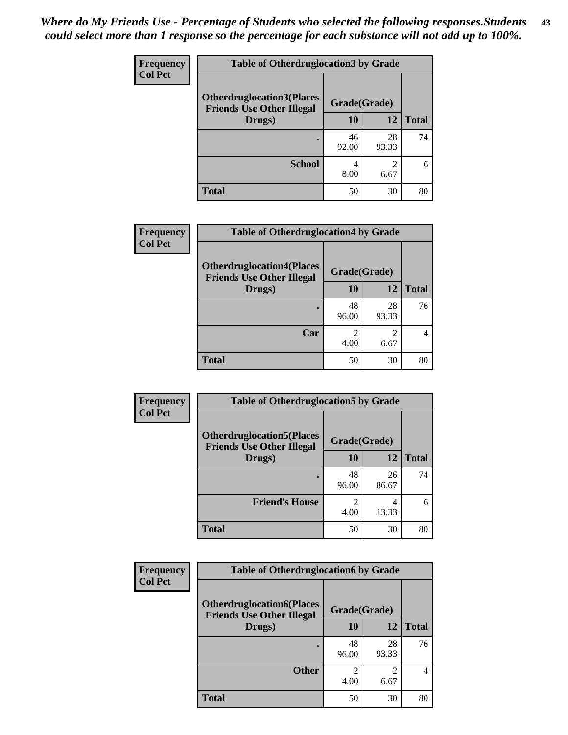*Where do My Friends Use - Percentage of Students who selected the following responses.Students could select more than 1 response so the percentage for each substance will not add up to 100%.*

**Frequency**
**Col Pct**

**Table of Otherdruglocation3 by Grade**

| Otherdruglocation3(Places Friends Use Other Illegal Drugs) | Grade(Grade) | | Total |
|---|---|---|---|
| | 10 | 12 | |
| . | 46<br>92.00 | 28<br>93.33 | 74 |
| School | 4<br>8.00 | 2<br>6.67 | 6 |
| Total | 50 | 30 | 80 |

**Frequency**
**Col Pct**

**Table of Otherdruglocation4 by Grade**

| Otherdruglocation4(Places Friends Use Other Illegal Drugs) | Grade(Grade) | | Total |
|---|---|---|---|
| | 10 | 12 | |
| . | 48<br>96.00 | 28<br>93.33 | 76 |
| Car | 2<br>4.00 | 2<br>6.67 | 4 |
| Total | 50 | 30 | 80 |

**Frequency**
**Col Pct**

**Table of Otherdruglocation5 by Grade**

| Otherdruglocation5(Places Friends Use Other Illegal Drugs) | Grade(Grade) | | Total |
|---|---|---|---|
| | 10 | 12 | |
| . | 48<br>96.00 | 26<br>86.67 | 74 |
| Friend's House | 2<br>4.00 | 4<br>13.33 | 6 |
| Total | 50 | 30 | 80 |

**Frequency**
**Col Pct**

**Table of Otherdruglocation6 by Grade**

| Otherdruglocation6(Places Friends Use Other Illegal Drugs) | Grade(Grade) | | Total |
|---|---|---|---|
| | 10 | 12 | |
| . | 48<br>96.00 | 28<br>93.33 | 76 |
| Other | 2<br>4.00 | 2<br>6.67 | 4 |
| Total | 50 | 30 | 80 |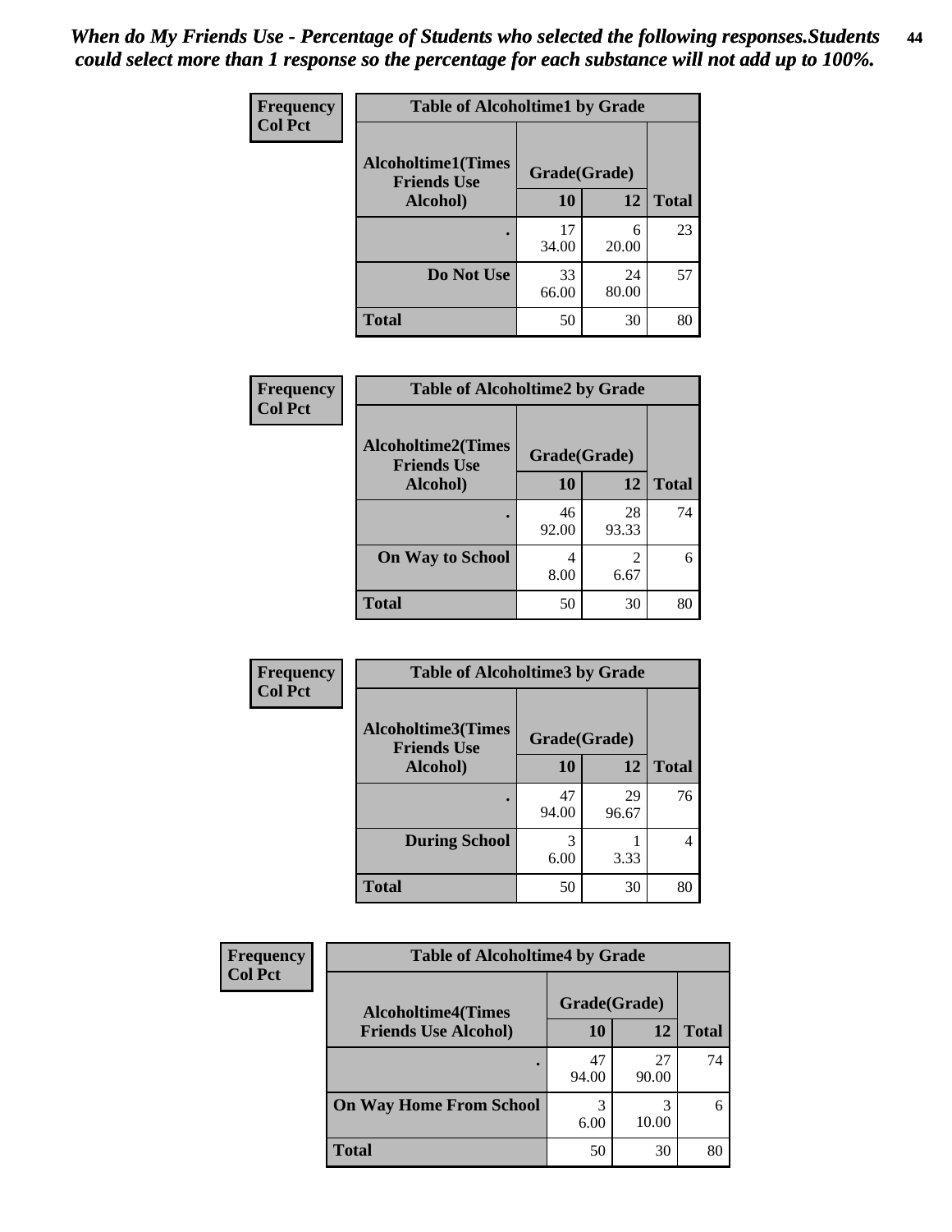*When do My Friends Use - Percentage of Students who selected the following responses.Students could select more than 1 response so the percentage for each substance will not add up to 100%.*

**Frequency / Col Pct**

**Table of Alcoholtime1 by Grade**

| Alcoholtime1(Times Friends Use Alcohol) | Grade(Grade) | | Total |
|---|---|---|---|
| | 10 | 12 | |
| . | 17<br>34.00 | 6<br>20.00 | 23 |
| Do Not Use | 33<br>66.00 | 24<br>80.00 | 57 |
| Total | 50 | 30 | 80 |

**Frequency / Col Pct**

**Table of Alcoholtime2 by Grade**

| Alcoholtime2(Times Friends Use Alcohol) | Grade(Grade) | | Total |
|---|---|---|---|
| | 10 | 12 | |
| . | 46<br>92.00 | 28<br>93.33 | 74 |
| On Way to School | 4<br>8.00 | 2<br>6.67 | 6 |
| Total | 50 | 30 | 80 |

**Frequency / Col Pct**

**Table of Alcoholtime3 by Grade**

| Alcoholtime3(Times Friends Use Alcohol) | Grade(Grade) | | Total |
|---|---|---|---|
| | 10 | 12 | |
| . | 47<br>94.00 | 29<br>96.67 | 76 |
| During School | 3<br>6.00 | 1<br>3.33 | 4 |
| Total | 50 | 30 | 80 |

**Frequency / Col Pct**

**Table of Alcoholtime4 by Grade**

| Alcoholtime4(Times Friends Use Alcohol) | Grade(Grade) | | Total |
|---|---|---|---|
| | 10 | 12 | |
| . | 47<br>94.00 | 27<br>90.00 | 74 |
| On Way Home From School | 3<br>6.00 | 3<br>10.00 | 6 |
| Total | 50 | 30 | 80 |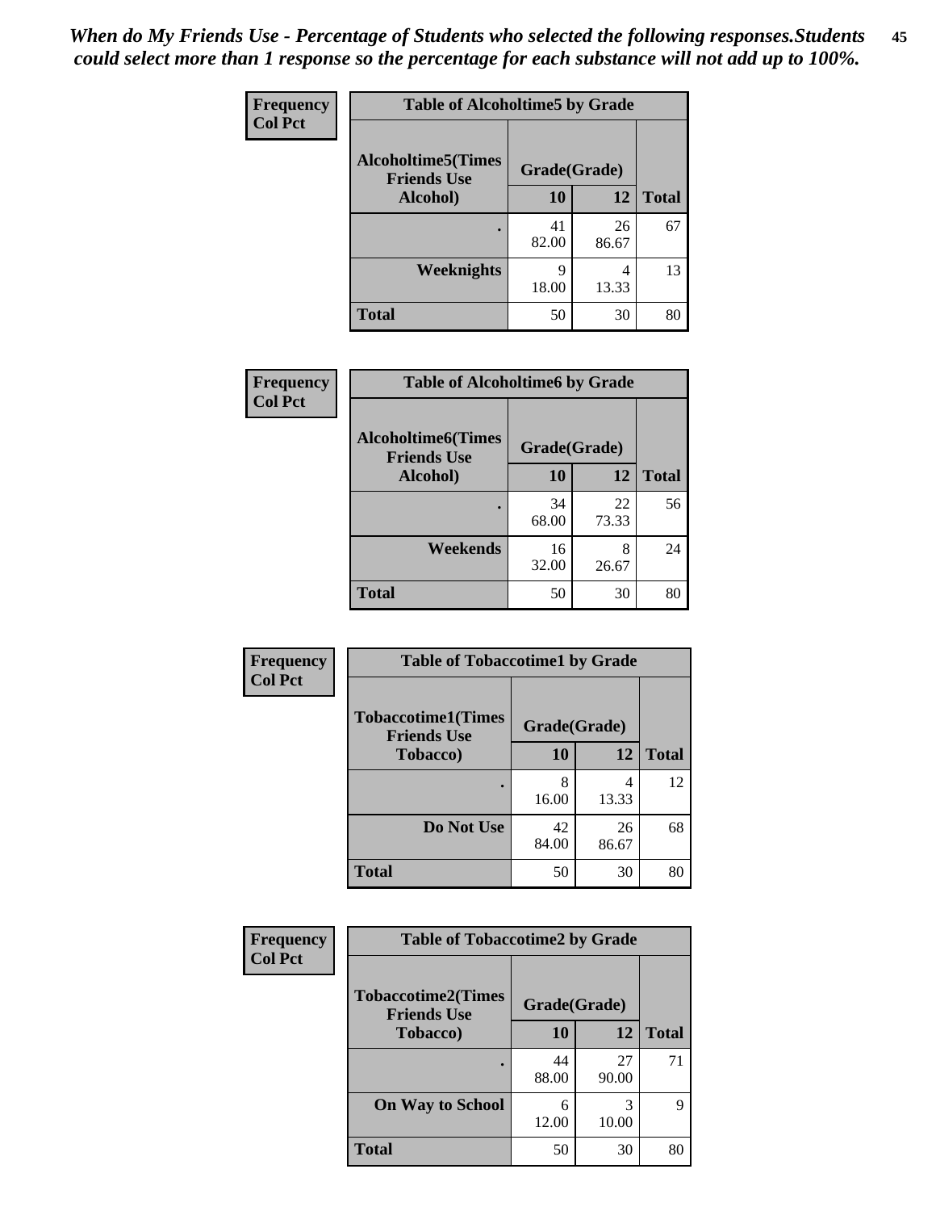*When do My Friends Use - Percentage of Students who selected the following responses.Students could select more than 1 response so the percentage for each substance will not add up to 100%.*

| Frequency Col Pct | Table of Alcoholtime5 by Grade | | |
|---|---|---|---|
| Alcoholtime5(Times Friends Use Alcohol) | Grade(Grade) | | |
| | 10 | 12 | Total |
| . | 41<br>82.00 | 26<br>86.67 | 67 |
| Weeknights | 9<br>18.00 | 4<br>13.33 | 13 |
| Total | 50 | 30 | 80 |

| Frequency Col Pct | Table of Alcoholtime6 by Grade | | |
|---|---|---|---|
| Alcoholtime6(Times Friends Use Alcohol) | Grade(Grade) | | |
| | 10 | 12 | Total |
| . | 34<br>68.00 | 22<br>73.33 | 56 |
| Weekends | 16<br>32.00 | 8<br>26.67 | 24 |
| Total | 50 | 30 | 80 |

| Frequency Col Pct | Table of Tobaccotime1 by Grade | | |
|---|---|---|---|
| Tobaccotime1(Times Friends Use Tobacco) | Grade(Grade) | | |
| | 10 | 12 | Total |
| . | 8<br>16.00 | 4<br>13.33 | 12 |
| Do Not Use | 42<br>84.00 | 26<br>86.67 | 68 |
| Total | 50 | 30 | 80 |

| Frequency Col Pct | Table of Tobaccotime2 by Grade | | |
|---|---|---|---|
| Tobaccotime2(Times Friends Use Tobacco) | Grade(Grade) | | |
| | 10 | 12 | Total |
| . | 44<br>88.00 | 27<br>90.00 | 71 |
| On Way to School | 6<br>12.00 | 3<br>10.00 | 9 |
| Total | 50 | 30 | 80 |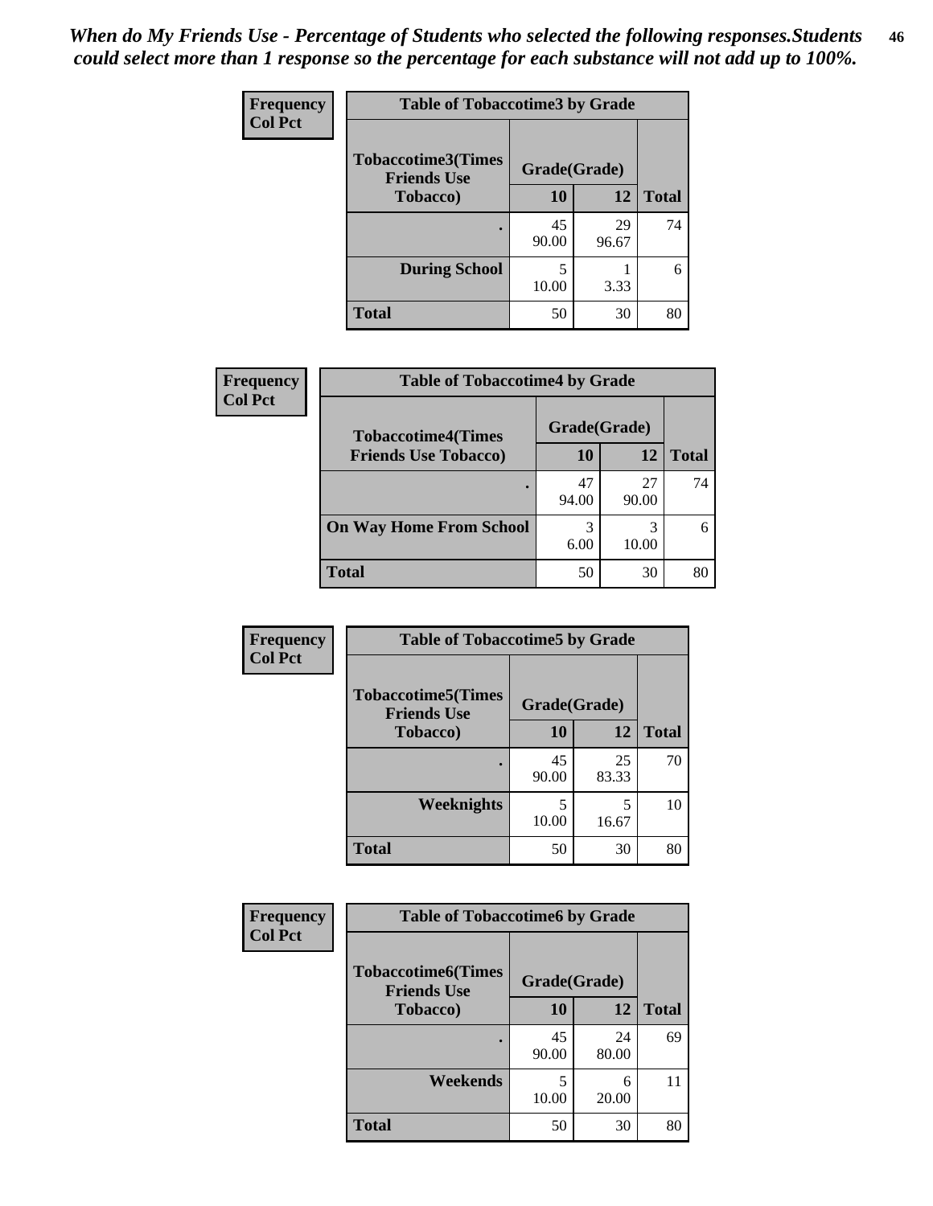*When do My Friends Use - Percentage of Students who selected the following responses.Students could select more than 1 response so the percentage for each substance will not add up to 100%.*

**Frequency**
**Col Pct**

| Table of Tobaccotime3 by Grade | | | |
|---|---|---|---|
| **Tobaccotime3(Times Friends Use Tobacco)** | **Grade(Grade)** | | |
| | **10** | **12** | **Total** |
| **.** | 45<br>90.00 | 29<br>96.67 | 74 |
| **During School** | 5<br>10.00 | 1<br>3.33 | 6 |
| **Total** | 50 | 30 | 80 |

**Frequency**
**Col Pct**

| Table of Tobaccotime4 by Grade | | | |
|---|---|---|---|
| **Tobaccotime4(Times Friends Use Tobacco)** | **Grade(Grade)** | | |
| | **10** | **12** | **Total** |
| **.** | 47<br>94.00 | 27<br>90.00 | 74 |
| **On Way Home From School** | 3<br>6.00 | 3<br>10.00 | 6 |
| **Total** | 50 | 30 | 80 |

**Frequency**
**Col Pct**

| Table of Tobaccotime5 by Grade | | | |
|---|---|---|---|
| **Tobaccotime5(Times Friends Use Tobacco)** | **Grade(Grade)** | | |
| | **10** | **12** | **Total** |
| **.** | 45<br>90.00 | 25<br>83.33 | 70 |
| **Weeknights** | 5<br>10.00 | 5<br>16.67 | 10 |
| **Total** | 50 | 30 | 80 |

**Frequency**
**Col Pct**

| Table of Tobaccotime6 by Grade | | | |
|---|---|---|---|
| **Tobaccotime6(Times Friends Use Tobacco)** | **Grade(Grade)** | | |
| | **10** | **12** | **Total** |
| **.** | 45<br>90.00 | 24<br>80.00 | 69 |
| **Weekends** | 5<br>10.00 | 6<br>20.00 | 11 |
| **Total** | 50 | 30 | 80 |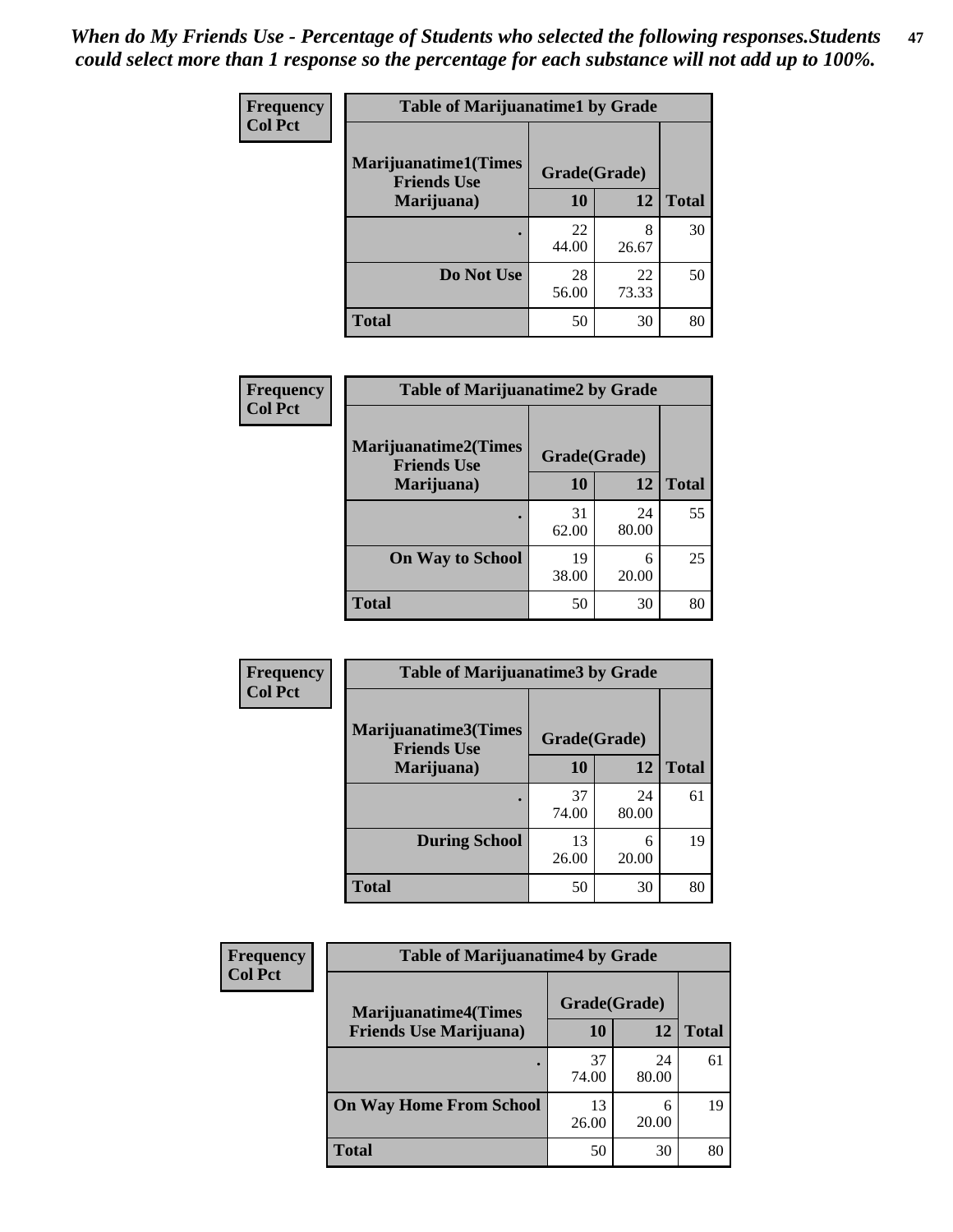*When do My Friends Use - Percentage of Students who selected the following responses.Students could select more than 1 response so the percentage for each substance will not add up to 100%.*

**Frequency**
**Col Pct**

| Table of Marijuanatime1 by Grade | | | |
|---|---|---|---|
| **Marijuanatime1(Times Friends Use Marijuana)** | **Grade(Grade)** | | |
| | **10** | **12** | **Total** |
| **.** | 22<br>44.00 | 8<br>26.67 | 30 |
| **Do Not Use** | 28<br>56.00 | 22<br>73.33 | 50 |
| **Total** | 50 | 30 | 80 |

**Frequency**
**Col Pct**

| Table of Marijuanatime2 by Grade | | | |
|---|---|---|---|
| **Marijuanatime2(Times Friends Use Marijuana)** | **Grade(Grade)** | | |
| | **10** | **12** | **Total** |
| **.** | 31<br>62.00 | 24<br>80.00 | 55 |
| **On Way to School** | 19<br>38.00 | 6<br>20.00 | 25 |
| **Total** | 50 | 30 | 80 |

**Frequency**
**Col Pct**

| Table of Marijuanatime3 by Grade | | | |
|---|---|---|---|
| **Marijuanatime3(Times Friends Use Marijuana)** | **Grade(Grade)** | | |
| | **10** | **12** | **Total** |
| **.** | 37<br>74.00 | 24<br>80.00 | 61 |
| **During School** | 13<br>26.00 | 6<br>20.00 | 19 |
| **Total** | 50 | 30 | 80 |

**Frequency**
**Col Pct**

| Table of Marijuanatime4 by Grade | | | |
|---|---|---|---|
| **Marijuanatime4(Times Friends Use Marijuana)** | **Grade(Grade)** | | |
| | **10** | **12** | **Total** |
| **.** | 37<br>74.00 | 24<br>80.00 | 61 |
| **On Way Home From School** | 13<br>26.00 | 6<br>20.00 | 19 |
| **Total** | 50 | 30 | 80 |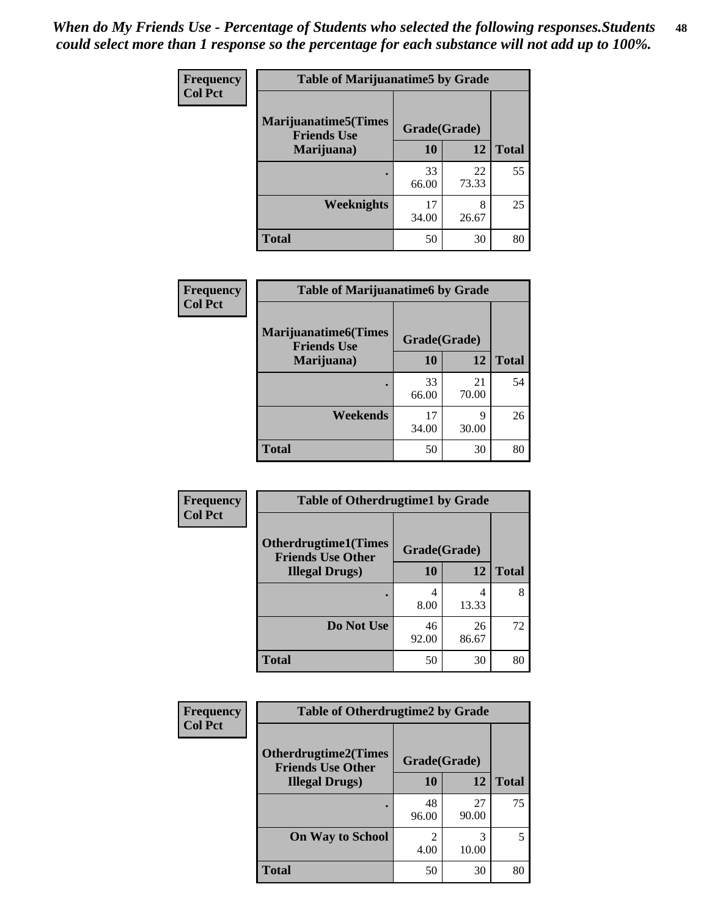*When do My Friends Use - Percentage of Students who selected the following responses.Students could select more than 1 response so the percentage for each substance will not add up to 100%.*

**Frequency**
**Col Pct**

| Table of Marijuanatime5 by Grade | | | |
|---|---|---|---|
| **Marijuanatime5(Times Friends Use Marijuana)** | **Grade(Grade)** | | |
| | **10** | **12** | **Total** |
| **.** | 33<br>66.00 | 22<br>73.33 | 55 |
| **Weeknights** | 17<br>34.00 | 8<br>26.67 | 25 |
| **Total** | 50 | 30 | 80 |

**Frequency**
**Col Pct**

| Table of Marijuanatime6 by Grade | | | |
|---|---|---|---|
| **Marijuanatime6(Times Friends Use Marijuana)** | **Grade(Grade)** | | |
| | **10** | **12** | **Total** |
| **.** | 33<br>66.00 | 21<br>70.00 | 54 |
| **Weekends** | 17<br>34.00 | 9<br>30.00 | 26 |
| **Total** | 50 | 30 | 80 |

**Frequency**
**Col Pct**

| Table of Otherdrugtime1 by Grade | | | |
|---|---|---|---|
| **Otherdrugtime1(Times Friends Use Other Illegal Drugs)** | **Grade(Grade)** | | |
| | **10** | **12** | **Total** |
| **.** | 4<br>8.00 | 4<br>13.33 | 8 |
| **Do Not Use** | 46<br>92.00 | 26<br>86.67 | 72 |
| **Total** | 50 | 30 | 80 |

**Frequency**
**Col Pct**

| Table of Otherdrugtime2 by Grade | | | |
|---|---|---|---|
| **Otherdrugtime2(Times Friends Use Other Illegal Drugs)** | **Grade(Grade)** | | |
| | **10** | **12** | **Total** |
| **.** | 48<br>96.00 | 27<br>90.00 | 75 |
| **On Way to School** | 2<br>4.00 | 3<br>10.00 | 5 |
| **Total** | 50 | 30 | 80 |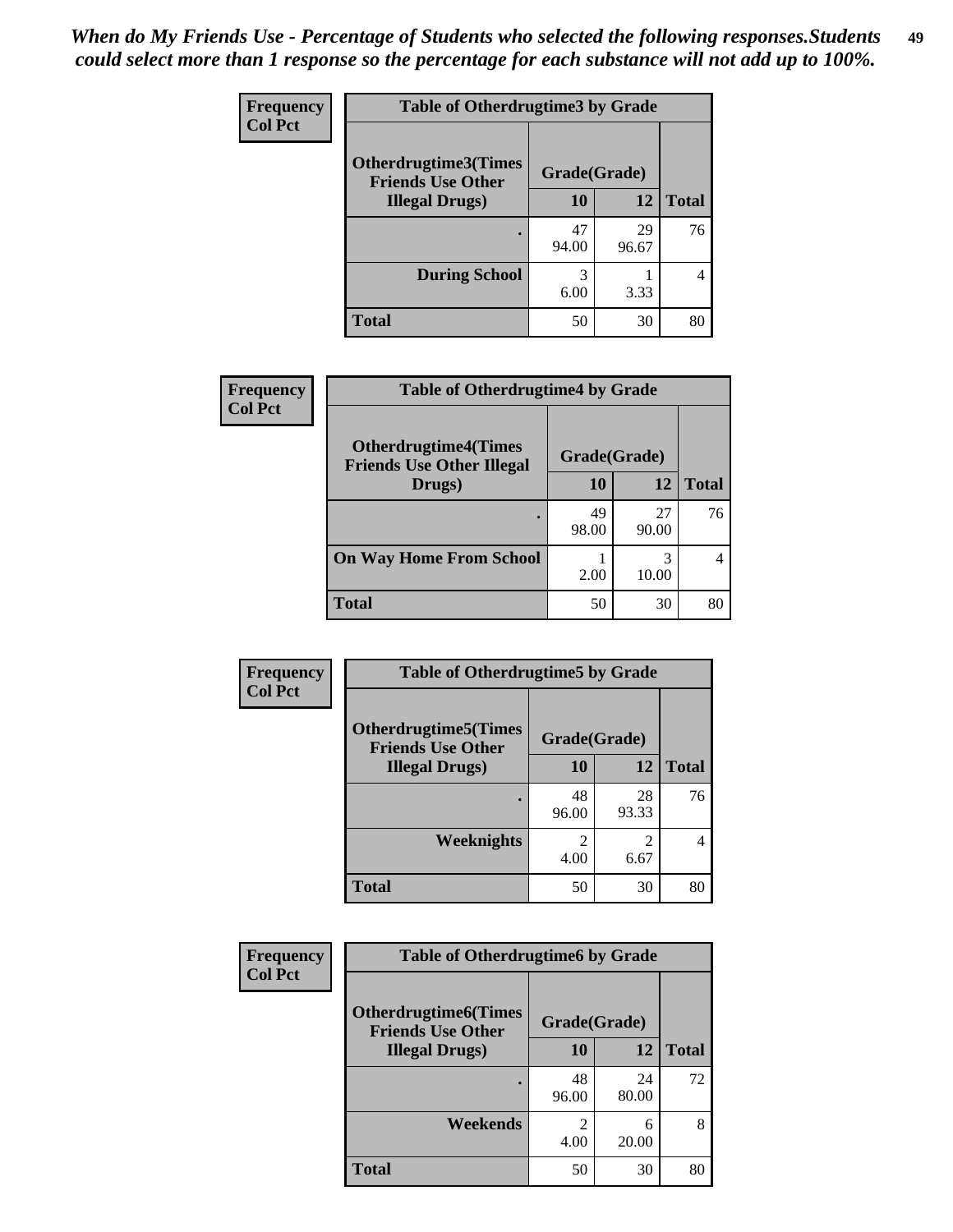*When do My Friends Use - Percentage of Students who selected the following responses.Students could select more than 1 response so the percentage for each substance will not add up to 100%.*

**Frequency**
**Col Pct**

| Table of Otherdrugtime3 by Grade | | | |
|---|---|---|---|
| **Otherdrugtime3(Times Friends Use Other Illegal Drugs)** | **Grade(Grade)** | | |
| | **10** | **12** | **Total** |
| **.** | 47<br>94.00 | 29<br>96.67 | 76 |
| **During School** | 3<br>6.00 | 1<br>3.33 | 4 |
| **Total** | 50 | 30 | 80 |

**Frequency**
**Col Pct**

| Table of Otherdrugtime4 by Grade | | | |
|---|---|---|---|
| **Otherdrugtime4(Times Friends Use Other Illegal Drugs)** | **Grade(Grade)** | | |
| | **10** | **12** | **Total** |
| **.** | 49<br>98.00 | 27<br>90.00 | 76 |
| **On Way Home From School** | 1<br>2.00 | 3<br>10.00 | 4 |
| **Total** | 50 | 30 | 80 |

**Frequency**
**Col Pct**

| Table of Otherdrugtime5 by Grade | | | |
|---|---|---|---|
| **Otherdrugtime5(Times Friends Use Other Illegal Drugs)** | **Grade(Grade)** | | |
| | **10** | **12** | **Total** |
| **.** | 48<br>96.00 | 28<br>93.33 | 76 |
| **Weeknights** | 2<br>4.00 | 2<br>6.67 | 4 |
| **Total** | 50 | 30 | 80 |

**Frequency**
**Col Pct**

| Table of Otherdrugtime6 by Grade | | | |
|---|---|---|---|
| **Otherdrugtime6(Times Friends Use Other Illegal Drugs)** | **Grade(Grade)** | | |
| | **10** | **12** | **Total** |
| **.** | 48<br>96.00 | 24<br>80.00 | 72 |
| **Weekends** | 2<br>4.00 | 6<br>20.00 | 8 |
| **Total** | 50 | 30 | 80 |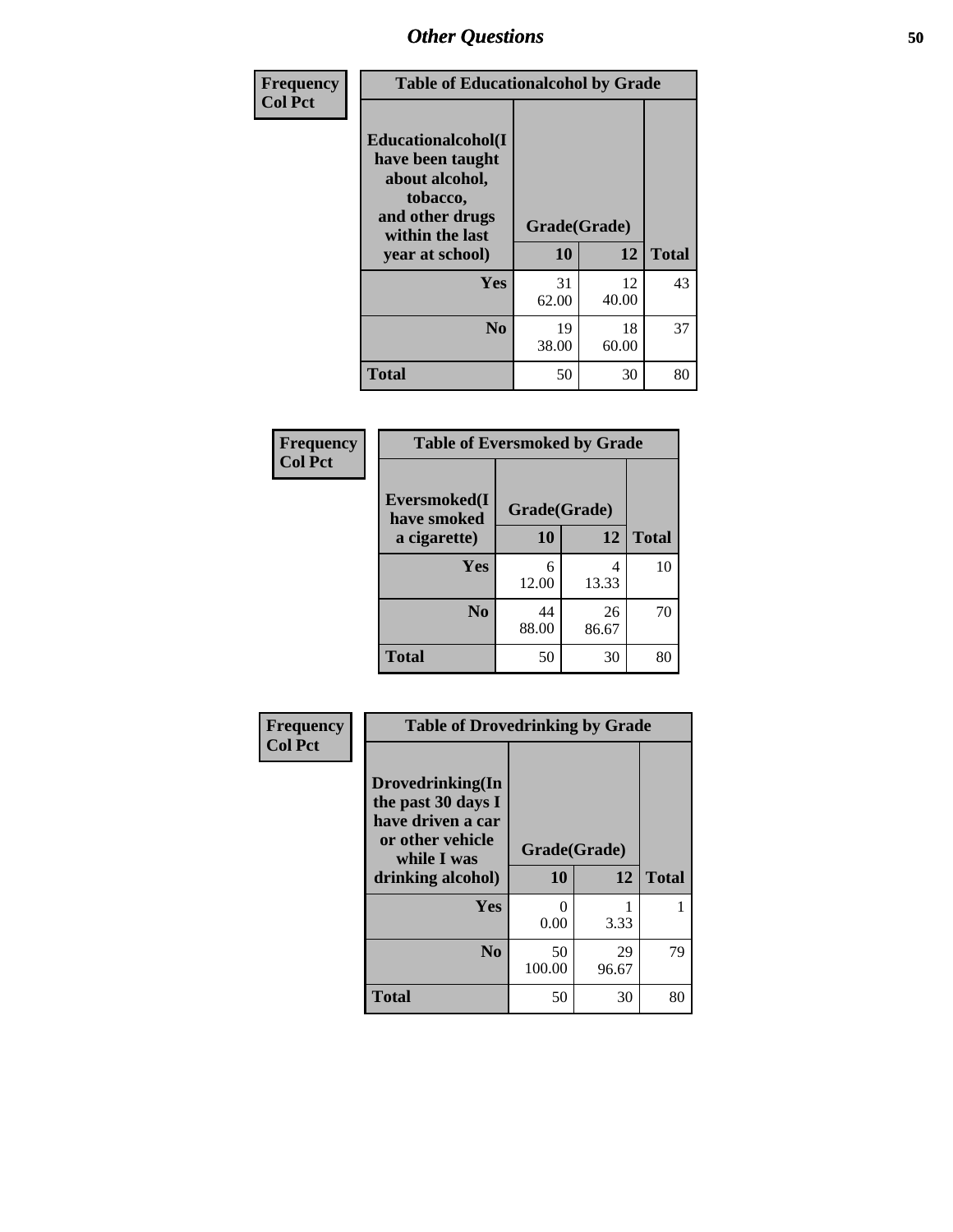# Other Questions

| Frequency<br>Col Pct | Table of Educationalcohol by Grade | | |
|---|---|---|---|
| Educationalcohol(I have been taught about alcohol, tobacco, and other drugs within the last year at school) | Grade(Grade) | | |
| | 10 | 12 | Total |
| Yes | 31<br>62.00 | 12<br>40.00 | 43 |
| No | 19<br>38.00 | 18<br>60.00 | 37 |
| Total | 50 | 30 | 80 |

| Frequency<br>Col Pct | Table of Eversmoked by Grade | | |
|---|---|---|---|
| Eversmoked(I have smoked a cigarette) | Grade(Grade) | | |
| | 10 | 12 | Total |
| Yes | 6<br>12.00 | 4<br>13.33 | 10 |
| No | 44<br>88.00 | 26<br>86.67 | 70 |
| Total | 50 | 30 | 80 |

| Frequency<br>Col Pct | Table of Drovedrinking by Grade | | |
|---|---|---|---|
| Drovedrinking(In the past 30 days I have driven a car or other vehicle while I was drinking alcohol) | Grade(Grade) | | |
| | 10 | 12 | Total |
| Yes | 0<br>0.00 | 1<br>3.33 | 1 |
| No | 50<br>100.00 | 29<br>96.67 | 79 |
| Total | 50 | 30 | 80 |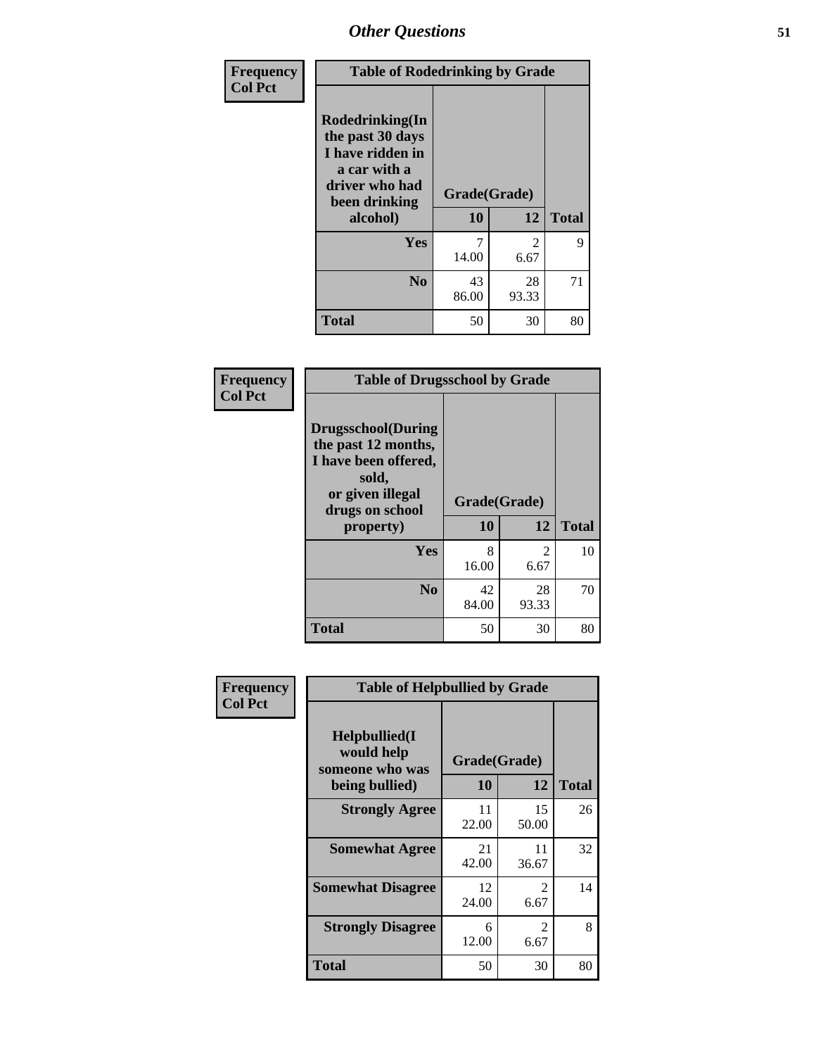# Other Questions

**Frequency**
**Col Pct**

| Table of Rodedrinking by Grade | | | |
|---|---|---|---|
| **Rodedrinking(In the past 30 days I have ridden in a car with a driver who had been drinking alcohol)** | **Grade(Grade)** | | |
| | **10** | **12** | **Total** |
| **Yes** | 7<br>14.00 | 2<br>6.67 | 9 |
| **No** | 43<br>86.00 | 28<br>93.33 | 71 |
| **Total** | 50 | 30 | 80 |

**Frequency**
**Col Pct**

| Table of Drugsschool by Grade | | | |
|---|---|---|---|
| **Drugsschool(During the past 12 months, I have been offered, sold, or given illegal drugs on school property)** | **Grade(Grade)** | | |
| | **10** | **12** | **Total** |
| **Yes** | 8<br>16.00 | 2<br>6.67 | 10 |
| **No** | 42<br>84.00 | 28<br>93.33 | 70 |
| **Total** | 50 | 30 | 80 |

**Frequency**
**Col Pct**

| Table of Helpbullied by Grade | | | |
|---|---|---|---|
| **Helpbullied(I would help someone who was being bullied)** | **Grade(Grade)** | | |
| | **10** | **12** | **Total** |
| **Strongly Agree** | 11<br>22.00 | 15<br>50.00 | 26 |
| **Somewhat Agree** | 21<br>42.00 | 11<br>36.67 | 32 |
| **Somewhat Disagree** | 12<br>24.00 | 2<br>6.67 | 14 |
| **Strongly Disagree** | 6<br>12.00 | 2<br>6.67 | 8 |
| **Total** | 50 | 30 | 80 |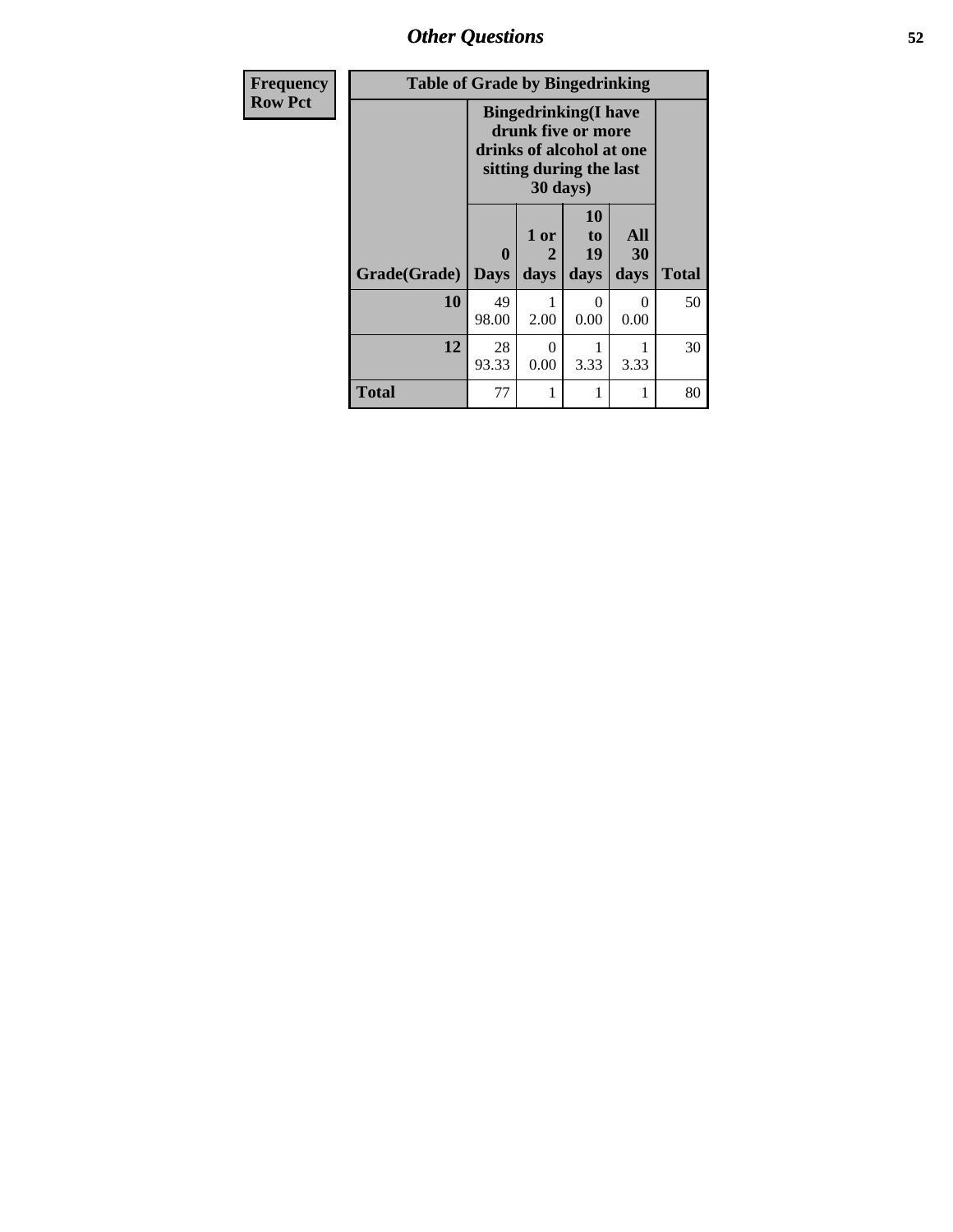## Other Questions

| Frequency<br>Row Pct | Table of Grade by Bingedrinking | | | | |
|---|---|---|---|---|---|
| | Bingedrinking(I have drunk five or more drinks of alcohol at one sitting during the last 30 days) | | | | |
| Grade(Grade) | 0 Days | 1 or 2 days | 10 to 19 days | All 30 days | Total |
| 10 | 49<br>98.00 | 1<br>2.00 | 0<br>0.00 | 0<br>0.00 | 50 |
| 12 | 28<br>93.33 | 0<br>0.00 | 1<br>3.33 | 1<br>3.33 | 30 |
| Total | 77 | 1 | 1 | 1 | 80 |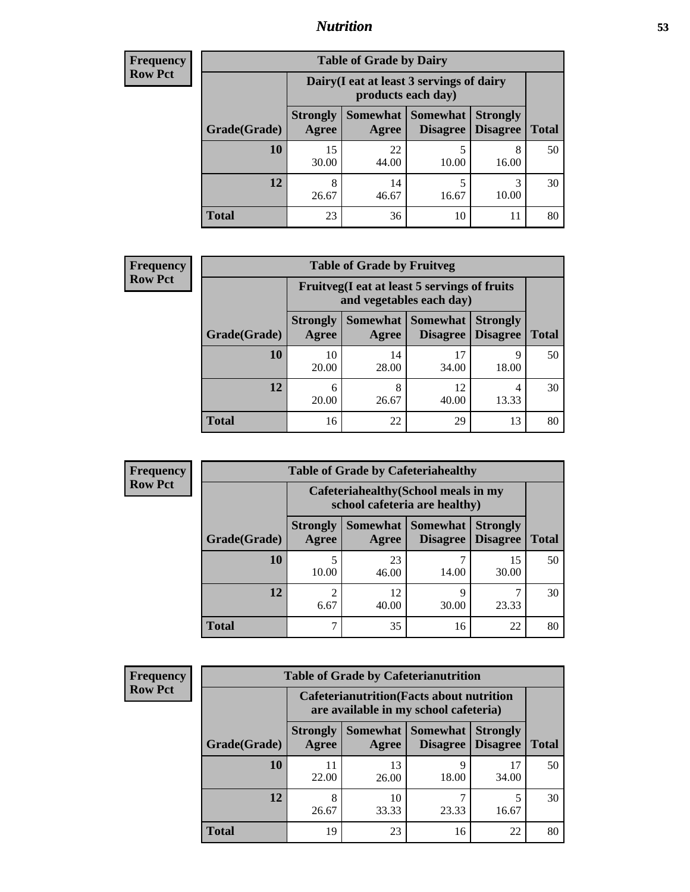## Nutrition

**Frequency**
**Row Pct**

| Table of Grade by Dairy | | | | | |
|---|---|---|---|---|---|
| | Dairy(I eat at least 3 servings of dairy products each day) | | | | |
| Grade(Grade) | Strongly Agree | Somewhat Agree | Somewhat Disagree | Strongly Disagree | Total |
| 10 | 15<br>30.00 | 22<br>44.00 | 5<br>10.00 | 8<br>16.00 | 50 |
| 12 | 8<br>26.67 | 14<br>46.67 | 5<br>16.67 | 3<br>10.00 | 30 |
| Total | 23 | 36 | 10 | 11 | 80 |

**Frequency**
**Row Pct**

| Table of Grade by Fruitveg | | | | | |
|---|---|---|---|---|---|
| | Fruitveg(I eat at least 5 servings of fruits and vegetables each day) | | | | |
| Grade(Grade) | Strongly Agree | Somewhat Agree | Somewhat Disagree | Strongly Disagree | Total |
| 10 | 10<br>20.00 | 14<br>28.00 | 17<br>34.00 | 9<br>18.00 | 50 |
| 12 | 6<br>20.00 | 8<br>26.67 | 12<br>40.00 | 4<br>13.33 | 30 |
| Total | 16 | 22 | 29 | 13 | 80 |

**Frequency**
**Row Pct**

| Table of Grade by Cafeteriahealthy | | | | | |
|---|---|---|---|---|---|
| | Cafeteriahealthy(School meals in my school cafeteria are healthy) | | | | |
| Grade(Grade) | Strongly Agree | Somewhat Agree | Somewhat Disagree | Strongly Disagree | Total |
| 10 | 5<br>10.00 | 23<br>46.00 | 7<br>14.00 | 15<br>30.00 | 50 |
| 12 | 2<br>6.67 | 12<br>40.00 | 9<br>30.00 | 7<br>23.33 | 30 |
| Total | 7 | 35 | 16 | 22 | 80 |

**Frequency**
**Row Pct**

| Table of Grade by Cafeterianutrition | | | | | |
|---|---|---|---|---|---|
| | Cafeterianutrition(Facts about nutrition are available in my school cafeteria) | | | | |
| Grade(Grade) | Strongly Agree | Somewhat Agree | Somewhat Disagree | Strongly Disagree | Total |
| 10 | 11<br>22.00 | 13<br>26.00 | 9<br>18.00 | 17<br>34.00 | 50 |
| 12 | 8<br>26.67 | 10<br>33.33 | 7<br>23.33 | 5<br>16.67 | 30 |
| Total | 19 | 23 | 16 | 22 | 80 |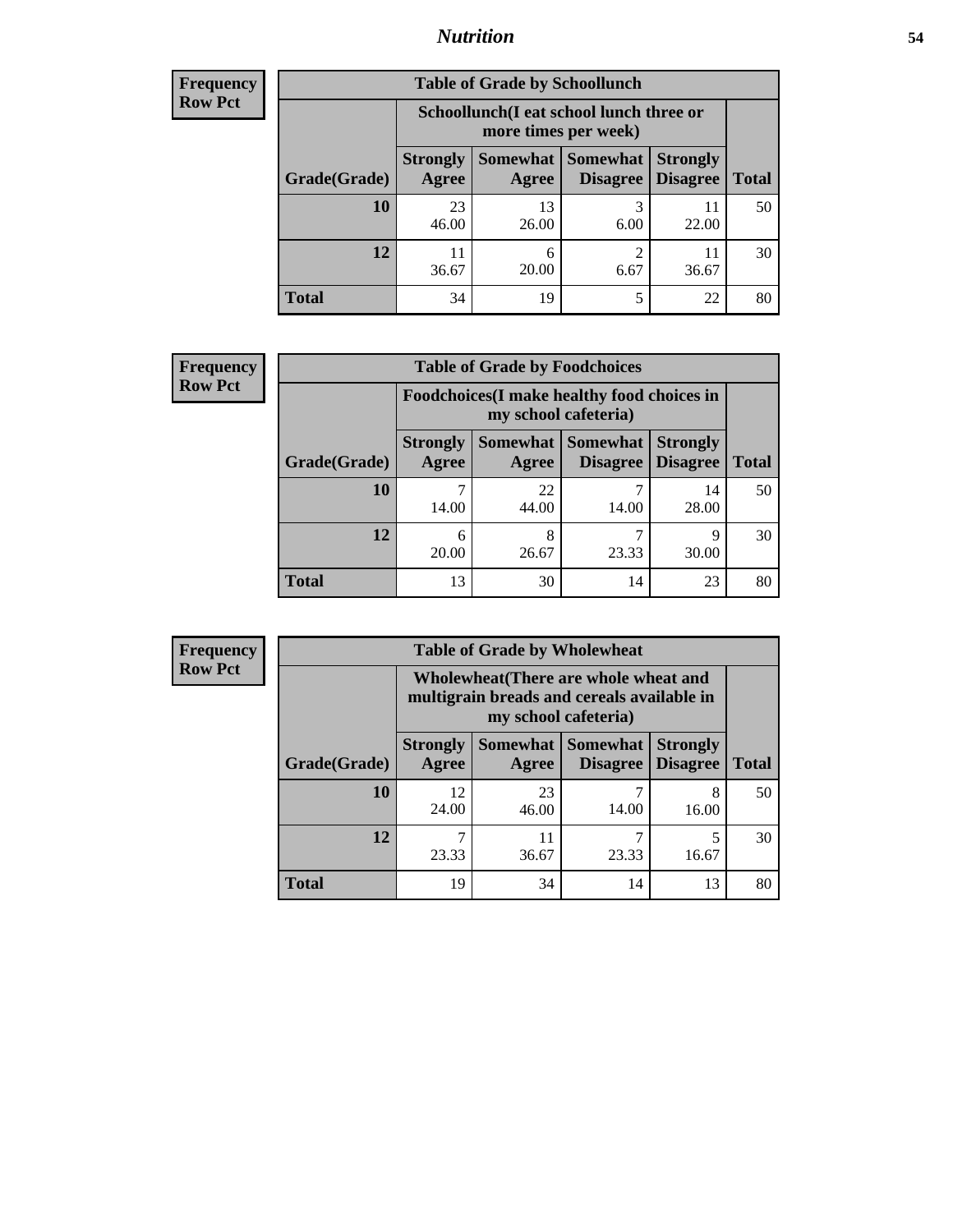## Nutrition

**Frequency**
**Row Pct**

**Table of Grade by Schoollunch**

| Grade(Grade) | Schoollunch(I eat school lunch three or more times per week) Strongly Agree | Somewhat Agree | Somewhat Disagree | Strongly Disagree | Total |
|---|---|---|---|---|---|
| **10** | 23<br>46.00 | 13<br>26.00 | 3<br>6.00 | 11<br>22.00 | 50 |
| **12** | 11<br>36.67 | 6<br>20.00 | 2<br>6.67 | 11<br>36.67 | 30 |
| **Total** | 34 | 19 | 5 | 22 | 80 |

**Frequency**
**Row Pct**

**Table of Grade by Foodchoices**

| Grade(Grade) | Foodchoices(I make healthy food choices in my school cafeteria) Strongly Agree | Somewhat Agree | Somewhat Disagree | Strongly Disagree | Total |
|---|---|---|---|---|---|
| **10** | 7<br>14.00 | 22<br>44.00 | 7<br>14.00 | 14<br>28.00 | 50 |
| **12** | 6<br>20.00 | 8<br>26.67 | 7<br>23.33 | 9<br>30.00 | 30 |
| **Total** | 13 | 30 | 14 | 23 | 80 |

**Frequency**
**Row Pct**

**Table of Grade by Wholewheat**

| Grade(Grade) | Wholewheat(There are whole wheat and multigrain breads and cereals available in my school cafeteria) Strongly Agree | Somewhat Agree | Somewhat Disagree | Strongly Disagree | Total |
|---|---|---|---|---|---|
| **10** | 12<br>24.00 | 23<br>46.00 | 7<br>14.00 | 8<br>16.00 | 50 |
| **12** | 7<br>23.33 | 11<br>36.67 | 7<br>23.33 | 5<br>16.67 | 30 |
| **Total** | 19 | 34 | 14 | 13 | 80 |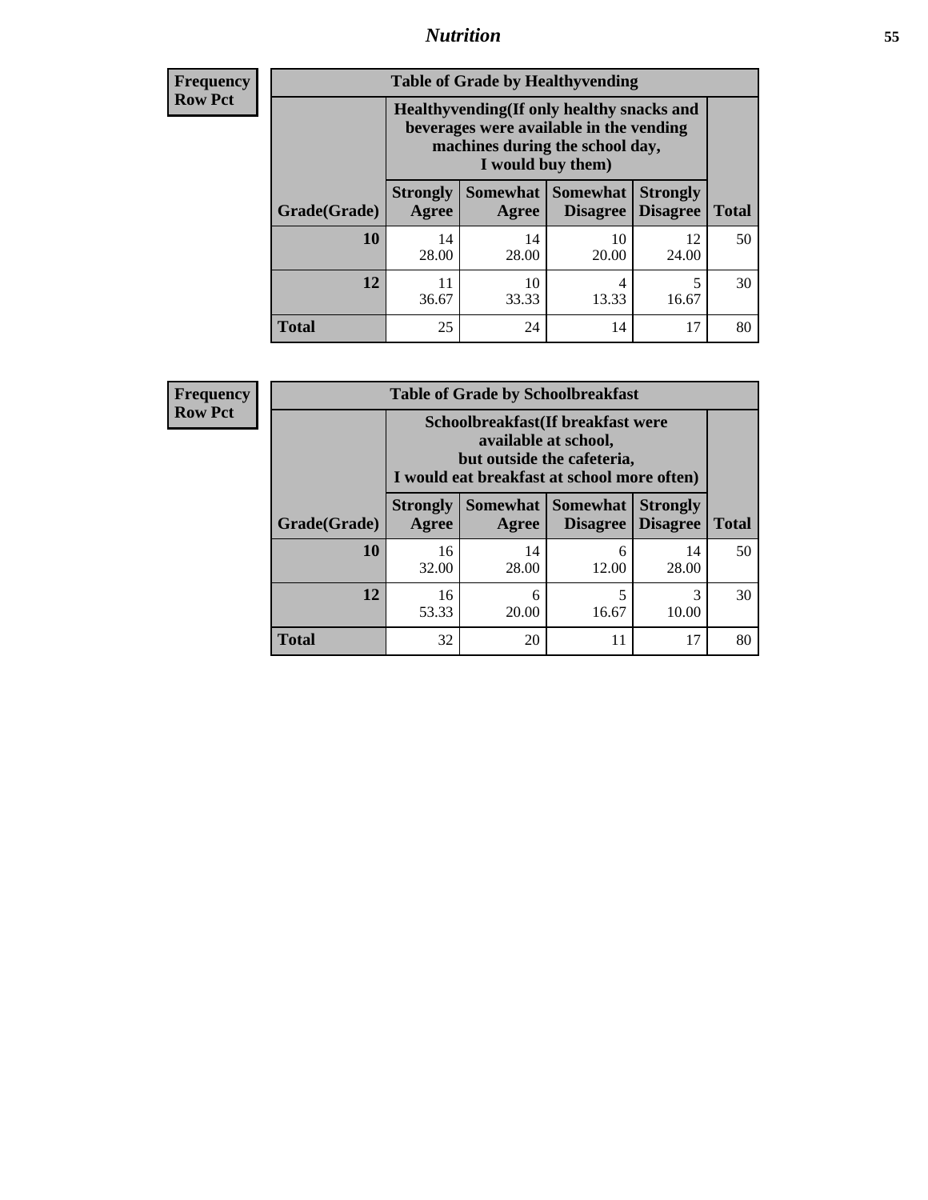| Frequency |
|---|
| Row Pct |

**Table of Grade by Healthyvending**

| Grade(Grade) | Healthyvending(If only healthy snacks and beverages were available in the vending machines during the school day, I would buy them) | | | | Total |
|---|---|---|---|---|---|
| | Strongly Agree | Somewhat Agree | Somewhat Disagree | Strongly Disagree | |
| **10** | 14<br>28.00 | 14<br>28.00 | 10<br>20.00 | 12<br>24.00 | 50 |
| **12** | 11<br>36.67 | 10<br>33.33 | 4<br>13.33 | 5<br>16.67 | 30 |
| **Total** | 25 | 24 | 14 | 17 | 80 |

| Frequency |
|---|
| Row Pct |

**Table of Grade by Schoolbreakfast**

| Grade(Grade) | Schoolbreakfast(If breakfast were available at school, but outside the cafeteria, I would eat breakfast at school more often) | | | | Total |
|---|---|---|---|---|---|
| | Strongly Agree | Somewhat Agree | Somewhat Disagree | Strongly Disagree | |
| **10** | 16<br>32.00 | 14<br>28.00 | 6<br>12.00 | 14<br>28.00 | 50 |
| **12** | 16<br>53.33 | 6<br>20.00 | 5<br>16.67 | 3<br>10.00 | 30 |
| **Total** | 32 | 20 | 11 | 17 | 80 |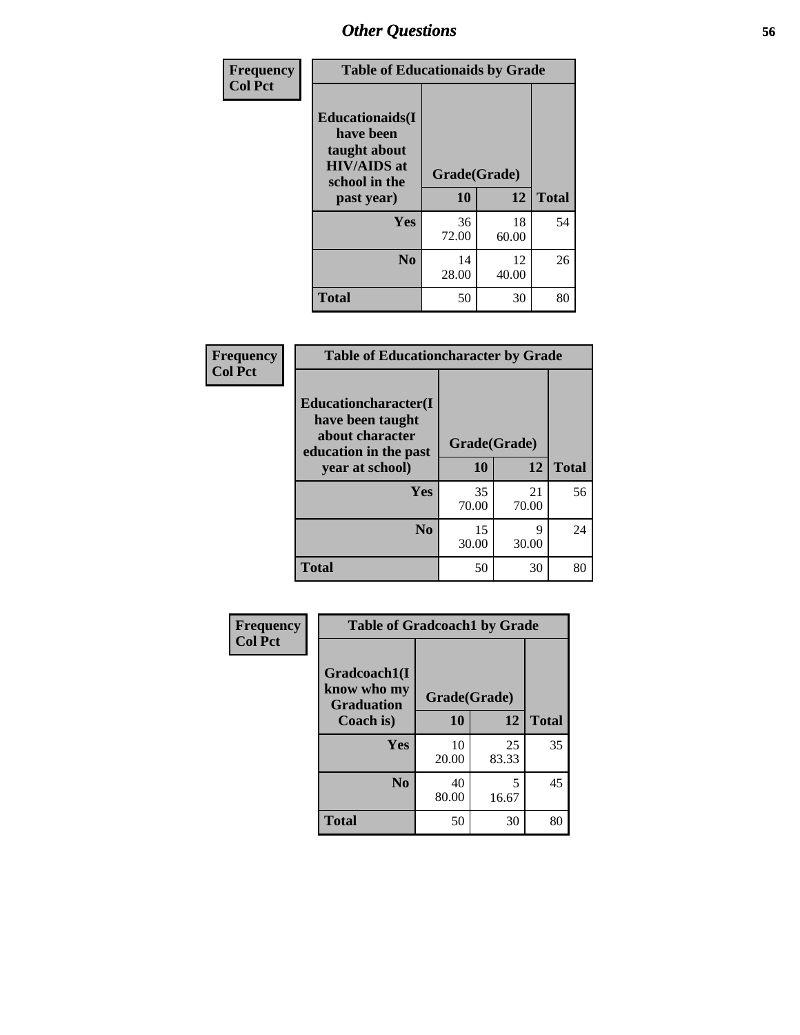## Other Questions

| Frequency<br>Col Pct | Table of Educationaids by Grade | | |
|---|---|---|---|
| Educationaids(I have been taught about HIV/AIDS at school in the past year) | Grade(Grade) | | |
| | 10 | 12 | Total |
| Yes | 36<br>72.00 | 18<br>60.00 | 54 |
| No | 14<br>28.00 | 12<br>40.00 | 26 |
| Total | 50 | 30 | 80 |

| Frequency<br>Col Pct | Table of Educationcharacter by Grade | | |
|---|---|---|---|
| Educationcharacter(I have been taught about character education in the past year at school) | Grade(Grade) | | |
| | 10 | 12 | Total |
| Yes | 35<br>70.00 | 21<br>70.00 | 56 |
| No | 15<br>30.00 | 9<br>30.00 | 24 |
| Total | 50 | 30 | 80 |

| Frequency<br>Col Pct | Table of Gradcoach1 by Grade | | |
|---|---|---|---|
| Gradcoach1(I know who my Graduation Coach is) | Grade(Grade) | | |
| | 10 | 12 | Total |
| Yes | 10<br>20.00 | 25<br>83.33 | 35 |
| No | 40<br>80.00 | 5<br>16.67 | 45 |
| Total | 50 | 30 | 80 |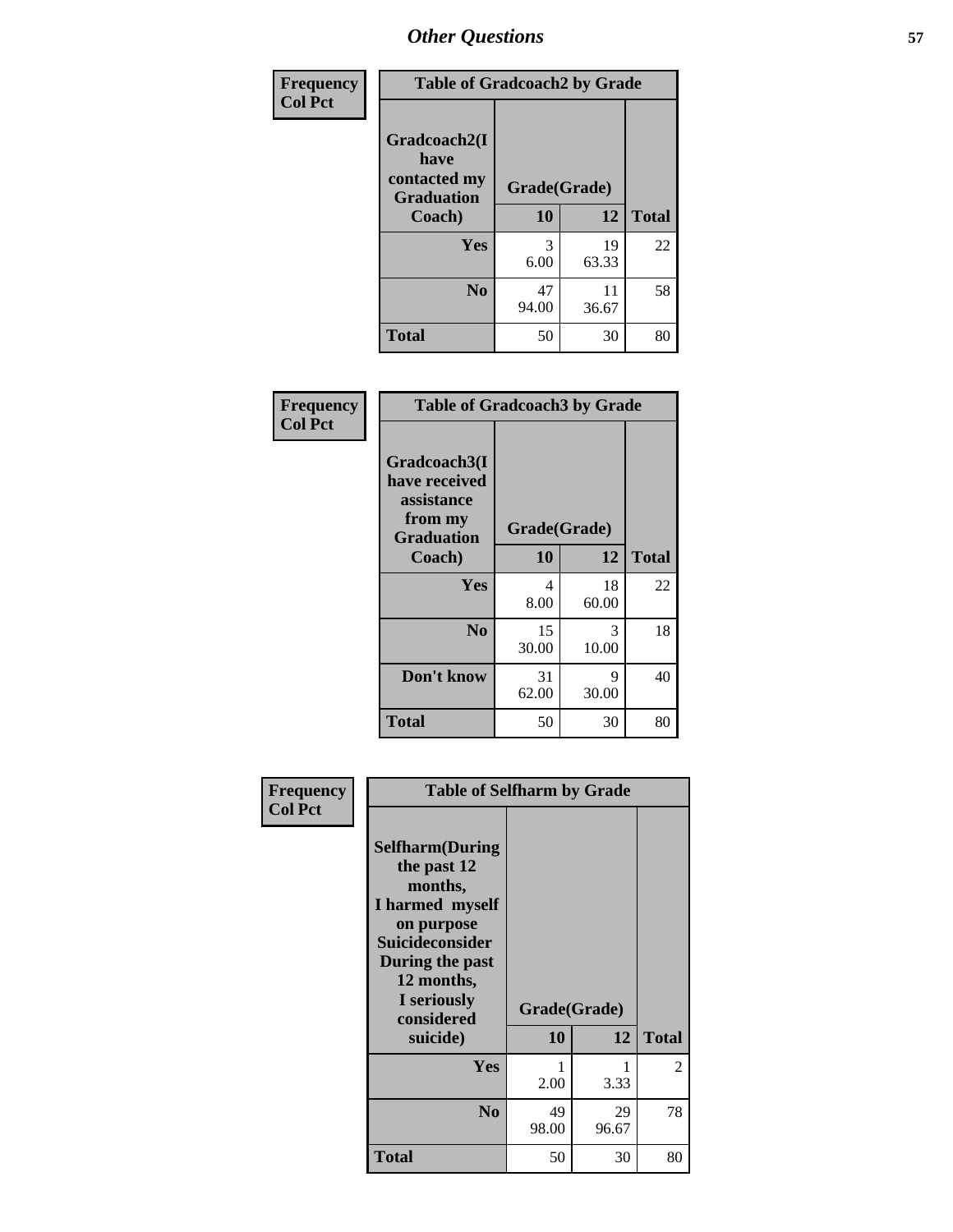## Other Questions

**Frequency**
**Col Pct**

| Table of Gradcoach2 by Grade | | | |
|---|---|---|---|
| **Gradcoach2(I have contacted my Graduation Coach)** | **Grade(Grade)** | | |
| | **10** | **12** | **Total** |
| **Yes** | 3<br>6.00 | 19<br>63.33 | 22 |
| **No** | 47<br>94.00 | 11<br>36.67 | 58 |
| **Total** | 50 | 30 | 80 |

**Frequency**
**Col Pct**

| Table of Gradcoach3 by Grade | | | |
|---|---|---|---|
| **Gradcoach3(I have received assistance from my Graduation Coach)** | **Grade(Grade)** | | |
| | **10** | **12** | **Total** |
| **Yes** | 4<br>8.00 | 18<br>60.00 | 22 |
| **No** | 15<br>30.00 | 3<br>10.00 | 18 |
| **Don't know** | 31<br>62.00 | 9<br>30.00 | 40 |
| **Total** | 50 | 30 | 80 |

**Frequency**
**Col Pct**

| Table of Selfharm by Grade | | | |
|---|---|---|---|
| **Selfharm(During the past 12 months, I harmed myself on purpose Suicideconsider During the past 12 months, I seriously considered suicide)** | **Grade(Grade)** | | |
| | **10** | **12** | **Total** |
| **Yes** | 1<br>2.00 | 1<br>3.33 | 2 |
| **No** | 49<br>98.00 | 29<br>96.67 | 78 |
| **Total** | 50 | 30 | 80 |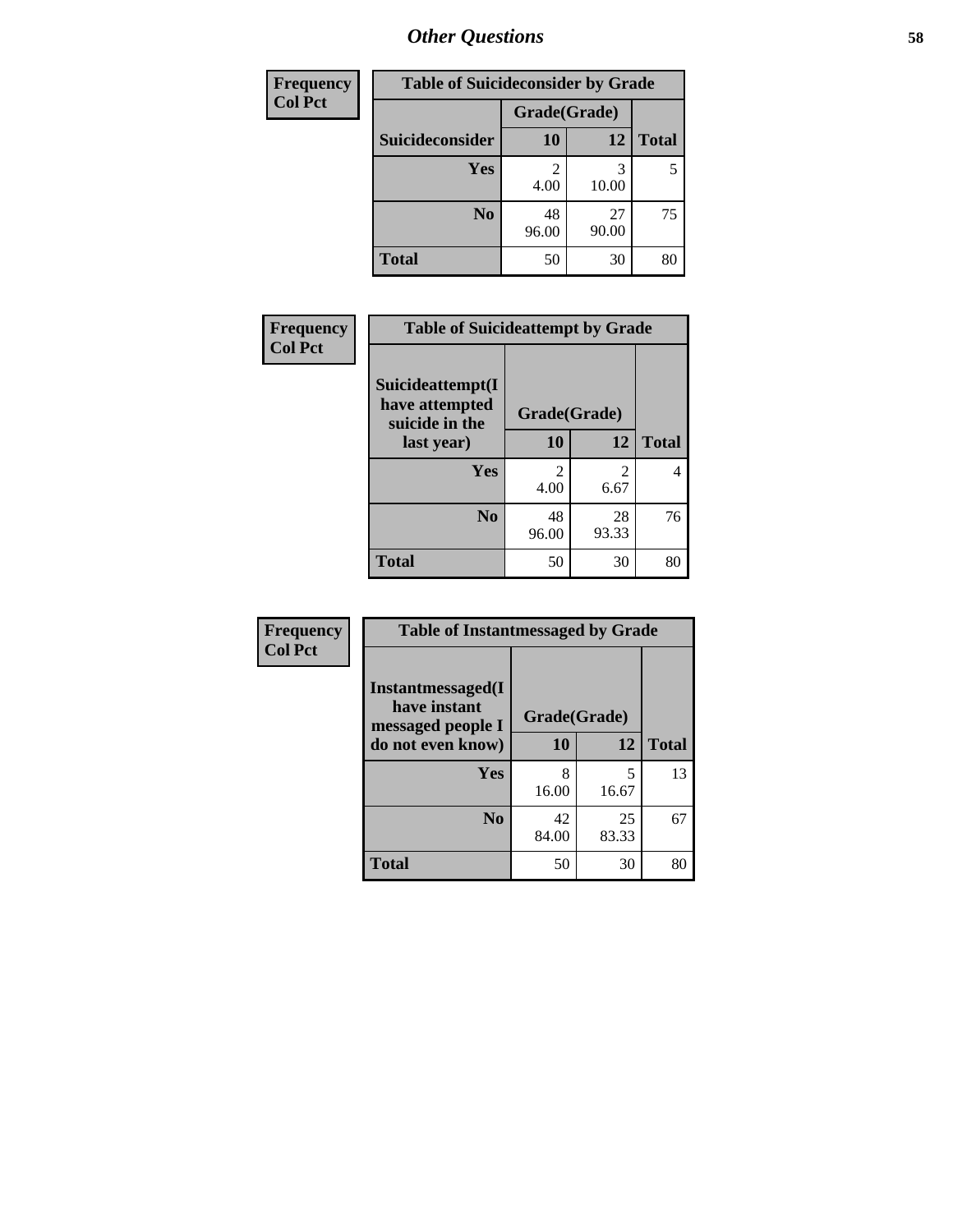## Other Questions

**Frequency**
**Col Pct**

| Table of Suicideconsider by Grade | | | |
|---|---|---|---|
| | Grade(Grade) | | |
| Suicideconsider | 10 | 12 | Total |
| Yes | 2<br>4.00 | 3<br>10.00 | 5 |
| No | 48<br>96.00 | 27<br>90.00 | 75 |
| Total | 50 | 30 | 80 |

**Frequency**
**Col Pct**

| Table of Suicideattempt by Grade | | | |
|---|---|---|---|
| Suicideattempt(I have attempted suicide in the last year) | Grade(Grade) | | |
| | 10 | 12 | Total |
| Yes | 2<br>4.00 | 2<br>6.67 | 4 |
| No | 48<br>96.00 | 28<br>93.33 | 76 |
| Total | 50 | 30 | 80 |

**Frequency**
**Col Pct**

| Table of Instantmessaged by Grade | | | |
|---|---|---|---|
| Instantmessaged(I have instant messaged people I do not even know) | Grade(Grade) | | |
| | 10 | 12 | Total |
| Yes | 8<br>16.00 | 5<br>16.67 | 13 |
| No | 42<br>84.00 | 25<br>83.33 | 67 |
| Total | 50 | 30 | 80 |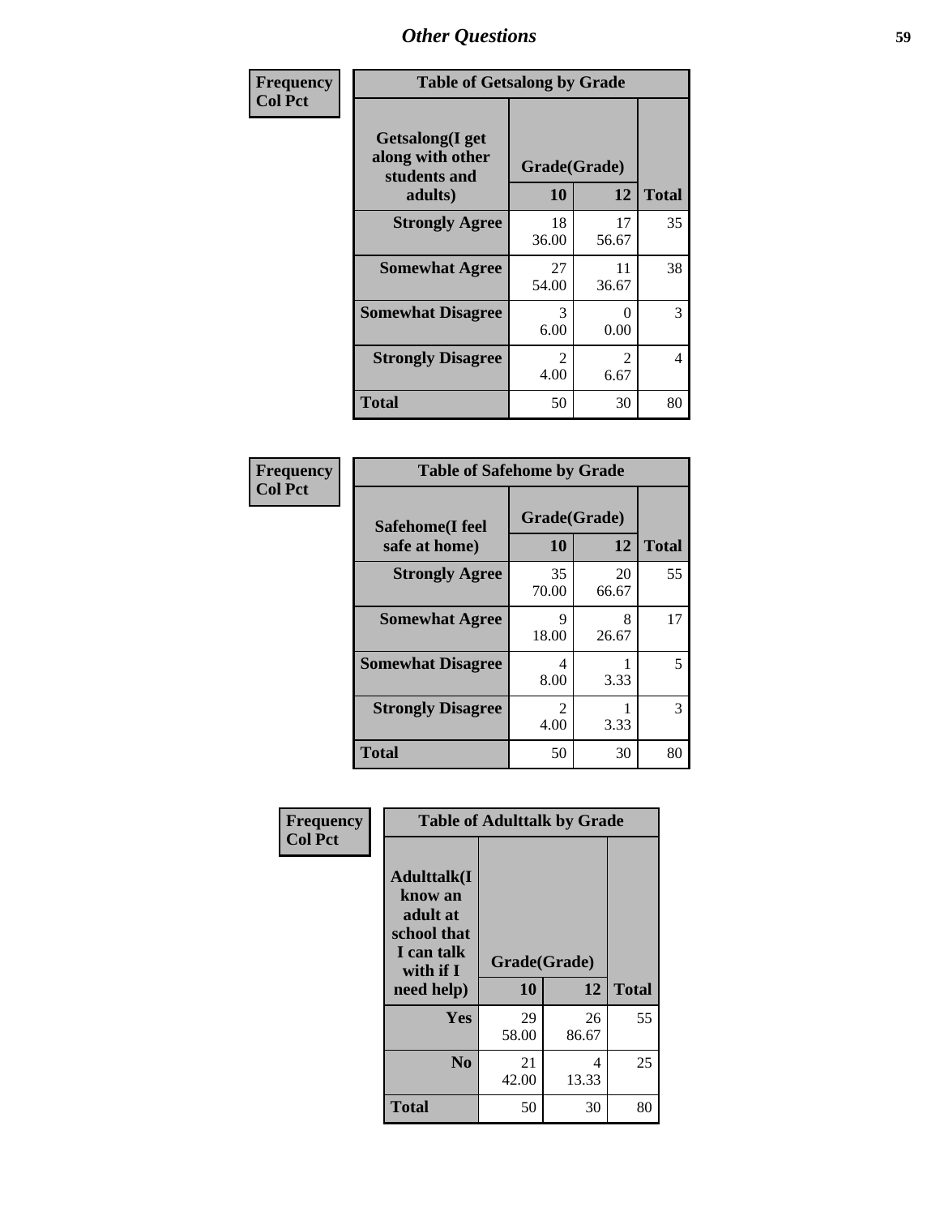## Other Questions

**Frequency Col Pct**

| Table of Getsalong by Grade | | | |
|---|---|---|---|
| Getsalong(I get along with other students and adults) | Grade(Grade) | | |
| | 10 | 12 | Total |
| **Strongly Agree** | 18<br>36.00 | 17<br>56.67 | 35 |
| **Somewhat Agree** | 27<br>54.00 | 11<br>36.67 | 38 |
| **Somewhat Disagree** | 3<br>6.00 | 0<br>0.00 | 3 |
| **Strongly Disagree** | 2<br>4.00 | 2<br>6.67 | 4 |
| **Total** | 50 | 30 | 80 |

**Frequency Col Pct**

| Table of Safehome by Grade | | | |
|---|---|---|---|
| Safehome(I feel safe at home) | Grade(Grade) | | |
| | 10 | 12 | Total |
| **Strongly Agree** | 35<br>70.00 | 20<br>66.67 | 55 |
| **Somewhat Agree** | 9<br>18.00 | 8<br>26.67 | 17 |
| **Somewhat Disagree** | 4<br>8.00 | 1<br>3.33 | 5 |
| **Strongly Disagree** | 2<br>4.00 | 1<br>3.33 | 3 |
| **Total** | 50 | 30 | 80 |

**Frequency Col Pct**

| Table of Adulttalk by Grade | | | |
|---|---|---|---|
| Adulttalk(I know an adult at school that I can talk with if I need help) | Grade(Grade) | | |
| | 10 | 12 | Total |
| **Yes** | 29<br>58.00 | 26<br>86.67 | 55 |
| **No** | 21<br>42.00 | 4<br>13.33 | 25 |
| **Total** | 50 | 30 | 80 |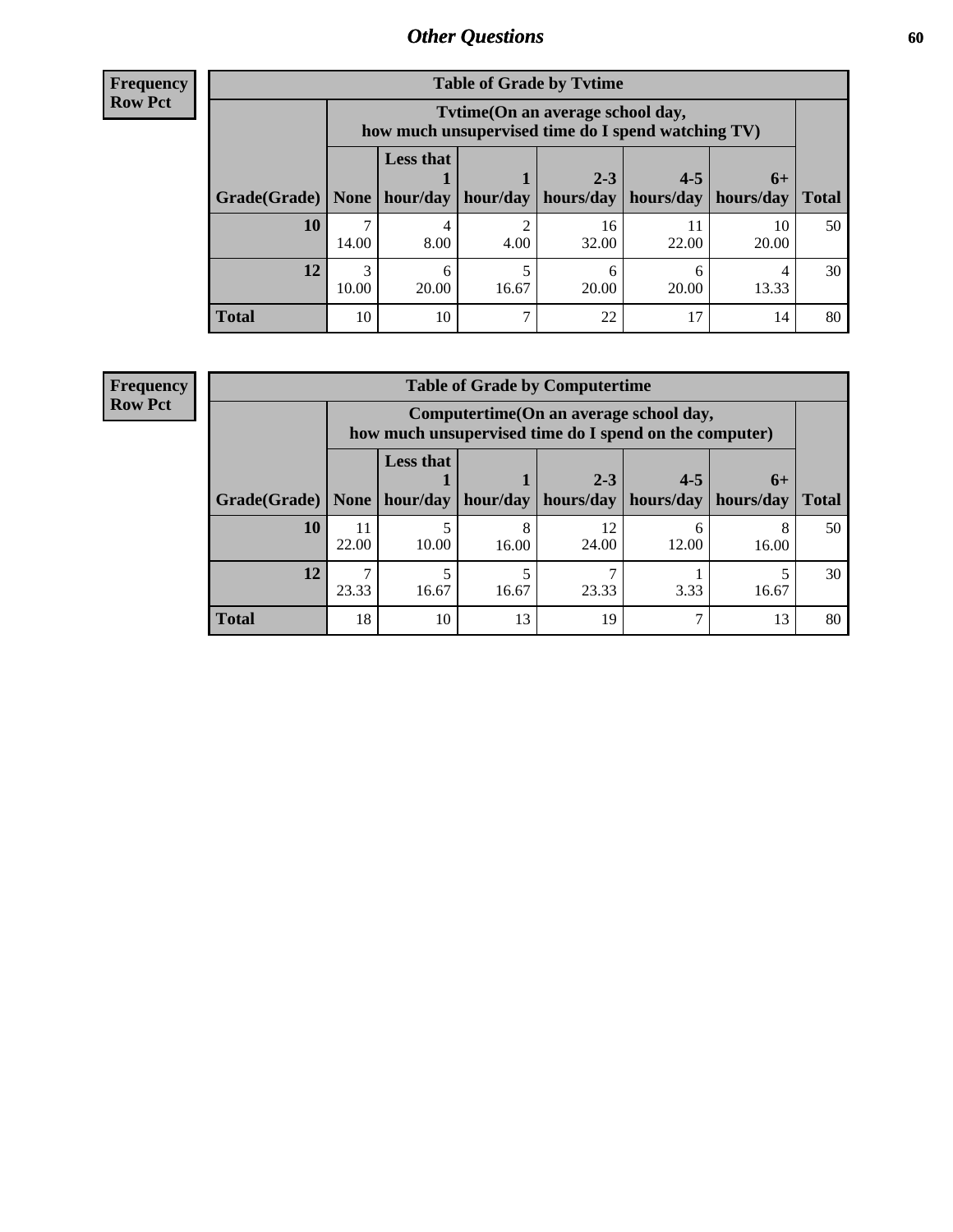## Other Questions

**Frequency**
**Row Pct**

**Table of Grade by Tvtime**

| Grade(Grade) | Tvtime(On an average school day, how much unsupervised time do I spend watching TV) None | Less that 1 hour/day | 1 hour/day | 2-3 hours/day | 4-5 hours/day | 6+ hours/day | Total |
|---|---|---|---|---|---|---|---|
| **10** | 7<br>14.00 | 4<br>8.00 | 2<br>4.00 | 16<br>32.00 | 11<br>22.00 | 10<br>20.00 | 50 |
| **12** | 3<br>10.00 | 6<br>20.00 | 5<br>16.67 | 6<br>20.00 | 6<br>20.00 | 4<br>13.33 | 30 |
| **Total** | 10 | 10 | 7 | 22 | 17 | 14 | 80 |

**Frequency**
**Row Pct**

**Table of Grade by Computertime**

| Grade(Grade) | Computertime(On an average school day, how much unsupervised time do I spend on the computer) None | Less that 1 hour/day | 1 hour/day | 2-3 hours/day | 4-5 hours/day | 6+ hours/day | Total |
|---|---|---|---|---|---|---|---|
| **10** | 11<br>22.00 | 5<br>10.00 | 8<br>16.00 | 12<br>24.00 | 6<br>12.00 | 8<br>16.00 | 50 |
| **12** | 7<br>23.33 | 5<br>16.67 | 5<br>16.67 | 7<br>23.33 | 1<br>3.33 | 5<br>16.67 | 30 |
| **Total** | 18 | 10 | 13 | 19 | 7 | 13 | 80 |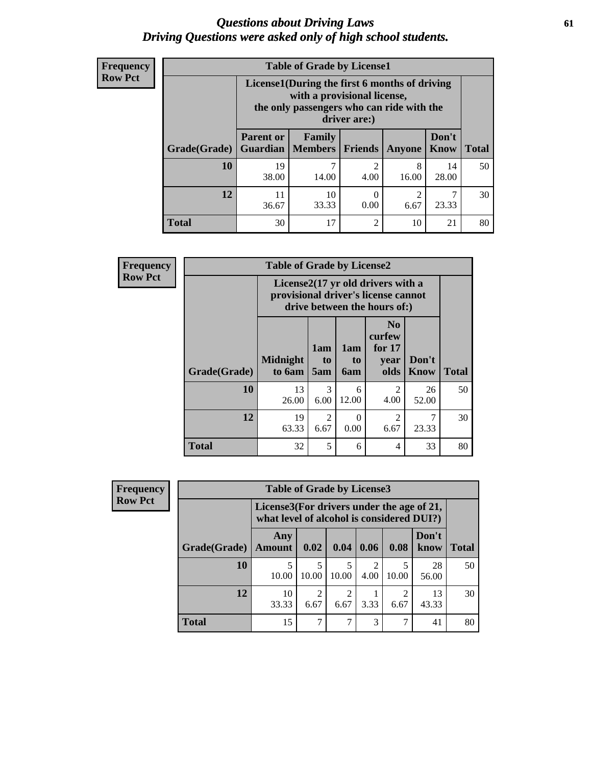# *Questions about Driving Laws*
# *Driving Questions were asked only of high school students.*

**Frequency**
**Row Pct**

**Table of Grade by License1**

| Grade(Grade) | License1(During the first 6 months of driving with a provisional license, the only passengers who can ride with the driver are:) | | | | | Total |
|---|---|---|---|---|---|---|
| | Parent or Guardian | Family Members | Friends | Anyone | Don't Know | |
| 10 | 19<br>38.00 | 7<br>14.00 | 2<br>4.00 | 8<br>16.00 | 14<br>28.00 | 50 |
| 12 | 11<br>36.67 | 10<br>33.33 | 0<br>0.00 | 2<br>6.67 | 7<br>23.33 | 30 |
| Total | 30 | 17 | 2 | 10 | 21 | 80 |

**Frequency**
**Row Pct**

**Table of Grade by License2**

| Grade(Grade) | License2(17 yr old drivers with a provisional driver's license cannot drive between the hours of:) | | | | | Total |
|---|---|---|---|---|---|---|
| | Midnight to 6am | 1am to 5am | 1am to 6am | No curfew for 17 year olds | Don't Know | |
| 10 | 13<br>26.00 | 3<br>6.00 | 6<br>12.00 | 2<br>4.00 | 26<br>52.00 | 50 |
| 12 | 19<br>63.33 | 2<br>6.67 | 0<br>0.00 | 2<br>6.67 | 7<br>23.33 | 30 |
| Total | 32 | 5 | 6 | 4 | 33 | 80 |

**Frequency**
**Row Pct**

**Table of Grade by License3**

| Grade(Grade) | License3(For drivers under the age of 21, what level of alcohol is considered DUI?) | | | | | | Total |
|---|---|---|---|---|---|---|---|
| | Any Amount | 0.02 | 0.04 | 0.06 | 0.08 | Don't know | |
| 10 | 5<br>10.00 | 5<br>10.00 | 5<br>10.00 | 2<br>4.00 | 5<br>10.00 | 28<br>56.00 | 50 |
| 12 | 10<br>33.33 | 2<br>6.67 | 2<br>6.67 | 1<br>3.33 | 2<br>6.67 | 13<br>43.33 | 30 |
| Total | 15 | 7 | 7 | 3 | 7 | 41 | 80 |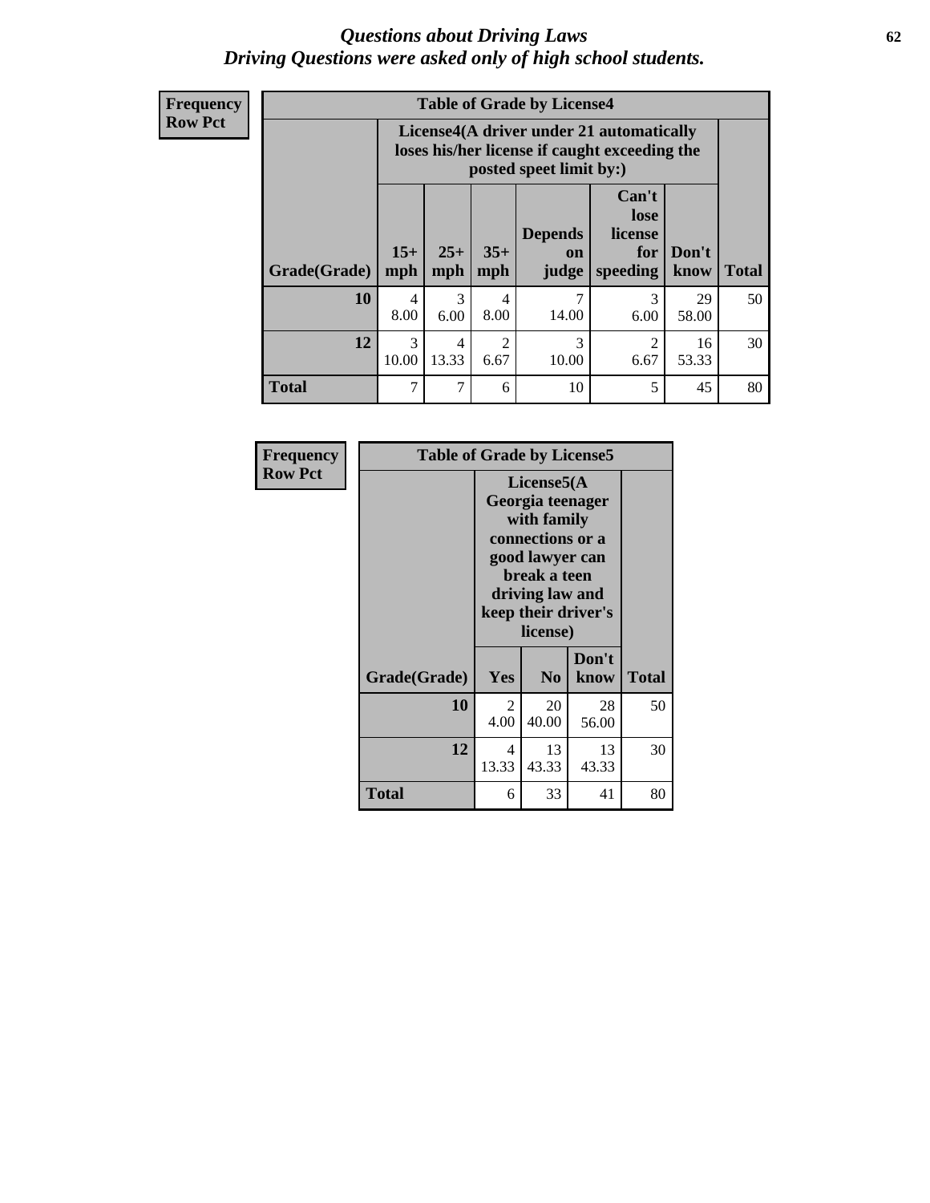# Questions about Driving Laws
## Driving Questions were asked only of high school students.

**Frequency**
**Row Pct**

**Table of Grade by License4**

| Grade(Grade) | License4(A driver under 21 automatically loses his/her license if caught exceeding the posted speet limit by:) | | | | | | Total |
|---|---|---|---|---|---|---|---|
| | 15+ mph | 25+ mph | 35+ mph | Depends on judge | Can't lose license for speeding | Don't know | |
| **10** | 4<br>8.00 | 3<br>6.00 | 4<br>8.00 | 7<br>14.00 | 3<br>6.00 | 29<br>58.00 | 50 |
| **12** | 3<br>10.00 | 4<br>13.33 | 2<br>6.67 | 3<br>10.00 | 2<br>6.67 | 16<br>53.33 | 30 |
| **Total** | 7 | 7 | 6 | 10 | 5 | 45 | 80 |

**Frequency**
**Row Pct**

**Table of Grade by License5**

| Grade(Grade) | License5(A Georgia teenager with family connections or a good lawyer can break a teen driving law and keep their driver's license) | | | Total |
|---|---|---|---|---|
| | Yes | No | Don't know | |
| **10** | 2<br>4.00 | 20<br>40.00 | 28<br>56.00 | 50 |
| **12** | 4<br>13.33 | 13<br>43.33 | 13<br>43.33 | 30 |
| **Total** | 6 | 33 | 41 | 80 |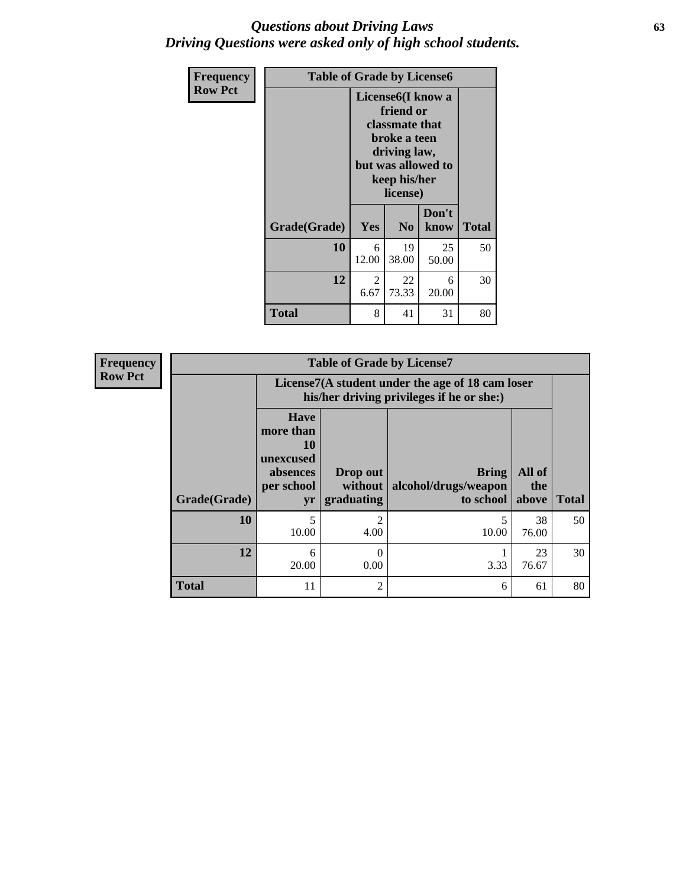# *Questions about Driving Laws*
# *Driving Questions were asked only of high school students.*

| Frequency Row Pct | Table of Grade by License6 | | | |
|---|---|---|---|---|
| | License6(I know a friend or classmate that broke a teen driving law, but was allowed to keep his/her license) | | | |
| Grade(Grade) | Yes | No | Don't know | Total |
| 10 | 6<br>12.00 | 19<br>38.00 | 25<br>50.00 | 50 |
| 12 | 2<br>6.67 | 22<br>73.33 | 6<br>20.00 | 30 |
| Total | 8 | 41 | 31 | 80 |

| Frequency Row Pct | Table of Grade by License7 | | | | |
|---|---|---|---|---|---|
| | License7(A student under the age of 18 cam loser his/her driving privileges if he or she:) | | | | |
| Grade(Grade) | Have more than 10 unexcused absences per school yr | Drop out without graduating | Bring alcohol/drugs/weapon to school | All of the above | Total |
| 10 | 5<br>10.00 | 2<br>4.00 | 5<br>10.00 | 38<br>76.00 | 50 |
| 12 | 6<br>20.00 | 0<br>0.00 | 1<br>3.33 | 23<br>76.67 | 30 |
| Total | 11 | 2 | 6 | 61 | 80 |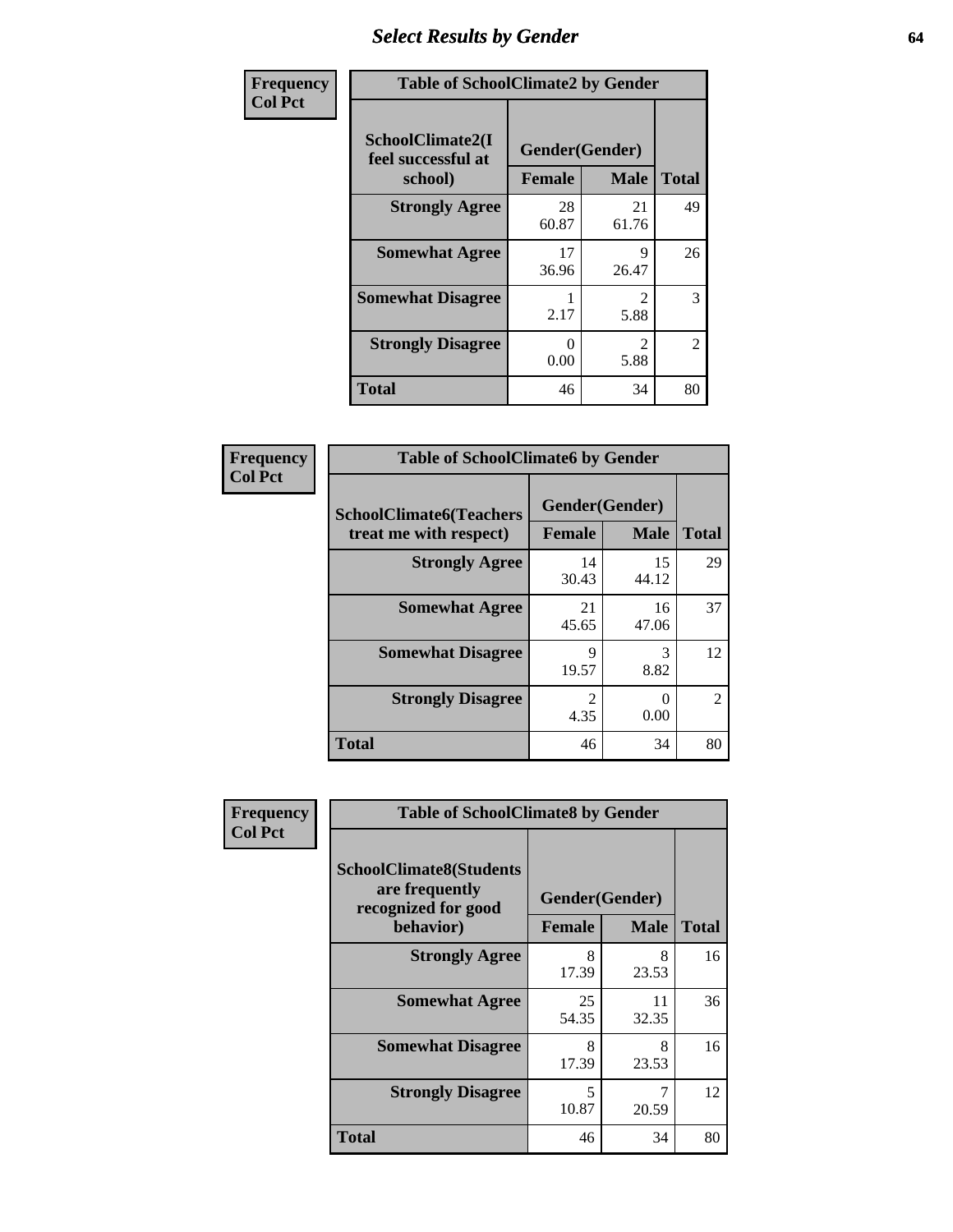## Select Results by Gender

**Frequency / Col Pct**

| Table of SchoolClimate2 by Gender | | | |
|---|---|---|---|
| SchoolClimate2(I feel successful at school) | Gender(Gender) | | Total |
| | Female | Male | |
| Strongly Agree | 28<br>60.87 | 21<br>61.76 | 49 |
| Somewhat Agree | 17<br>36.96 | 9<br>26.47 | 26 |
| Somewhat Disagree | 1<br>2.17 | 2<br>5.88 | 3 |
| Strongly Disagree | 0<br>0.00 | 2<br>5.88 | 2 |
| Total | 46 | 34 | 80 |

**Frequency / Col Pct**

| Table of SchoolClimate6 by Gender | | | |
|---|---|---|---|
| SchoolClimate6(Teachers treat me with respect) | Gender(Gender) | | Total |
| | Female | Male | |
| Strongly Agree | 14<br>30.43 | 15<br>44.12 | 29 |
| Somewhat Agree | 21<br>45.65 | 16<br>47.06 | 37 |
| Somewhat Disagree | 9<br>19.57 | 3<br>8.82 | 12 |
| Strongly Disagree | 2<br>4.35 | 0<br>0.00 | 2 |
| Total | 46 | 34 | 80 |

**Frequency / Col Pct**

| Table of SchoolClimate8 by Gender | | | |
|---|---|---|---|
| SchoolClimate8(Students are frequently recognized for good behavior) | Gender(Gender) | | Total |
| | Female | Male | |
| Strongly Agree | 8<br>17.39 | 8<br>23.53 | 16 |
| Somewhat Agree | 25<br>54.35 | 11<br>32.35 | 36 |
| Somewhat Disagree | 8<br>17.39 | 8<br>23.53 | 16 |
| Strongly Disagree | 5<br>10.87 | 7<br>20.59 | 12 |
| Total | 46 | 34 | 80 |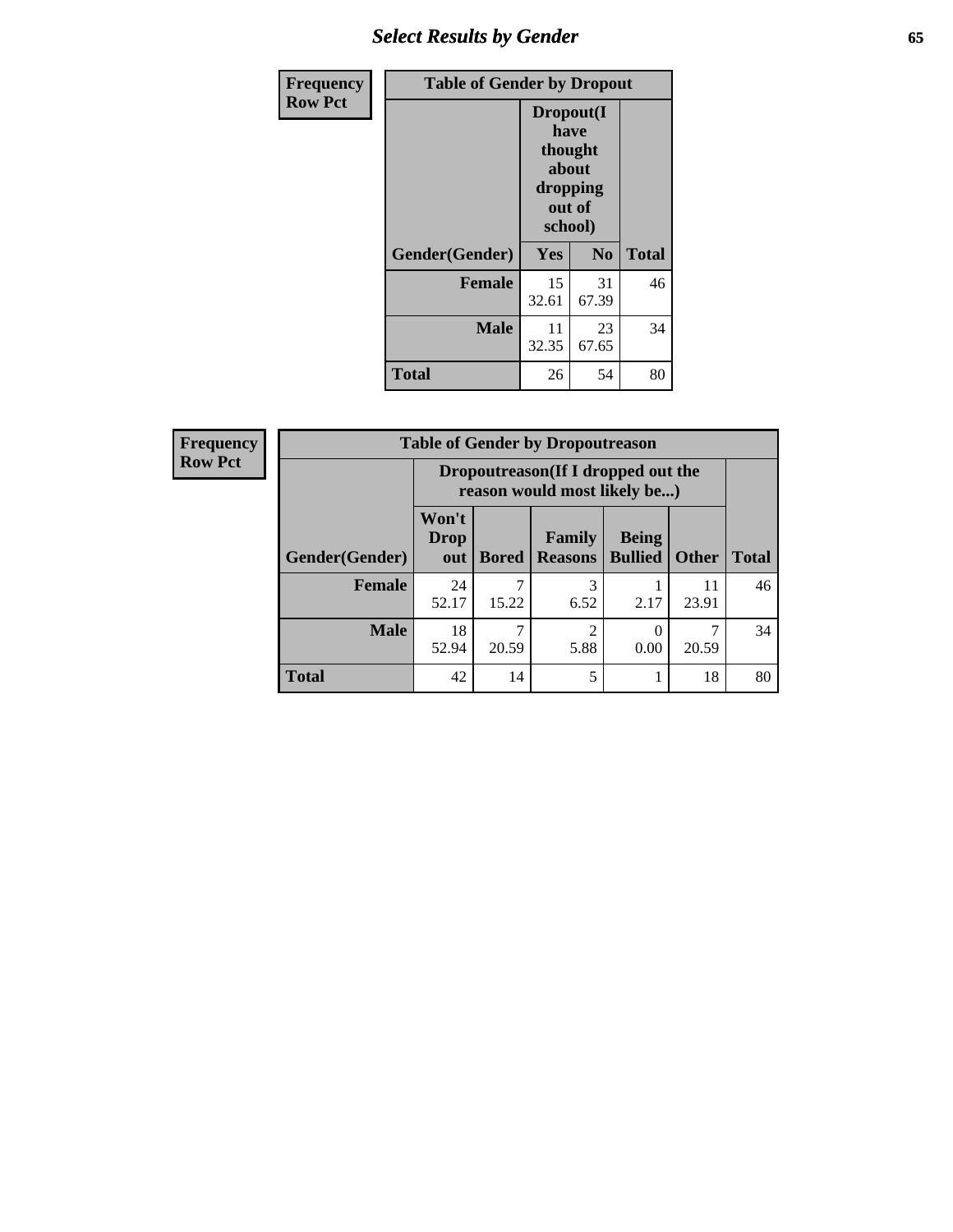## Select Results by Gender

| Frequency<br>Row Pct | Table of Gender by Dropout | | |
|---|---|---|---|
| | Dropout(I have thought about dropping out of school) | | |
| Gender(Gender) | Yes | No | Total |
| Female | 15<br>32.61 | 31<br>67.39 | 46 |
| Male | 11<br>32.35 | 23<br>67.65 | 34 |
| Total | 26 | 54 | 80 |

| Frequency<br>Row Pct | Table of Gender by Dropoutreason | | | | | |
|---|---|---|---|---|---|---|
| | Dropoutreason(If I dropped out the reason would most likely be...) | | | | | |
| Gender(Gender) | Won't Drop out | Bored | Family Reasons | Being Bullied | Other | Total |
| Female | 24<br>52.17 | 7<br>15.22 | 3<br>6.52 | 1<br>2.17 | 11<br>23.91 | 46 |
| Male | 18<br>52.94 | 7<br>20.59 | 2<br>5.88 | 0<br>0.00 | 7<br>20.59 | 34 |
| Total | 42 | 14 | 5 | 1 | 18 | 80 |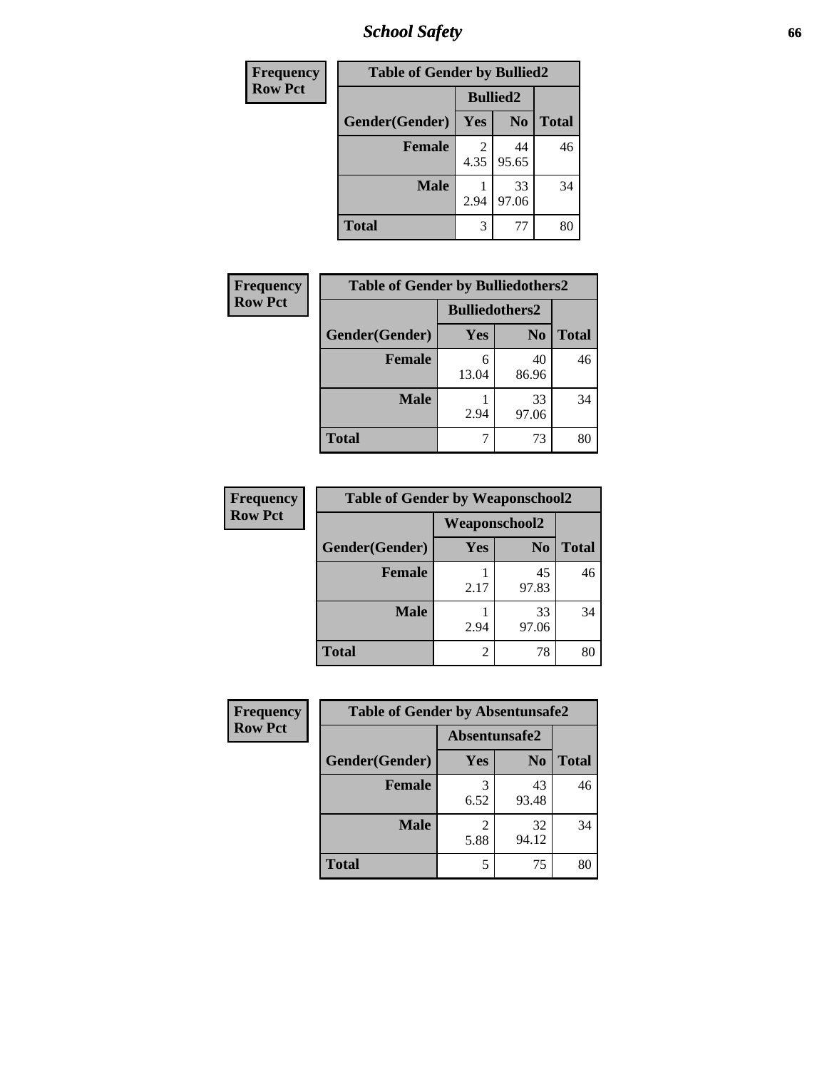# School Safety

| Frequency<br>Row Pct |
|---|

| Table of Gender by Bullied2 | | | |
|---|---|---|---|
| | Bullied2 | | |
| Gender(Gender) | Yes | No | Total |
| Female | 2<br>4.35 | 44<br>95.65 | 46 |
| Male | 1<br>2.94 | 33<br>97.06 | 34 |
| Total | 3 | 77 | 80 |

| Frequency<br>Row Pct |
|---|

| Table of Gender by Bulliedothers2 | | | |
|---|---|---|---|
| | Bulliedothers2 | | |
| Gender(Gender) | Yes | No | Total |
| Female | 6<br>13.04 | 40<br>86.96 | 46 |
| Male | 1<br>2.94 | 33<br>97.06 | 34 |
| Total | 7 | 73 | 80 |

| Frequency<br>Row Pct |
|---|

| Table of Gender by Weaponschool2 | | | |
|---|---|---|---|
| | Weaponschool2 | | |
| Gender(Gender) | Yes | No | Total |
| Female | 1<br>2.17 | 45<br>97.83 | 46 |
| Male | 1<br>2.94 | 33<br>97.06 | 34 |
| Total | 2 | 78 | 80 |

| Frequency<br>Row Pct |
|---|

| Table of Gender by Absentunsafe2 | | | |
|---|---|---|---|
| | Absentunsafe2 | | |
| Gender(Gender) | Yes | No | Total |
| Female | 3<br>6.52 | 43<br>93.48 | 46 |
| Male | 2<br>5.88 | 32<br>94.12 | 34 |
| Total | 5 | 75 | 80 |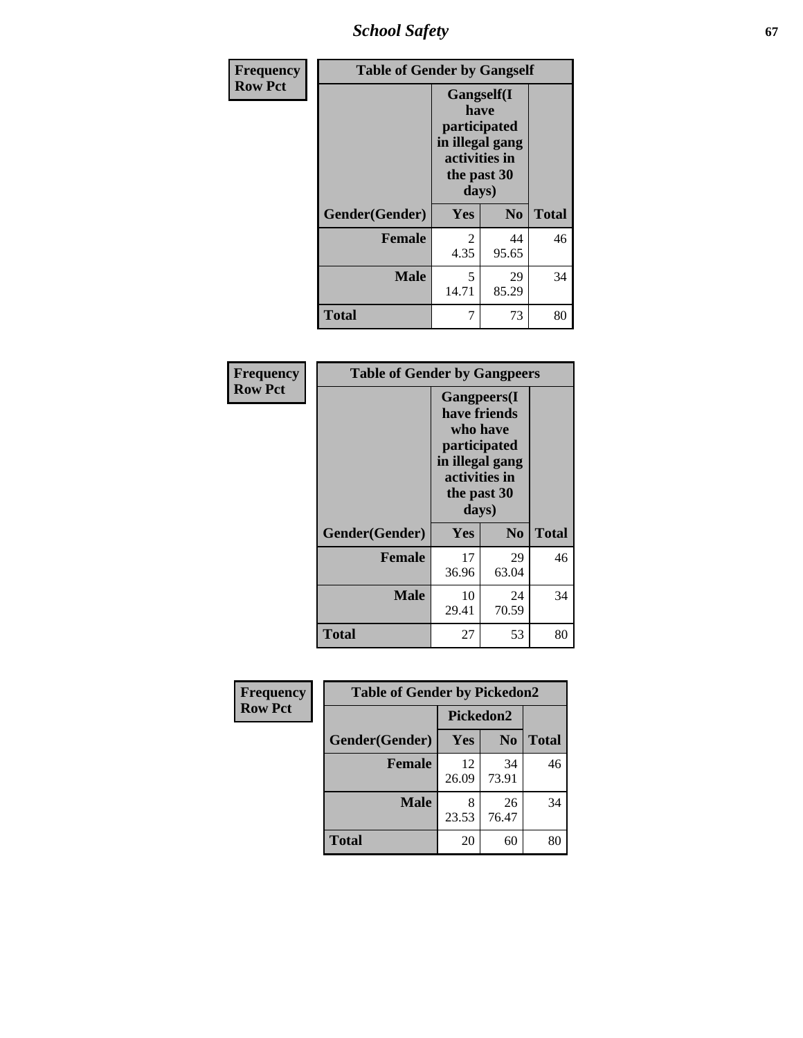| Frequency Row Pct | Table of Gender by Gangself | | |
|---|---|---|---|
| | Gangself(I have participated in illegal gang activities in the past 30 days) | | |
| Gender(Gender) | Yes | No | Total |
| Female | 2<br>4.35 | 44<br>95.65 | 46 |
| Male | 5<br>14.71 | 29<br>85.29 | 34 |
| Total | 7 | 73 | 80 |

| Frequency Row Pct | Table of Gender by Gangpeers | | |
|---|---|---|---|
| | Gangpeers(I have friends who have participated in illegal gang activities in the past 30 days) | | |
| Gender(Gender) | Yes | No | Total |
| Female | 17<br>36.96 | 29<br>63.04 | 46 |
| Male | 10<br>29.41 | 24<br>70.59 | 34 |
| Total | 27 | 53 | 80 |

| Frequency Row Pct | Table of Gender by Pickedon2 | | |
|---|---|---|---|
| | Pickedon2 | | |
| Gender(Gender) | Yes | No | Total |
| Female | 12<br>26.09 | 34<br>73.91 | 46 |
| Male | 8<br>23.53 | 26<br>76.47 | 34 |
| Total | 20 | 60 | 80 |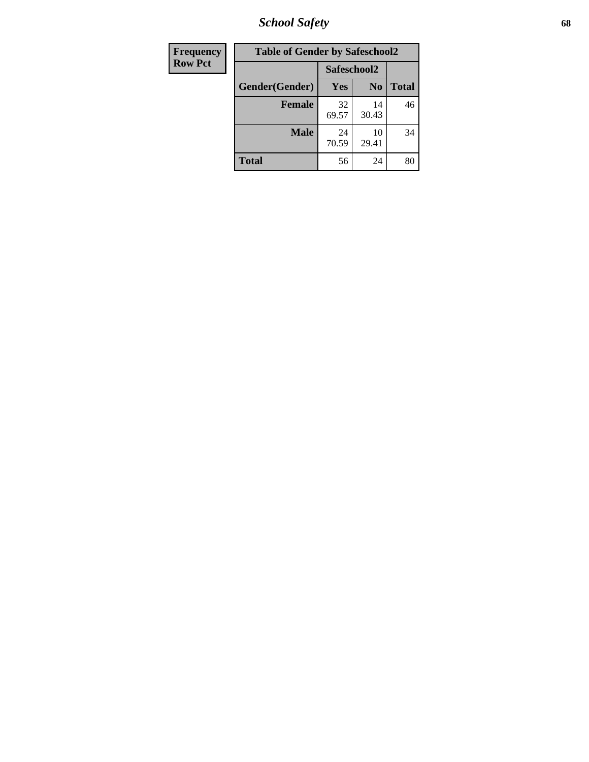| Frequency<br>Row Pct | Table of Gender by Safeschool2 | | | |
|---|---|---|---|---|
| | | Safeschool2 | | |
| | Gender(Gender) | Yes | No | Total |
| | Female | 32<br>69.57 | 14<br>30.43 | 46 |
| | Male | 24<br>70.59 | 10<br>29.41 | 34 |
| | Total | 56 | 24 | 80 |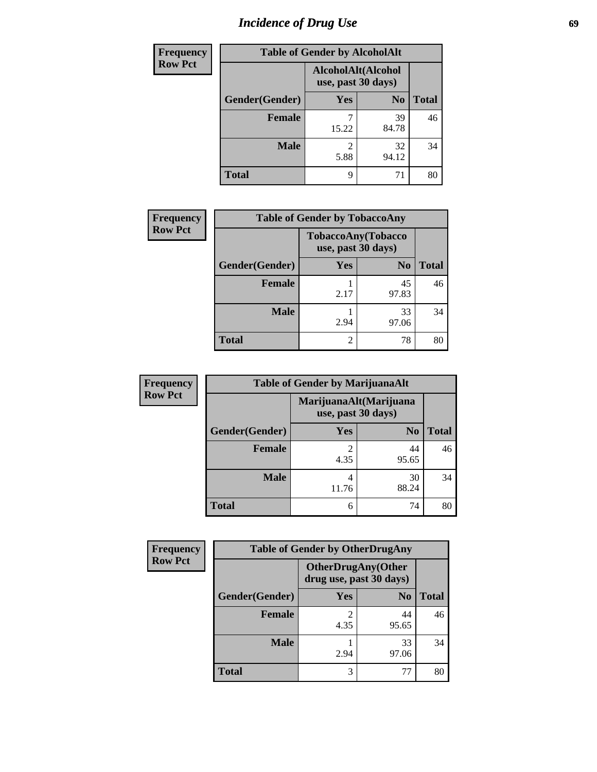# Incidence of Drug Use

**Frequency**
**Row Pct**

| Table of Gender by AlcoholAlt | | | |
|---|---|---|---|
| | AlcoholAlt(Alcohol use, past 30 days) | | |
| Gender(Gender) | Yes | No | Total |
| Female | 7<br>15.22 | 39<br>84.78 | 46 |
| Male | 2<br>5.88 | 32<br>94.12 | 34 |
| Total | 9 | 71 | 80 |

**Frequency**
**Row Pct**

| Table of Gender by TobaccoAny | | | |
|---|---|---|---|
| | TobaccoAny(Tobacco use, past 30 days) | | |
| Gender(Gender) | Yes | No | Total |
| Female | 1<br>2.17 | 45<br>97.83 | 46 |
| Male | 1<br>2.94 | 33<br>97.06 | 34 |
| Total | 2 | 78 | 80 |

**Frequency**
**Row Pct**

| Table of Gender by MarijuanaAlt | | | |
|---|---|---|---|
| | MarijuanaAlt(Marijuana use, past 30 days) | | |
| Gender(Gender) | Yes | No | Total |
| Female | 2<br>4.35 | 44<br>95.65 | 46 |
| Male | 4<br>11.76 | 30<br>88.24 | 34 |
| Total | 6 | 74 | 80 |

**Frequency**
**Row Pct**

| Table of Gender by OtherDrugAny | | | |
|---|---|---|---|
| | OtherDrugAny(Other drug use, past 30 days) | | |
| Gender(Gender) | Yes | No | Total |
| Female | 2<br>4.35 | 44<br>95.65 | 46 |
| Male | 1<br>2.94 | 33<br>97.06 | 34 |
| Total | 3 | 77 | 80 |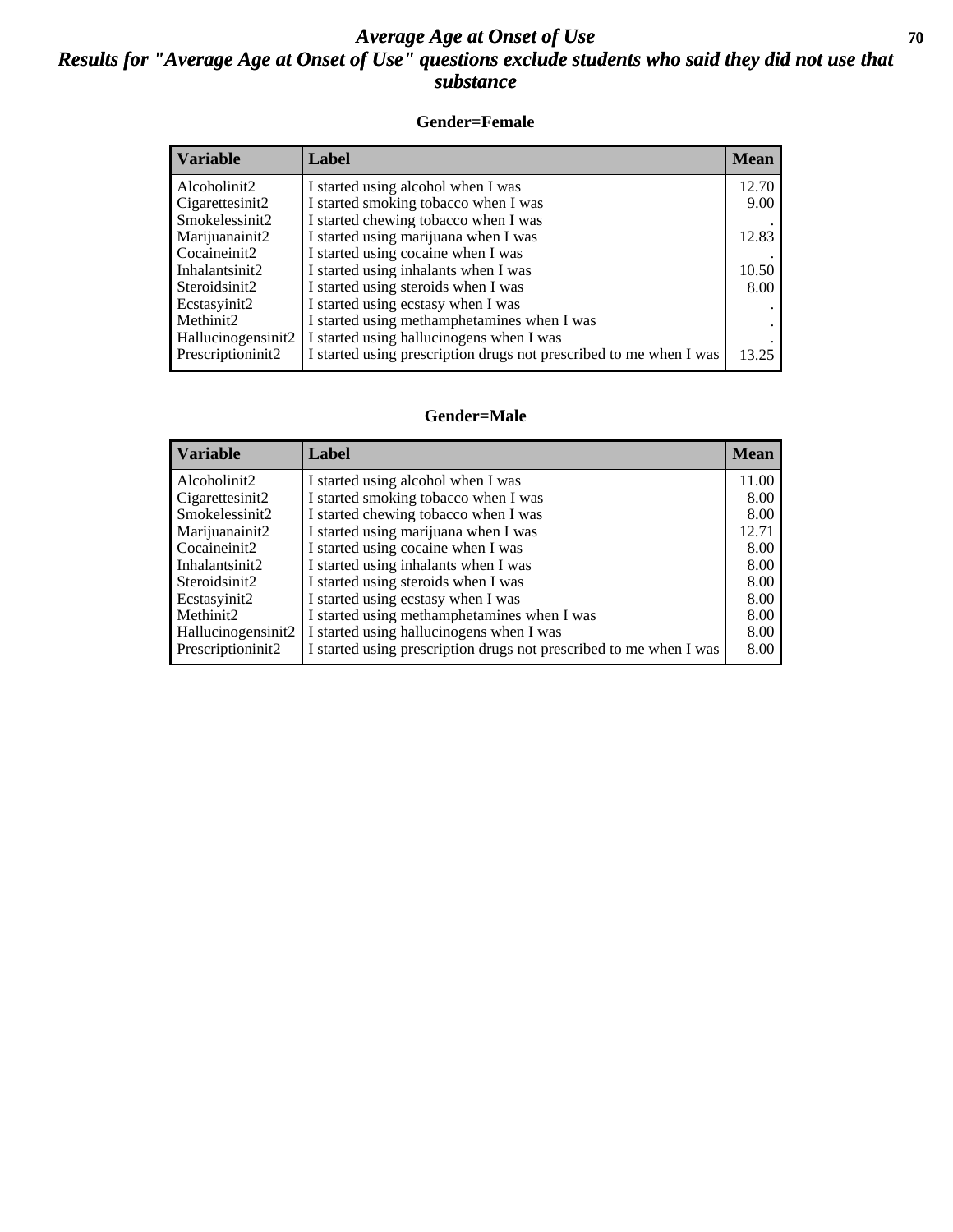# *Average Age at Onset of Use*

## *Results for "Average Age at Onset of Use" questions exclude students who said they did not use that substance*

### Gender=Female

| Variable | Label | Mean |
|---|---|---|
| Alcoholinit2 | I started using alcohol when I was | 12.70 |
| Cigarettesinit2 | I started smoking tobacco when I was | 9.00 |
| Smokelessinit2 | I started chewing tobacco when I was | . |
| Marijuanainit2 | I started using marijuana when I was | 12.83 |
| Cocaineinit2 | I started using cocaine when I was | . |
| Inhalantsinit2 | I started using inhalants when I was | 10.50 |
| Steroidsinit2 | I started using steroids when I was | 8.00 |
| Ecstasyinit2 | I started using ecstasy when I was | . |
| Methinit2 | I started using methamphetamines when I was | . |
| Hallucinogensinit2 | I started using hallucinogens when I was | . |
| Prescriptioninit2 | I started using prescription drugs not prescribed to me when I was | 13.25 |

### Gender=Male

| Variable | Label | Mean |
|---|---|---|
| Alcoholinit2 | I started using alcohol when I was | 11.00 |
| Cigarettesinit2 | I started smoking tobacco when I was | 8.00 |
| Smokelessinit2 | I started chewing tobacco when I was | 8.00 |
| Marijuanainit2 | I started using marijuana when I was | 12.71 |
| Cocaineinit2 | I started using cocaine when I was | 8.00 |
| Inhalantsinit2 | I started using inhalants when I was | 8.00 |
| Steroidsinit2 | I started using steroids when I was | 8.00 |
| Ecstasyinit2 | I started using ecstasy when I was | 8.00 |
| Methinit2 | I started using methamphetamines when I was | 8.00 |
| Hallucinogensinit2 | I started using hallucinogens when I was | 8.00 |
| Prescriptioninit2 | I started using prescription drugs not prescribed to me when I was | 8.00 |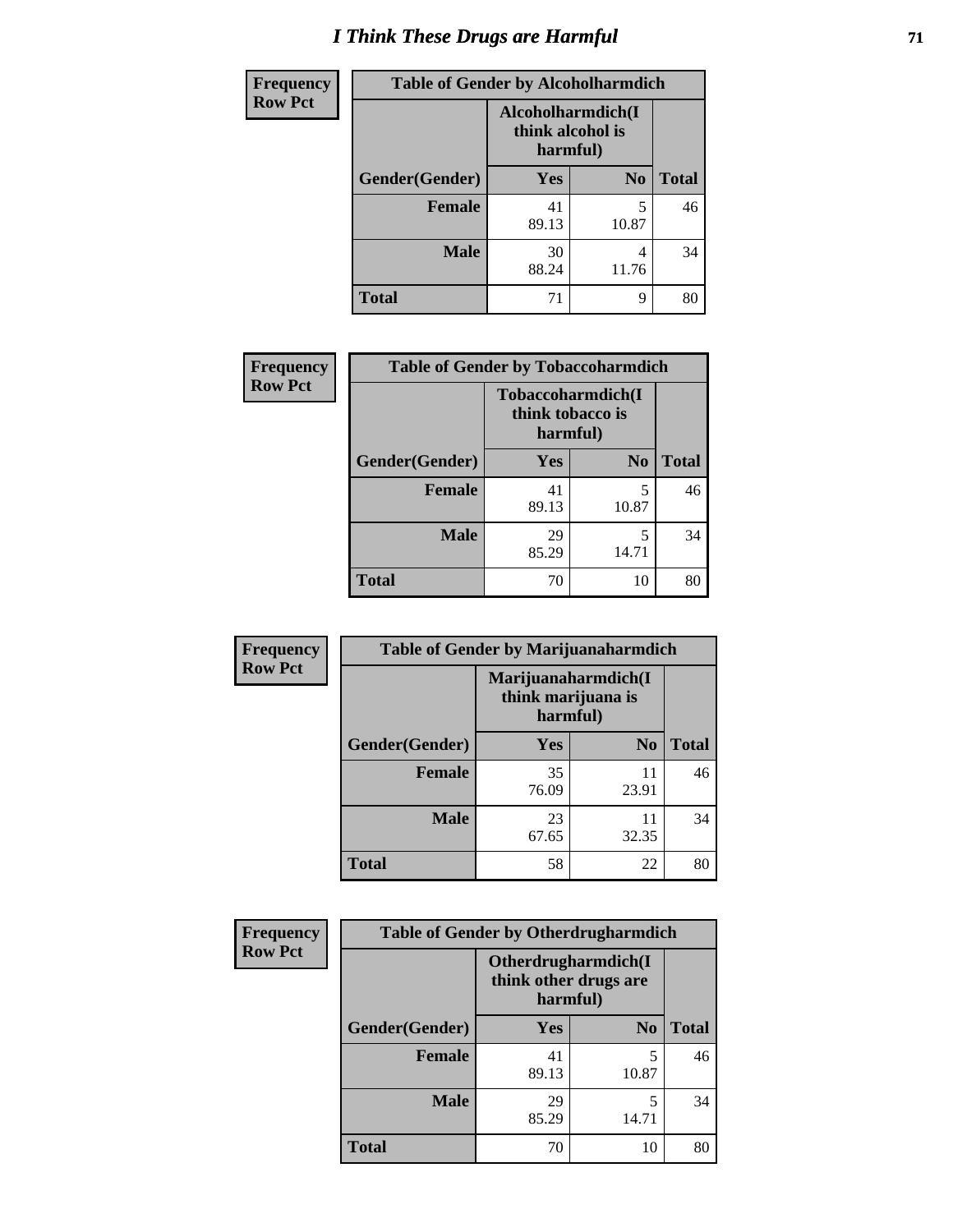# I Think These Drugs are Harmful

| Frequency<br>Row Pct | Table of Gender by Alcoholharmdich | | |
|---|---|---|---|
| | Alcoholharmdich(I think alcohol is harmful) | | |
| Gender(Gender) | Yes | No | Total |
| Female | 41<br>89.13 | 5<br>10.87 | 46 |
| Male | 30<br>88.24 | 4<br>11.76 | 34 |
| Total | 71 | 9 | 80 |

| Frequency<br>Row Pct | Table of Gender by Tobaccoharmdich | | |
|---|---|---|---|
| | Tobaccoharmdich(I think tobacco is harmful) | | |
| Gender(Gender) | Yes | No | Total |
| Female | 41<br>89.13 | 5<br>10.87 | 46 |
| Male | 29<br>85.29 | 5<br>14.71 | 34 |
| Total | 70 | 10 | 80 |

| Frequency<br>Row Pct | Table of Gender by Marijuanaharmdich | | |
|---|---|---|---|
| | Marijuanaharmdich(I think marijuana is harmful) | | |
| Gender(Gender) | Yes | No | Total |
| Female | 35<br>76.09 | 11<br>23.91 | 46 |
| Male | 23<br>67.65 | 11<br>32.35 | 34 |
| Total | 58 | 22 | 80 |

| Frequency<br>Row Pct | Table of Gender by Otherdrugharmdich | | |
|---|---|---|---|
| | Otherdrugharmdich(I think other drugs are harmful) | | |
| Gender(Gender) | Yes | No | Total |
| Female | 41<br>89.13 | 5<br>10.87 | 46 |
| Male | 29<br>85.29 | 5<br>14.71 | 34 |
| Total | 70 | 10 | 80 |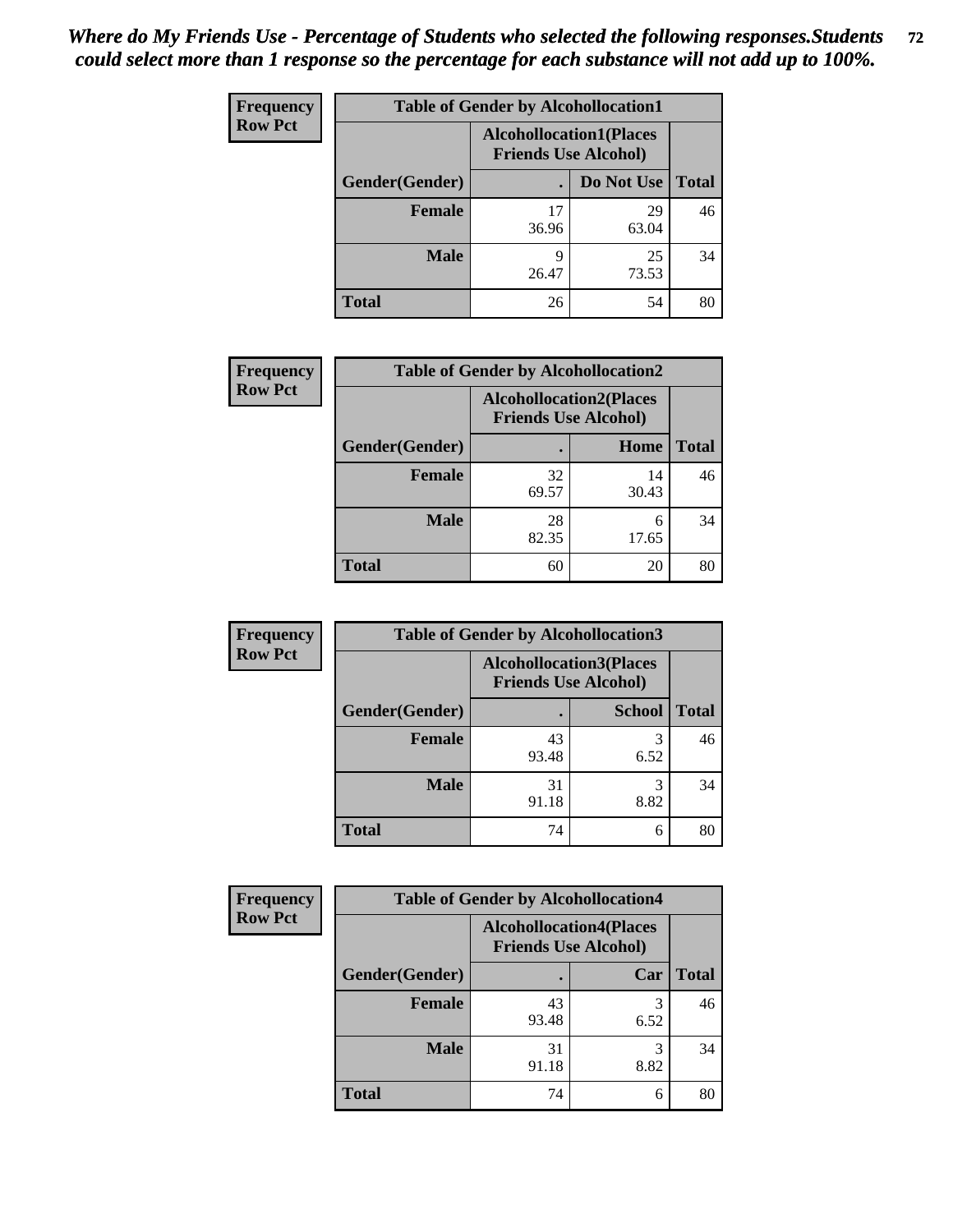*Where do My Friends Use - Percentage of Students who selected the following responses.Students could select more than 1 response so the percentage for each substance will not add up to 100%.*

**Frequency**
**Row Pct**

| Table of Gender by Alcohollocation1 | | | |
|---|---|---|---|
| | Alcohollocation1(Places Friends Use Alcohol) | | |
| Gender(Gender) | . | Do Not Use | Total |
| **Female** | 17<br>36.96 | 29<br>63.04 | 46 |
| **Male** | 9<br>26.47 | 25<br>73.53 | 34 |
| **Total** | 26 | 54 | 80 |

**Frequency**
**Row Pct**

| Table of Gender by Alcohollocation2 | | | |
|---|---|---|---|
| | Alcohollocation2(Places Friends Use Alcohol) | | |
| Gender(Gender) | . | Home | Total |
| **Female** | 32<br>69.57 | 14<br>30.43 | 46 |
| **Male** | 28<br>82.35 | 6<br>17.65 | 34 |
| **Total** | 60 | 20 | 80 |

**Frequency**
**Row Pct**

| Table of Gender by Alcohollocation3 | | | |
|---|---|---|---|
| | Alcohollocation3(Places Friends Use Alcohol) | | |
| Gender(Gender) | . | School | Total |
| **Female** | 43<br>93.48 | 3<br>6.52 | 46 |
| **Male** | 31<br>91.18 | 3<br>8.82 | 34 |
| **Total** | 74 | 6 | 80 |

**Frequency**
**Row Pct**

| Table of Gender by Alcohollocation4 | | | |
|---|---|---|---|
| | Alcohollocation4(Places Friends Use Alcohol) | | |
| Gender(Gender) | . | Car | Total |
| **Female** | 43<br>93.48 | 3<br>6.52 | 46 |
| **Male** | 31<br>91.18 | 3<br>8.82 | 34 |
| **Total** | 74 | 6 | 80 |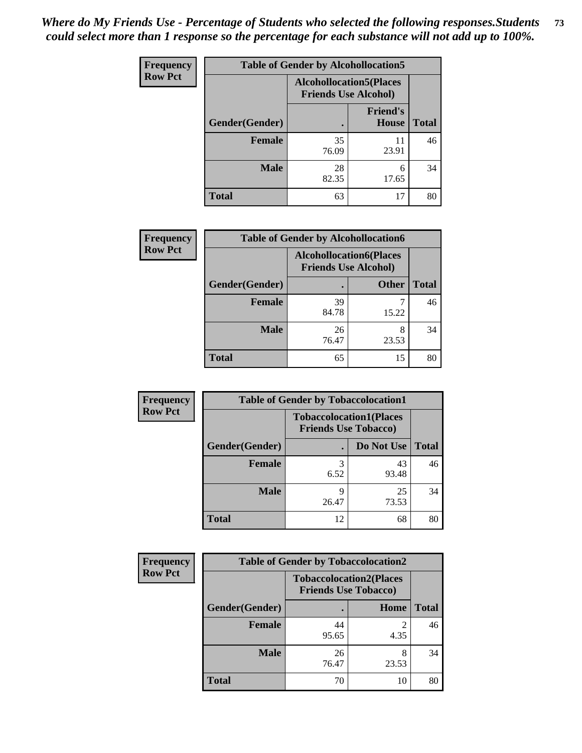*Where do My Friends Use - Percentage of Students who selected the following responses.Students could select more than 1 response so the percentage for each substance will not add up to 100%.*

**Frequency / Row Pct**

| Table of Gender by Alcohollocation5 | | | |
|---|---|---|---|
| | Alcohollocation5(Places Friends Use Alcohol) | | |
| Gender(Gender) | . | Friend's House | Total |
| **Female** | 35<br>76.09 | 11<br>23.91 | 46 |
| **Male** | 28<br>82.35 | 6<br>17.65 | 34 |
| **Total** | 63 | 17 | 80 |

**Frequency / Row Pct**

| Table of Gender by Alcohollocation6 | | | |
|---|---|---|---|
| | Alcohollocation6(Places Friends Use Alcohol) | | |
| Gender(Gender) | . | Other | Total |
| **Female** | 39<br>84.78 | 7<br>15.22 | 46 |
| **Male** | 26<br>76.47 | 8<br>23.53 | 34 |
| **Total** | 65 | 15 | 80 |

**Frequency / Row Pct**

| Table of Gender by Tobaccolocation1 | | | |
|---|---|---|---|
| | Tobaccolocation1(Places Friends Use Tobacco) | | |
| Gender(Gender) | . | Do Not Use | Total |
| **Female** | 3<br>6.52 | 43<br>93.48 | 46 |
| **Male** | 9<br>26.47 | 25<br>73.53 | 34 |
| **Total** | 12 | 68 | 80 |

**Frequency / Row Pct**

| Table of Gender by Tobaccolocation2 | | | |
|---|---|---|---|
| | Tobaccolocation2(Places Friends Use Tobacco) | | |
| Gender(Gender) | . | Home | Total |
| **Female** | 44<br>95.65 | 2<br>4.35 | 46 |
| **Male** | 26<br>76.47 | 8<br>23.53 | 34 |
| **Total** | 70 | 10 | 80 |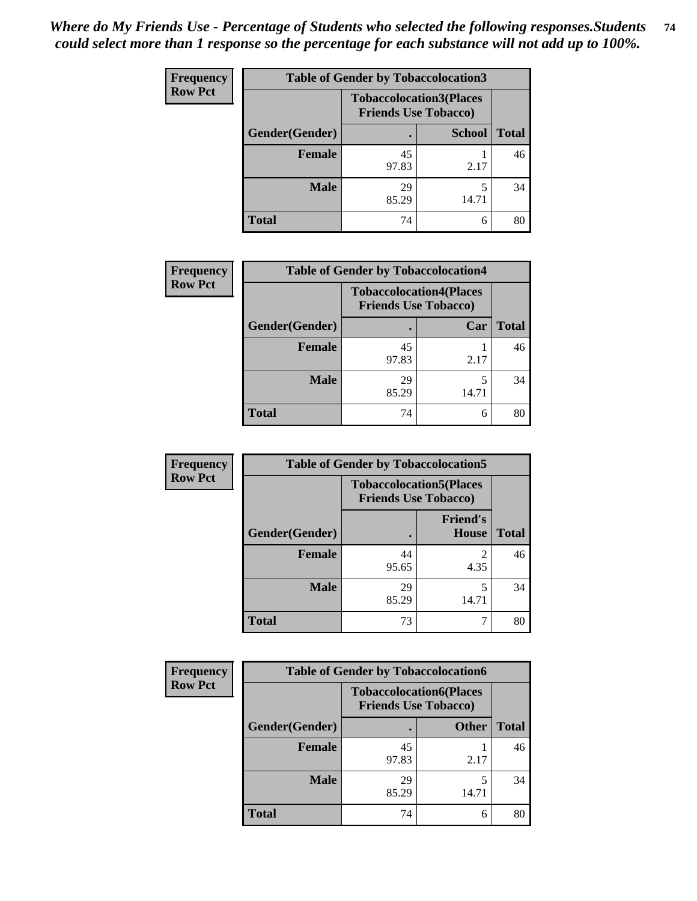*Where do My Friends Use - Percentage of Students who selected the following responses.Students could select more than 1 response so the percentage for each substance will not add up to 100%.*

**Frequency**
**Row Pct**

| Table of Gender by Tobaccolocation3 | | | |
|---|---|---|---|
| | Tobaccolocation3(Places Friends Use Tobacco) | | |
| Gender(Gender) | . | School | Total |
| Female | 45<br>97.83 | 1<br>2.17 | 46 |
| Male | 29<br>85.29 | 5<br>14.71 | 34 |
| Total | 74 | 6 | 80 |

**Frequency**
**Row Pct**

| Table of Gender by Tobaccolocation4 | | | |
|---|---|---|---|
| | Tobaccolocation4(Places Friends Use Tobacco) | | |
| Gender(Gender) | . | Car | Total |
| Female | 45<br>97.83 | 1<br>2.17 | 46 |
| Male | 29<br>85.29 | 5<br>14.71 | 34 |
| Total | 74 | 6 | 80 |

**Frequency**
**Row Pct**

| Table of Gender by Tobaccolocation5 | | | |
|---|---|---|---|
| | Tobaccolocation5(Places Friends Use Tobacco) | | |
| Gender(Gender) | . | Friend's House | Total |
| Female | 44<br>95.65 | 2<br>4.35 | 46 |
| Male | 29<br>85.29 | 5<br>14.71 | 34 |
| Total | 73 | 7 | 80 |

**Frequency**
**Row Pct**

| Table of Gender by Tobaccolocation6 | | | |
|---|---|---|---|
| | Tobaccolocation6(Places Friends Use Tobacco) | | |
| Gender(Gender) | . | Other | Total |
| Female | 45<br>97.83 | 1<br>2.17 | 46 |
| Male | 29<br>85.29 | 5<br>14.71 | 34 |
| Total | 74 | 6 | 80 |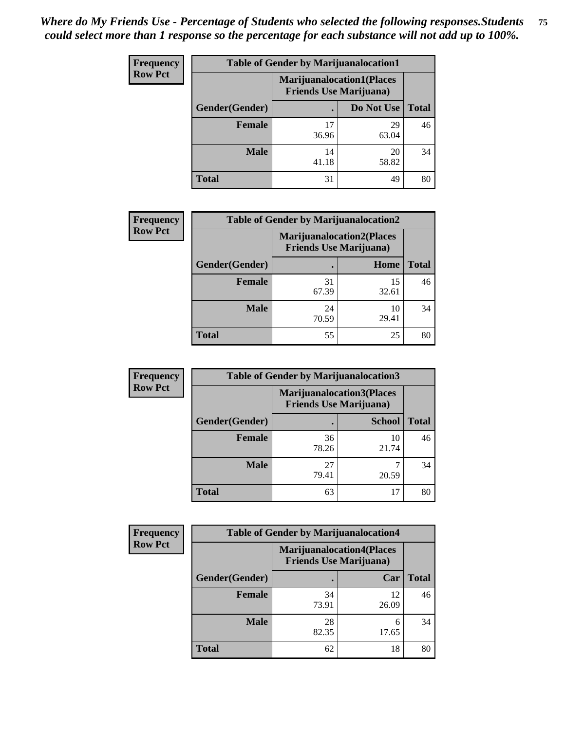*Where do My Friends Use - Percentage of Students who selected the following responses.Students could select more than 1 response so the percentage for each substance will not add up to 100%.*

**Frequency**
**Row Pct**

| Table of Gender by Marijuanalocation1 | | | |
|---|---|---|---|
| | Marijuanalocation1(Places Friends Use Marijuana) | | |
| Gender(Gender) | . | Do Not Use | Total |
| **Female** | 17<br>36.96 | 29<br>63.04 | 46 |
| **Male** | 14<br>41.18 | 20<br>58.82 | 34 |
| **Total** | 31 | 49 | 80 |

**Frequency**
**Row Pct**

| Table of Gender by Marijuanalocation2 | | | |
|---|---|---|---|
| | Marijuanalocation2(Places Friends Use Marijuana) | | |
| Gender(Gender) | . | Home | Total |
| **Female** | 31<br>67.39 | 15<br>32.61 | 46 |
| **Male** | 24<br>70.59 | 10<br>29.41 | 34 |
| **Total** | 55 | 25 | 80 |

**Frequency**
**Row Pct**

| Table of Gender by Marijuanalocation3 | | | |
|---|---|---|---|
| | Marijuanalocation3(Places Friends Use Marijuana) | | |
| Gender(Gender) | . | School | Total |
| **Female** | 36<br>78.26 | 10<br>21.74 | 46 |
| **Male** | 27<br>79.41 | 7<br>20.59 | 34 |
| **Total** | 63 | 17 | 80 |

**Frequency**
**Row Pct**

| Table of Gender by Marijuanalocation4 | | | |
|---|---|---|---|
| | Marijuanalocation4(Places Friends Use Marijuana) | | |
| Gender(Gender) | . | Car | Total |
| **Female** | 34<br>73.91 | 12<br>26.09 | 46 |
| **Male** | 28<br>82.35 | 6<br>17.65 | 34 |
| **Total** | 62 | 18 | 80 |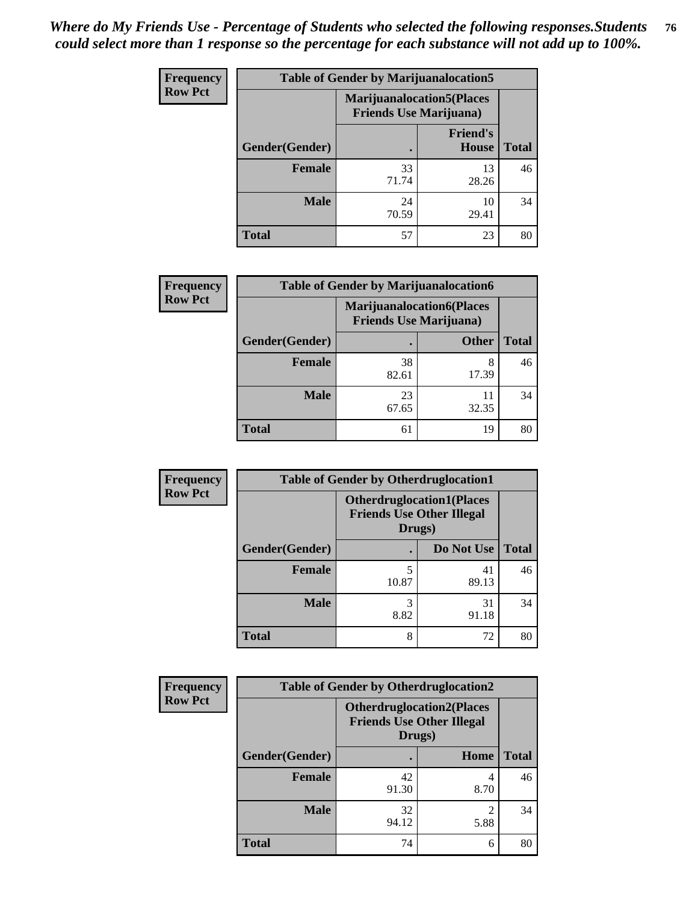*Where do My Friends Use - Percentage of Students who selected the following responses.Students could select more than 1 response so the percentage for each substance will not add up to 100%.*

**Frequency / Row Pct**

| Table of Gender by Marijuanalocation5 | | | |
|---|---|---|---|
| | Marijuanalocation5(Places Friends Use Marijuana) | | |
| Gender(Gender) | . | Friend's House | Total |
| Female | 33<br>71.74 | 13<br>28.26 | 46 |
| Male | 24<br>70.59 | 10<br>29.41 | 34 |
| Total | 57 | 23 | 80 |

**Frequency / Row Pct**

| Table of Gender by Marijuanalocation6 | | | |
|---|---|---|---|
| | Marijuanalocation6(Places Friends Use Marijuana) | | |
| Gender(Gender) | . | Other | Total |
| Female | 38<br>82.61 | 8<br>17.39 | 46 |
| Male | 23<br>67.65 | 11<br>32.35 | 34 |
| Total | 61 | 19 | 80 |

**Frequency / Row Pct**

| Table of Gender by Otherdruglocation1 | | | |
|---|---|---|---|
| | Otherdruglocation1(Places Friends Use Other Illegal Drugs) | | |
| Gender(Gender) | . | Do Not Use | Total |
| Female | 5<br>10.87 | 41<br>89.13 | 46 |
| Male | 3<br>8.82 | 31<br>91.18 | 34 |
| Total | 8 | 72 | 80 |

**Frequency / Row Pct**

| Table of Gender by Otherdruglocation2 | | | |
|---|---|---|---|
| | Otherdruglocation2(Places Friends Use Other Illegal Drugs) | | |
| Gender(Gender) | . | Home | Total |
| Female | 42<br>91.30 | 4<br>8.70 | 46 |
| Male | 32<br>94.12 | 2<br>5.88 | 34 |
| Total | 74 | 6 | 80 |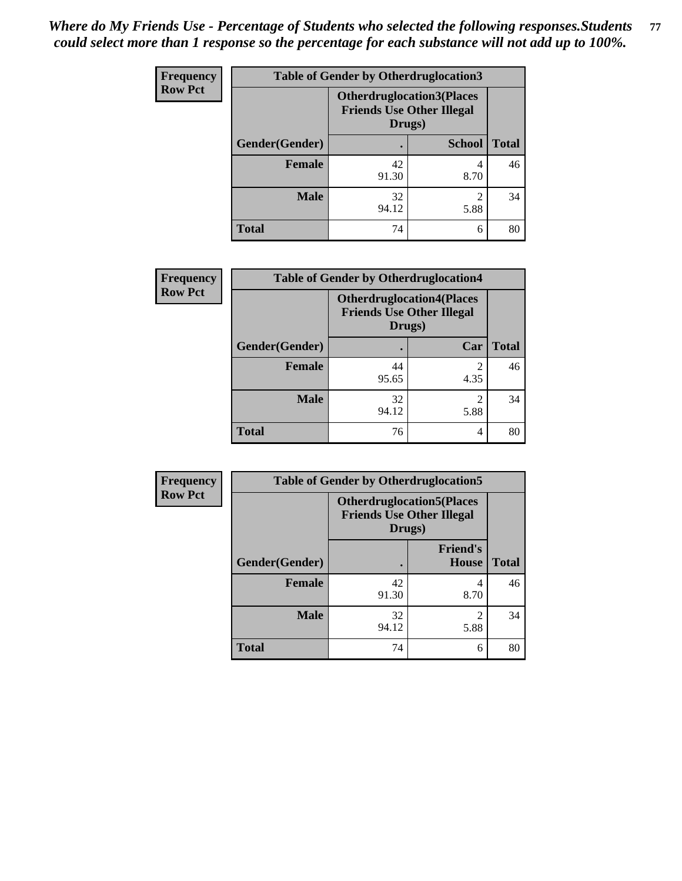*Where do My Friends Use - Percentage of Students who selected the following responses.Students could select more than 1 response so the percentage for each substance will not add up to 100%.*

| Frequency<br>Row Pct | Table of Gender by Otherdruglocation3 | | |
|---|---|---|---|
| | Otherdruglocation3(Places Friends Use Other Illegal Drugs) | | |
| Gender(Gender) | . | School | Total |
| Female | 42<br>91.30 | 4<br>8.70 | 46 |
| Male | 32<br>94.12 | 2<br>5.88 | 34 |
| Total | 74 | 6 | 80 |

| Frequency<br>Row Pct | Table of Gender by Otherdruglocation4 | | |
|---|---|---|---|
| | Otherdruglocation4(Places Friends Use Other Illegal Drugs) | | |
| Gender(Gender) | . | Car | Total |
| Female | 44<br>95.65 | 2<br>4.35 | 46 |
| Male | 32<br>94.12 | 2<br>5.88 | 34 |
| Total | 76 | 4 | 80 |

| Frequency<br>Row Pct | Table of Gender by Otherdruglocation5 | | |
|---|---|---|---|
| | Otherdruglocation5(Places Friends Use Other Illegal Drugs) | | |
| Gender(Gender) | . | Friend's House | Total |
| Female | 42<br>91.30 | 4<br>8.70 | 46 |
| Male | 32<br>94.12 | 2<br>5.88 | 34 |
| Total | 74 | 6 | 80 |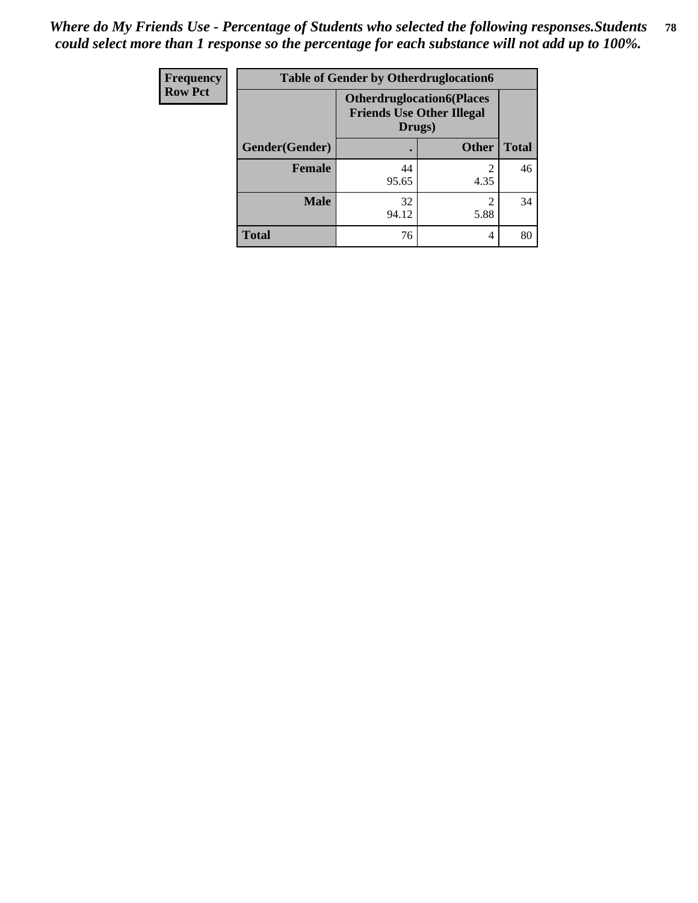*Where do My Friends Use - Percentage of Students who selected the following responses.Students could select more than 1 response so the percentage for each substance will not add up to 100%.*

| Frequency<br>Row Pct | Table of Gender by Otherdruglocation6 | | |
|---|---|---|---|
| | Otherdruglocation6(Places Friends Use Other Illegal Drugs) | | |
| Gender(Gender) | . | Other | Total |
| Female | 44<br>95.65 | 2<br>4.35 | 46 |
| Male | 32<br>94.12 | 2<br>5.88 | 34 |
| Total | 76 | 4 | 80 |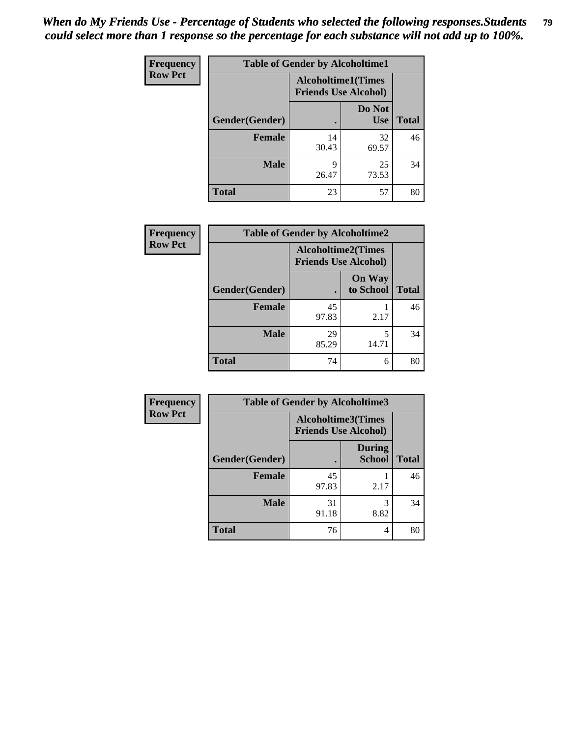*When do My Friends Use - Percentage of Students who selected the following responses.Students could select more than 1 response so the percentage for each substance will not add up to 100%.*

**Frequency**
**Row Pct**

| Table of Gender by Alcoholtime1 | | | |
|---|---|---|---|
| | Alcoholtime1(Times Friends Use Alcohol) | | |
| Gender(Gender) | . | Do Not Use | Total |
| **Female** | 14<br>30.43 | 32<br>69.57 | 46 |
| **Male** | 9<br>26.47 | 25<br>73.53 | 34 |
| **Total** | 23 | 57 | 80 |

**Frequency**
**Row Pct**

| Table of Gender by Alcoholtime2 | | | |
|---|---|---|---|
| | Alcoholtime2(Times Friends Use Alcohol) | | |
| Gender(Gender) | . | On Way to School | Total |
| **Female** | 45<br>97.83 | 1<br>2.17 | 46 |
| **Male** | 29<br>85.29 | 5<br>14.71 | 34 |
| **Total** | 74 | 6 | 80 |

**Frequency**
**Row Pct**

| Table of Gender by Alcoholtime3 | | | |
|---|---|---|---|
| | Alcoholtime3(Times Friends Use Alcohol) | | |
| Gender(Gender) | . | During School | Total |
| **Female** | 45<br>97.83 | 1<br>2.17 | 46 |
| **Male** | 31<br>91.18 | 3<br>8.82 | 34 |
| **Total** | 76 | 4 | 80 |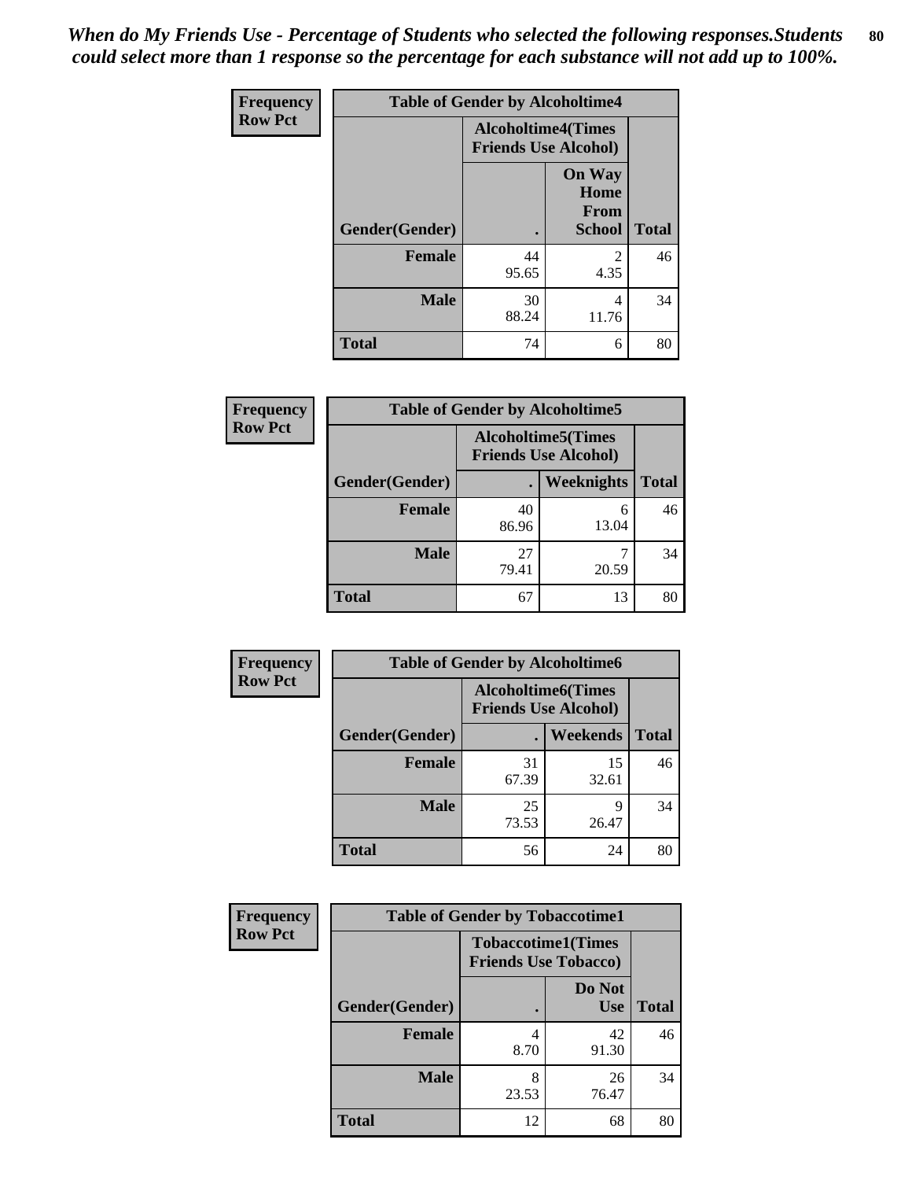*When do My Friends Use - Percentage of Students who selected the following responses.Students could select more than 1 response so the percentage for each substance will not add up to 100%.*

**Frequency**
**Row Pct**

| Table of Gender by Alcoholtime4 | | | |
|---|---|---|---|
| | Alcoholtime4(Times Friends Use Alcohol) | | |
| Gender(Gender) | . | On Way Home From School | Total |
| Female | 44<br>95.65 | 2<br>4.35 | 46 |
| Male | 30<br>88.24 | 4<br>11.76 | 34 |
| Total | 74 | 6 | 80 |

**Frequency**
**Row Pct**

| Table of Gender by Alcoholtime5 | | | |
|---|---|---|---|
| | Alcoholtime5(Times Friends Use Alcohol) | | |
| Gender(Gender) | . | Weeknights | Total |
| Female | 40<br>86.96 | 6<br>13.04 | 46 |
| Male | 27<br>79.41 | 7<br>20.59 | 34 |
| Total | 67 | 13 | 80 |

**Frequency**
**Row Pct**

| Table of Gender by Alcoholtime6 | | | |
|---|---|---|---|
| | Alcoholtime6(Times Friends Use Alcohol) | | |
| Gender(Gender) | . | Weekends | Total |
| Female | 31<br>67.39 | 15<br>32.61 | 46 |
| Male | 25<br>73.53 | 9<br>26.47 | 34 |
| Total | 56 | 24 | 80 |

**Frequency**
**Row Pct**

| Table of Gender by Tobaccotime1 | | | |
|---|---|---|---|
| | Tobaccotime1(Times Friends Use Tobacco) | | |
| Gender(Gender) | . | Do Not Use | Total |
| Female | 4<br>8.70 | 42<br>91.30 | 46 |
| Male | 8<br>23.53 | 26<br>76.47 | 34 |
| Total | 12 | 68 | 80 |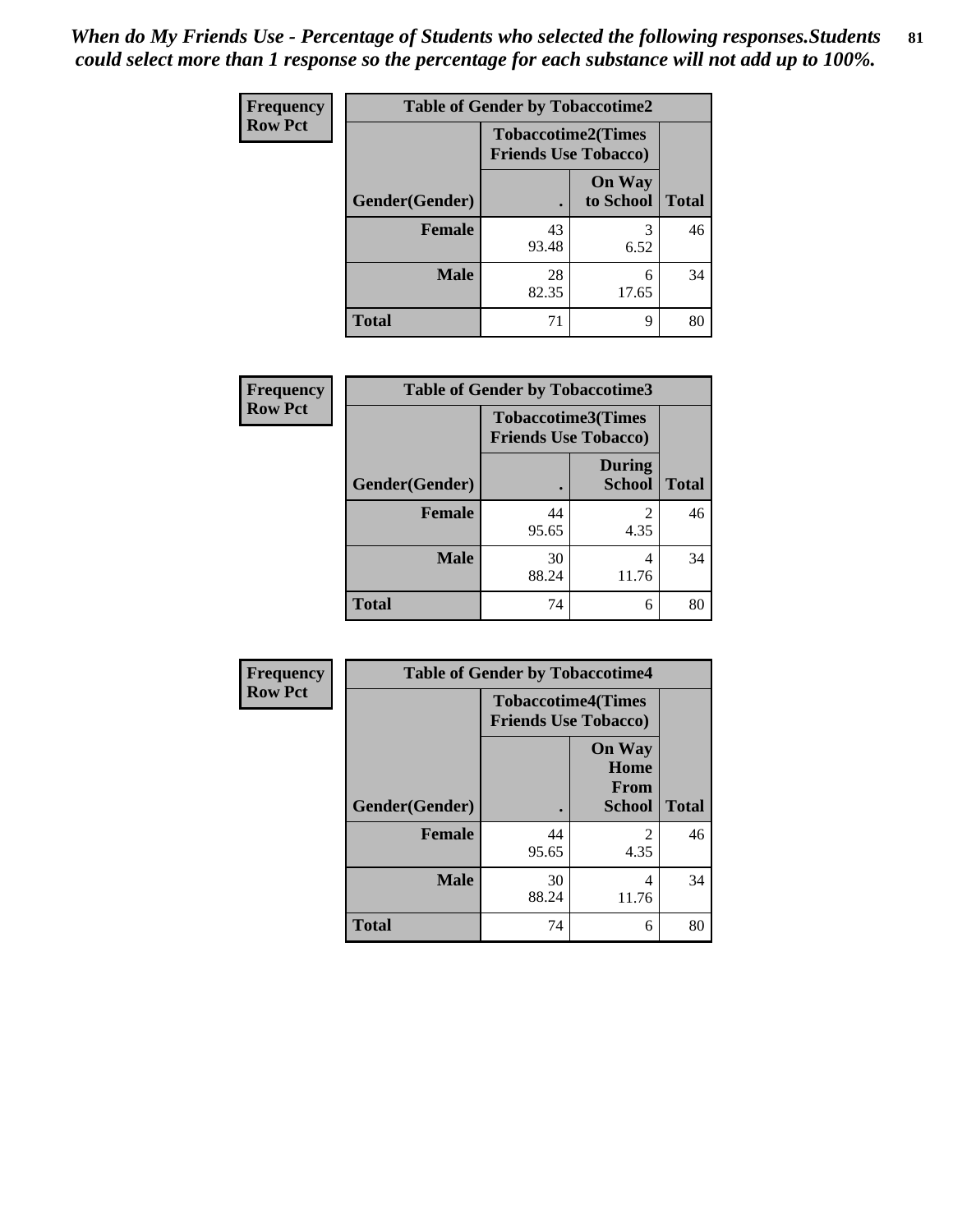*When do My Friends Use - Percentage of Students who selected the following responses.Students could select more than 1 response so the percentage for each substance will not add up to 100%.*

| Frequency Row Pct | Table of Gender by Tobaccotime2 | | |
|---|---|---|---|
| | Tobaccotime2(Times Friends Use Tobacco) | | |
| Gender(Gender) | . | On Way to School | Total |
| **Female** | 43<br>93.48 | 3<br>6.52 | 46 |
| **Male** | 28<br>82.35 | 6<br>17.65 | 34 |
| **Total** | 71 | 9 | 80 |

| Frequency Row Pct | Table of Gender by Tobaccotime3 | | |
|---|---|---|---|
| | Tobaccotime3(Times Friends Use Tobacco) | | |
| Gender(Gender) | . | During School | Total |
| **Female** | 44<br>95.65 | 2<br>4.35 | 46 |
| **Male** | 30<br>88.24 | 4<br>11.76 | 34 |
| **Total** | 74 | 6 | 80 |

| Frequency Row Pct | Table of Gender by Tobaccotime4 | | |
|---|---|---|---|
| | Tobaccotime4(Times Friends Use Tobacco) | | |
| Gender(Gender) | . | On Way Home From School | Total |
| **Female** | 44<br>95.65 | 2<br>4.35 | 46 |
| **Male** | 30<br>88.24 | 4<br>11.76 | 34 |
| **Total** | 74 | 6 | 80 |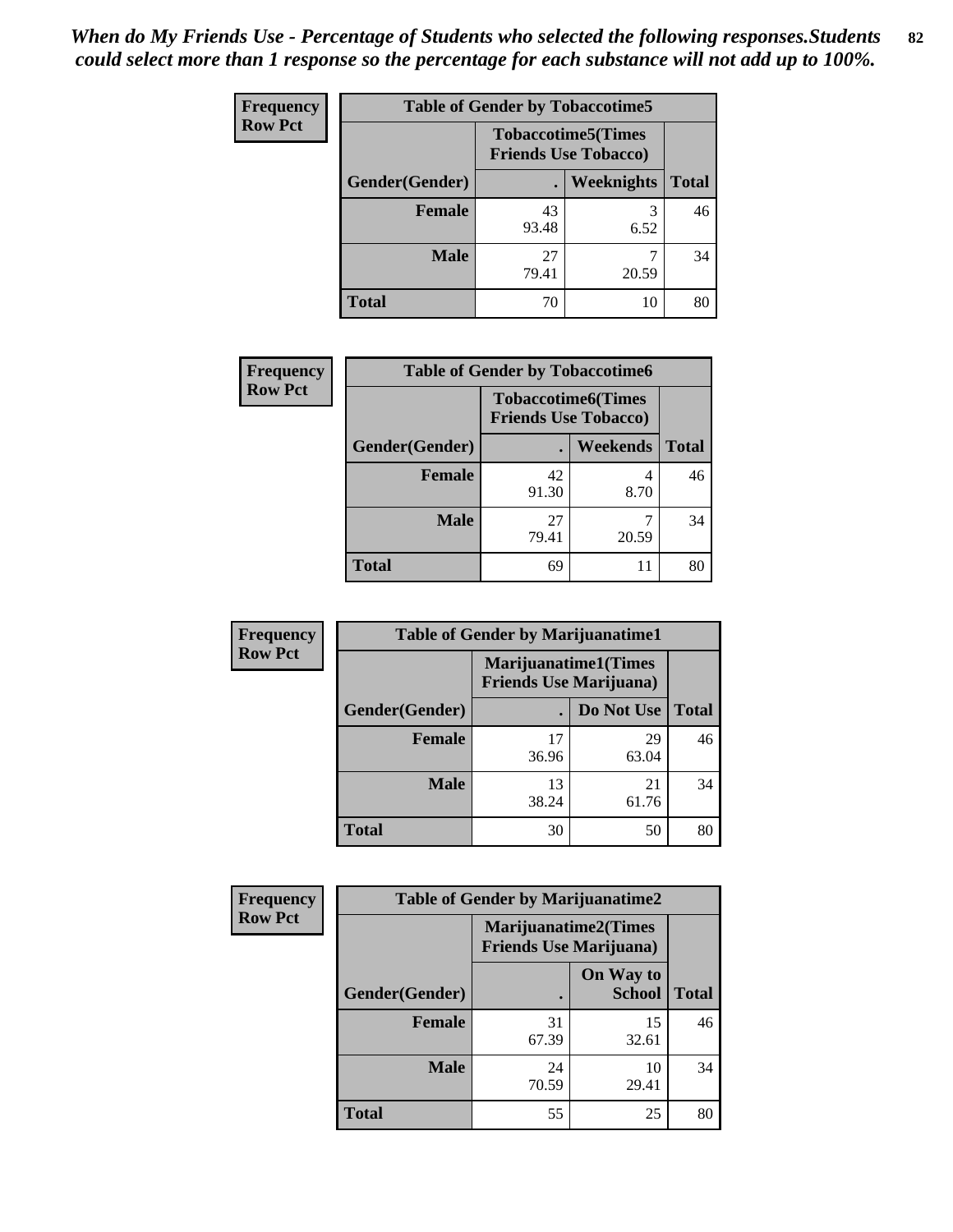*When do My Friends Use - Percentage of Students who selected the following responses.Students could select more than 1 response so the percentage for each substance will not add up to 100%.*

**Frequency**
**Row Pct**

| Table of Gender by Tobaccotime5 | | | |
|---|---|---|---|
| | Tobaccotime5(Times Friends Use Tobacco) | | |
| Gender(Gender) | . | Weeknights | Total |
| **Female** | 43<br>93.48 | 3<br>6.52 | 46 |
| **Male** | 27<br>79.41 | 7<br>20.59 | 34 |
| **Total** | 70 | 10 | 80 |

**Frequency**
**Row Pct**

| Table of Gender by Tobaccotime6 | | | |
|---|---|---|---|
| | Tobaccotime6(Times Friends Use Tobacco) | | |
| Gender(Gender) | . | Weekends | Total |
| **Female** | 42<br>91.30 | 4<br>8.70 | 46 |
| **Male** | 27<br>79.41 | 7<br>20.59 | 34 |
| **Total** | 69 | 11 | 80 |

**Frequency**
**Row Pct**

| Table of Gender by Marijuanatime1 | | | |
|---|---|---|---|
| | Marijuanatime1(Times Friends Use Marijuana) | | |
| Gender(Gender) | . | Do Not Use | Total |
| **Female** | 17<br>36.96 | 29<br>63.04 | 46 |
| **Male** | 13<br>38.24 | 21<br>61.76 | 34 |
| **Total** | 30 | 50 | 80 |

**Frequency**
**Row Pct**

| Table of Gender by Marijuanatime2 | | | |
|---|---|---|---|
| | Marijuanatime2(Times Friends Use Marijuana) | | |
| Gender(Gender) | . | On Way to School | Total |
| **Female** | 31<br>67.39 | 15<br>32.61 | 46 |
| **Male** | 24<br>70.59 | 10<br>29.41 | 34 |
| **Total** | 55 | 25 | 80 |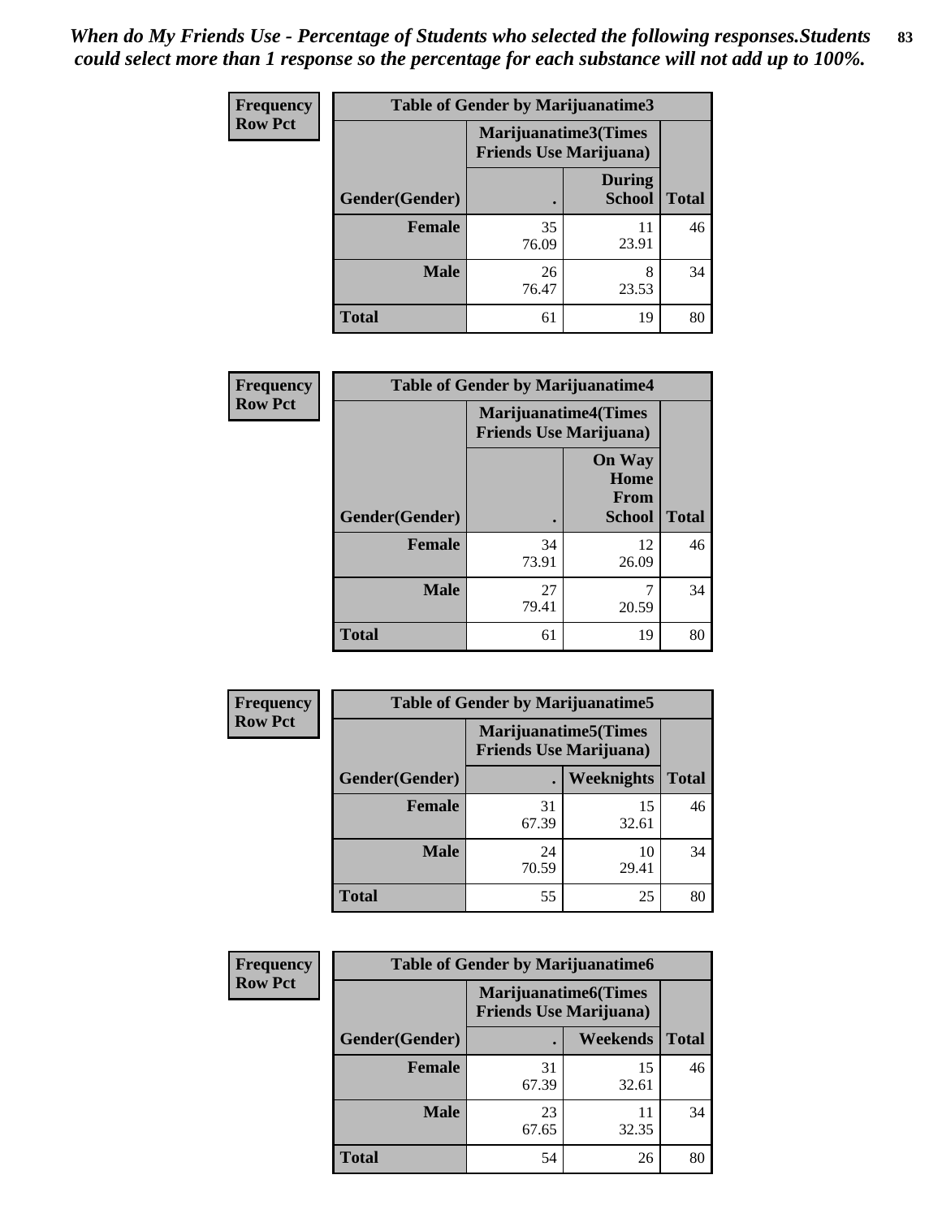*When do My Friends Use - Percentage of Students who selected the following responses.Students could select more than 1 response so the percentage for each substance will not add up to 100%.*

**Frequency**
**Row Pct**

| Table of Gender by Marijuanatime3 | | | |
|---|---|---|---|
| | Marijuanatime3(Times Friends Use Marijuana) | | |
| Gender(Gender) | . | During School | Total |
| Female | 35<br>76.09 | 11<br>23.91 | 46 |
| Male | 26<br>76.47 | 8<br>23.53 | 34 |
| Total | 61 | 19 | 80 |

**Frequency**
**Row Pct**

| Table of Gender by Marijuanatime4 | | | |
|---|---|---|---|
| | Marijuanatime4(Times Friends Use Marijuana) | | |
| Gender(Gender) | . | On Way Home From School | Total |
| Female | 34<br>73.91 | 12<br>26.09 | 46 |
| Male | 27<br>79.41 | 7<br>20.59 | 34 |
| Total | 61 | 19 | 80 |

**Frequency**
**Row Pct**

| Table of Gender by Marijuanatime5 | | | |
|---|---|---|---|
| | Marijuanatime5(Times Friends Use Marijuana) | | |
| Gender(Gender) | . | Weeknights | Total |
| Female | 31<br>67.39 | 15<br>32.61 | 46 |
| Male | 24<br>70.59 | 10<br>29.41 | 34 |
| Total | 55 | 25 | 80 |

**Frequency**
**Row Pct**

| Table of Gender by Marijuanatime6 | | | |
|---|---|---|---|
| | Marijuanatime6(Times Friends Use Marijuana) | | |
| Gender(Gender) | . | Weekends | Total |
| Female | 31<br>67.39 | 15<br>32.61 | 46 |
| Male | 23<br>67.65 | 11<br>32.35 | 34 |
| Total | 54 | 26 | 80 |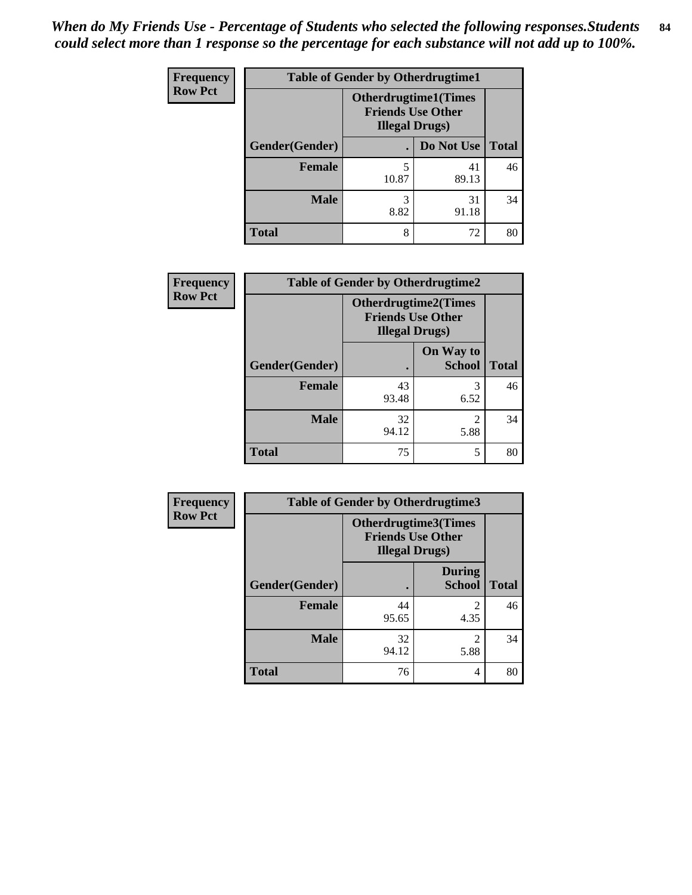*When do My Friends Use - Percentage of Students who selected the following responses.Students could select more than 1 response so the percentage for each substance will not add up to 100%.*

**Frequency**
**Row Pct**

| Table of Gender by Otherdrugtime1 | | | |
|---|---|---|---|
| | Otherdrugtime1(Times Friends Use Other Illegal Drugs) | | |
| Gender(Gender) | . | Do Not Use | Total |
| Female | 5<br>10.87 | 41<br>89.13 | 46 |
| Male | 3<br>8.82 | 31<br>91.18 | 34 |
| Total | 8 | 72 | 80 |

**Frequency**
**Row Pct**

| Table of Gender by Otherdrugtime2 | | | |
|---|---|---|---|
| | Otherdrugtime2(Times Friends Use Other Illegal Drugs) | | |
| Gender(Gender) | . | On Way to School | Total |
| Female | 43<br>93.48 | 3<br>6.52 | 46 |
| Male | 32<br>94.12 | 2<br>5.88 | 34 |
| Total | 75 | 5 | 80 |

**Frequency**
**Row Pct**

| Table of Gender by Otherdrugtime3 | | | |
|---|---|---|---|
| | Otherdrugtime3(Times Friends Use Other Illegal Drugs) | | |
| Gender(Gender) | . | During School | Total |
| Female | 44<br>95.65 | 2<br>4.35 | 46 |
| Male | 32<br>94.12 | 2<br>5.88 | 34 |
| Total | 76 | 4 | 80 |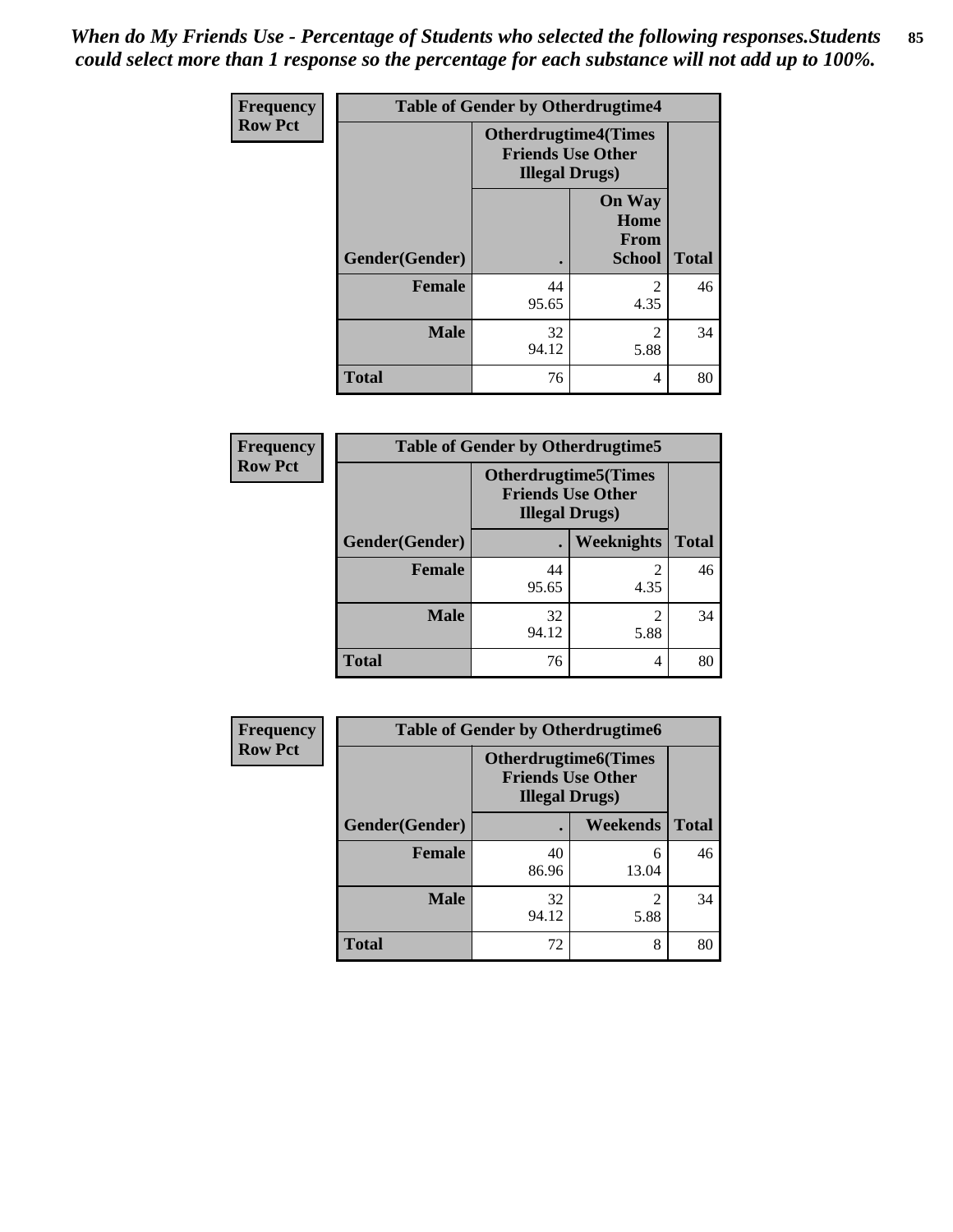*When do My Friends Use - Percentage of Students who selected the following responses.Students could select more than 1 response so the percentage for each substance will not add up to 100%.*

**Frequency**
**Row Pct**

| Table of Gender by Otherdrugtime4 | | | |
|---|---|---|---|
| | Otherdrugtime4(Times Friends Use Other Illegal Drugs) | | |
| Gender(Gender) | . | On Way Home From School | Total |
| Female | 44<br>95.65 | 2<br>4.35 | 46 |
| Male | 32<br>94.12 | 2<br>5.88 | 34 |
| Total | 76 | 4 | 80 |

**Frequency**
**Row Pct**

| Table of Gender by Otherdrugtime5 | | | |
|---|---|---|---|
| | Otherdrugtime5(Times Friends Use Other Illegal Drugs) | | |
| Gender(Gender) | . | Weeknights | Total |
| Female | 44<br>95.65 | 2<br>4.35 | 46 |
| Male | 32<br>94.12 | 2<br>5.88 | 34 |
| Total | 76 | 4 | 80 |

**Frequency**
**Row Pct**

| Table of Gender by Otherdrugtime6 | | | |
|---|---|---|---|
| | Otherdrugtime6(Times Friends Use Other Illegal Drugs) | | |
| Gender(Gender) | . | Weekends | Total |
| Female | 40<br>86.96 | 6<br>13.04 | 46 |
| Male | 32<br>94.12 | 2<br>5.88 | 34 |
| Total | 72 | 8 | 80 |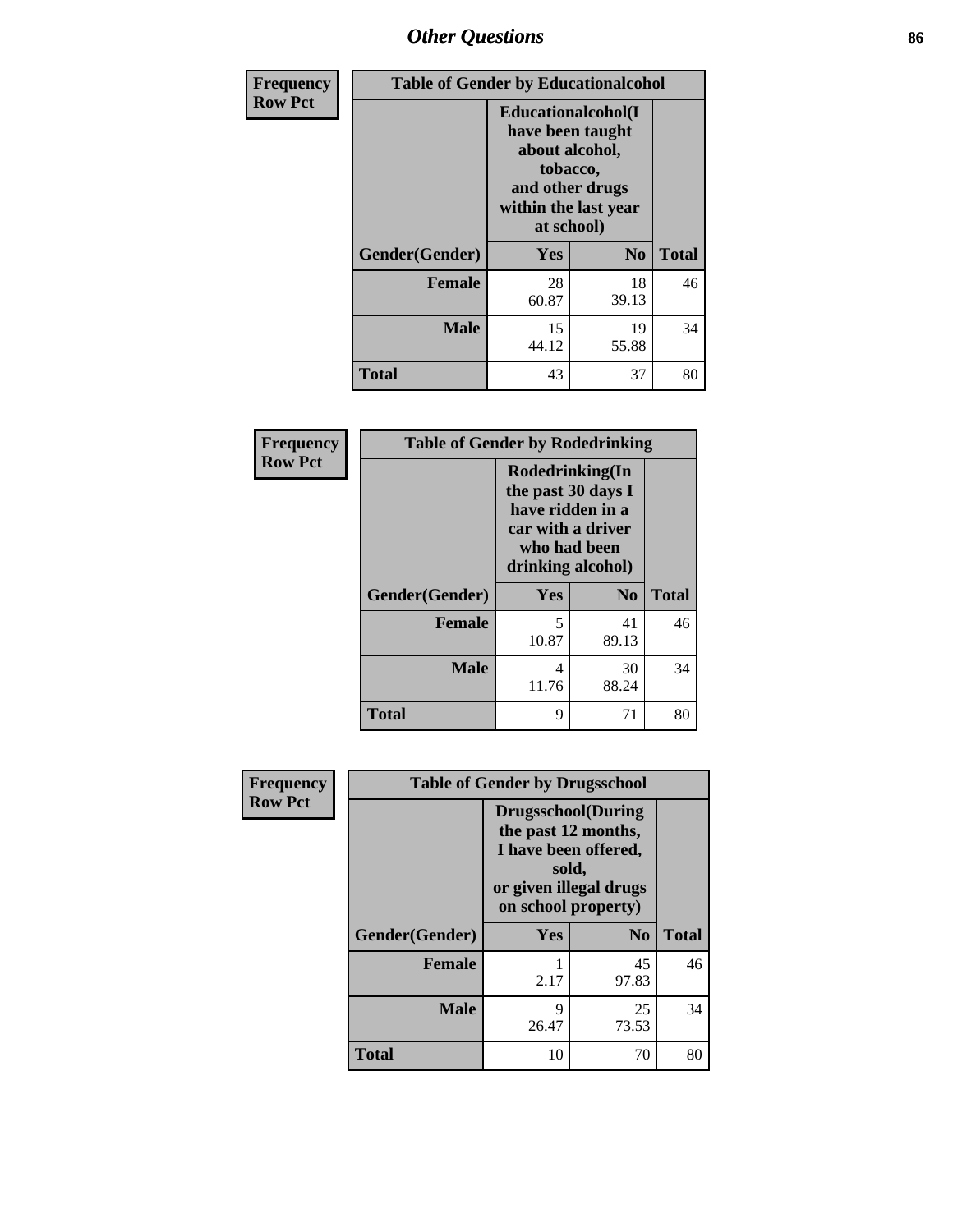| Frequency Row Pct | Table of Gender by Educationalcohol | | |
|---|---|---|---|
| | Educationalcohol(I have been taught about alcohol, tobacco, and other drugs within the last year at school) | | |
| Gender(Gender) | Yes | No | Total |
| Female | 28<br>60.87 | 18<br>39.13 | 46 |
| Male | 15<br>44.12 | 19<br>55.88 | 34 |
| Total | 43 | 37 | 80 |

| Frequency Row Pct | Table of Gender by Rodedrinking | | |
|---|---|---|---|
| | Rodedrinking(In the past 30 days I have ridden in a car with a driver who had been drinking alcohol) | | |
| Gender(Gender) | Yes | No | Total |
| Female | 5<br>10.87 | 41<br>89.13 | 46 |
| Male | 4<br>11.76 | 30<br>88.24 | 34 |
| Total | 9 | 71 | 80 |

| Frequency Row Pct | Table of Gender by Drugsschool | | |
|---|---|---|---|
| | Drugsschool(During the past 12 months, I have been offered, sold, or given illegal drugs on school property) | | |
| Gender(Gender) | Yes | No | Total |
| Female | 1<br>2.17 | 45<br>97.83 | 46 |
| Male | 9<br>26.47 | 25<br>73.53 | 34 |
| Total | 10 | 70 | 80 |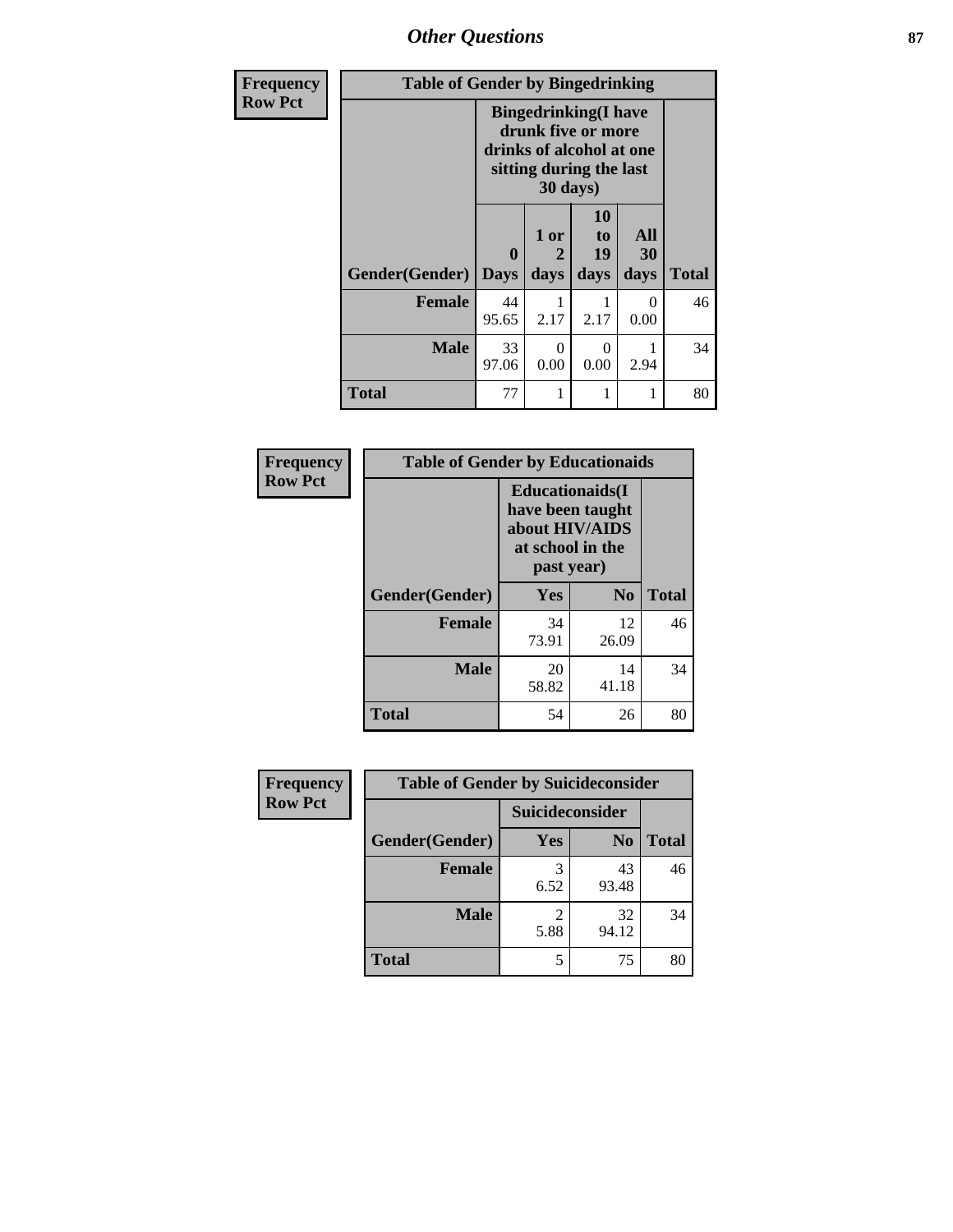## Other Questions

**Frequency**
**Row Pct**

| Table of Gender by Bingedrinking | | | | | |
|---|---|---|---|---|---|
| | Bingedrinking(I have drunk five or more drinks of alcohol at one sitting during the last 30 days) | | | | |
| Gender(Gender) | 0 Days | 1 or 2 days | 10 to 19 days | All 30 days | Total |
| **Female** | 44<br>95.65 | 1<br>2.17 | 1<br>2.17 | 0<br>0.00 | 46 |
| **Male** | 33<br>97.06 | 0<br>0.00 | 0<br>0.00 | 1<br>2.94 | 34 |
| **Total** | 77 | 1 | 1 | 1 | 80 |

**Frequency**
**Row Pct**

| Table of Gender by Educationaids | | | |
|---|---|---|---|
| | Educationaids(I have been taught about HIV/AIDS at school in the past year) | | |
| Gender(Gender) | Yes | No | Total |
| **Female** | 34<br>73.91 | 12<br>26.09 | 46 |
| **Male** | 20<br>58.82 | 14<br>41.18 | 34 |
| **Total** | 54 | 26 | 80 |

**Frequency**
**Row Pct**

| Table of Gender by Suicideconsider | | | |
|---|---|---|---|
| | Suicideconsider | | |
| Gender(Gender) | Yes | No | Total |
| **Female** | 3<br>6.52 | 43<br>93.48 | 46 |
| **Male** | 2<br>5.88 | 32<br>94.12 | 34 |
| **Total** | 5 | 75 | 80 |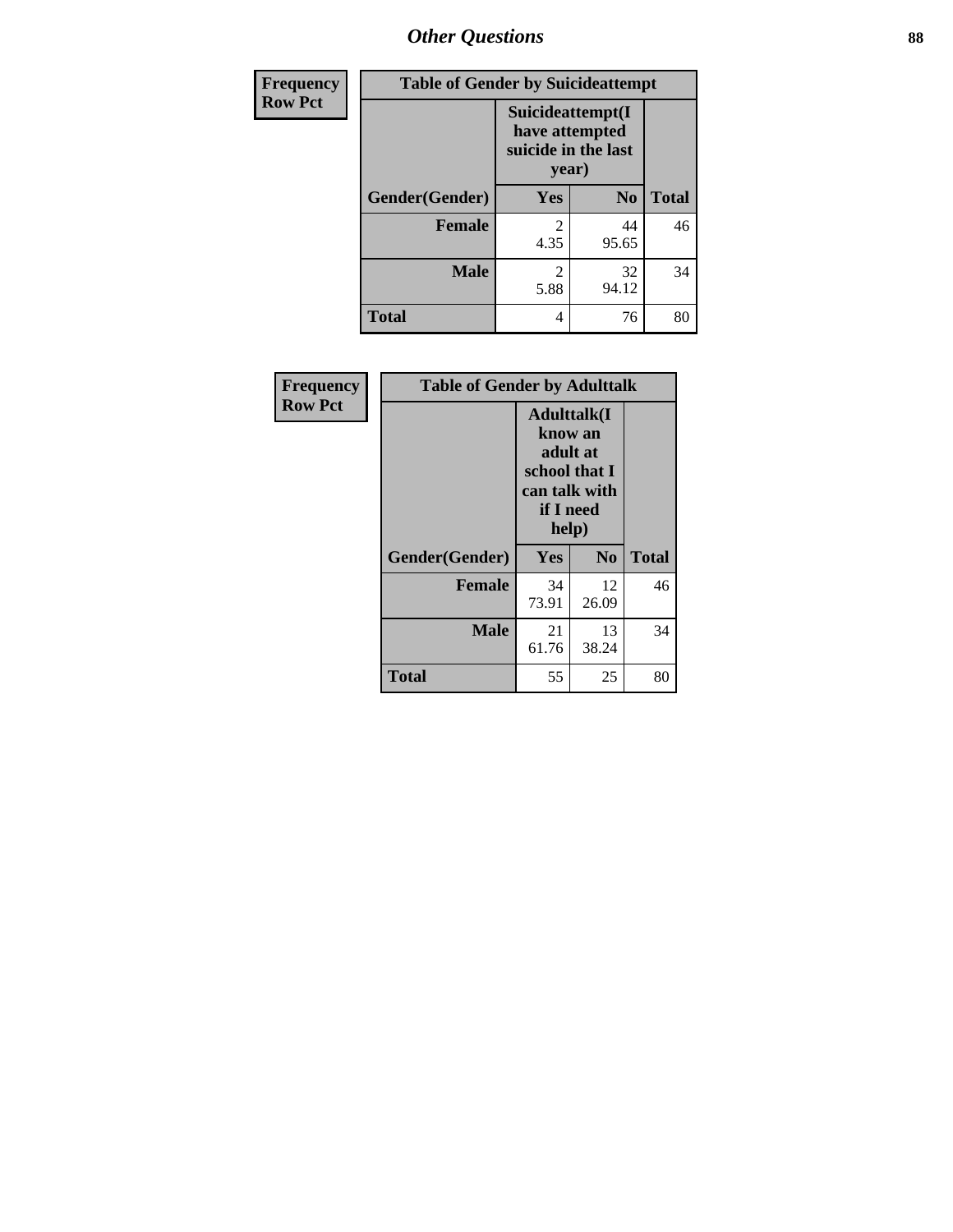| Frequency<br>Row Pct | Table of Gender by Suicideattempt | | |
|---|---|---|---|
| | Suicideattempt(I have attempted suicide in the last year) | | |
| Gender(Gender) | Yes | No | Total |
| Female | 2<br>4.35 | 44<br>95.65 | 46 |
| Male | 2<br>5.88 | 32<br>94.12 | 34 |
| Total | 4 | 76 | 80 |

| Frequency<br>Row Pct | Table of Gender by Adulttalk | | |
|---|---|---|---|
| | Adulttalk(I know an adult at school that I can talk with if I need help) | | |
| Gender(Gender) | Yes | No | Total |
| Female | 34<br>73.91 | 12<br>26.09 | 46 |
| Male | 21<br>61.76 | 13<br>38.24 | 34 |
| Total | 55 | 25 | 80 |